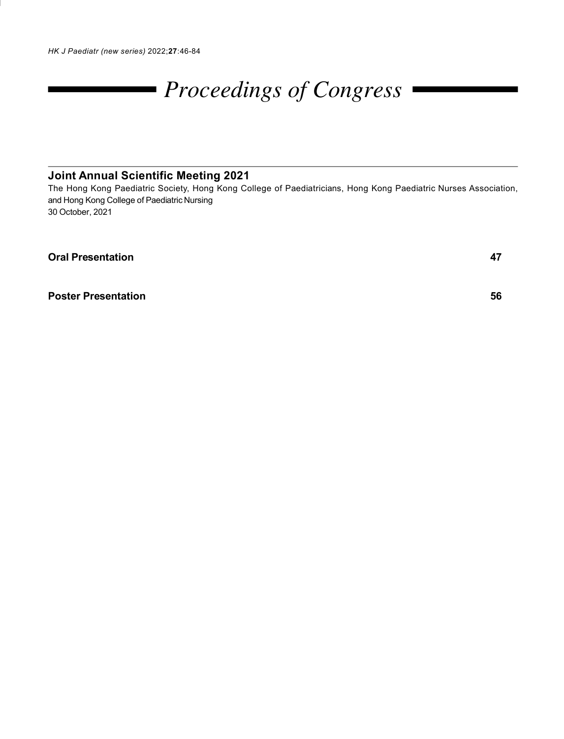# Proceedings of Congress

## Joint Annual Scientific Meeting 2021

The Hong Kong Paediatric Society, Hong Kong College of Paediatricians, Hong Kong Paediatric Nurses Association, and Hong Kong College of Paediatric Nursing
30 October, 2021

**Oral Presentation** 47

**Poster Presentation** 56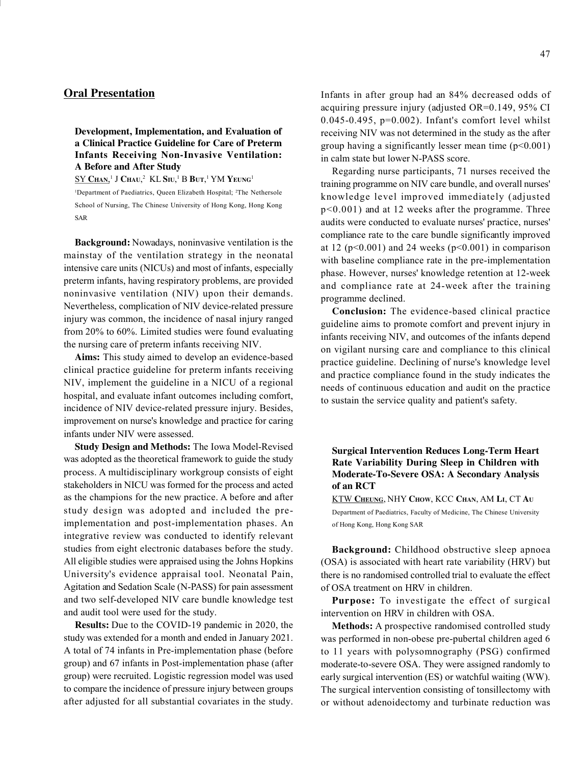## Oral Presentation

### Development, Implementation, and Evaluation of a Clinical Practice Guideline for Care of Preterm Infants Receiving Non-Invasive Ventilation: A Before and After Study

SY **Chan**,[1] J **Chau**,[2] KL **Siu**,[1] B **But**,[1] YM **Yeung**[1]

[1]Department of Paediatrics, Queen Elizabeth Hospital; [2]The Nethersole School of Nursing, The Chinese University of Hong Kong, Hong Kong SAR

**Background:** Nowadays, noninvasive ventilation is the mainstay of the ventilation strategy in the neonatal intensive care units (NICUs) and most of infants, especially preterm infants, having respiratory problems, are provided noninvasive ventilation (NIV) upon their demands. Nevertheless, complication of NIV device-related pressure injury was common, the incidence of nasal injury ranged from 20% to 60%. Limited studies were found evaluating the nursing care of preterm infants receiving NIV.

**Aims:** This study aimed to develop an evidence-based clinical practice guideline for preterm infants receiving NIV, implement the guideline in a NICU of a regional hospital, and evaluate infant outcomes including comfort, incidence of NIV device-related pressure injury. Besides, improvement on nurse's knowledge and practice for caring infants under NIV were assessed.

**Study Design and Methods:** The Iowa Model-Revised was adopted as the theoretical framework to guide the study process. A multidisciplinary workgroup consists of eight stakeholders in NICU was formed for the process and acted as the champions for the new practice. A before and after study design was adopted and included the pre-implementation and post-implementation phases. An integrative review was conducted to identify relevant studies from eight electronic databases before the study. All eligible studies were appraised using the Johns Hopkins University's evidence appraisal tool. Neonatal Pain, Agitation and Sedation Scale (N-PASS) for pain assessment and two self-developed NIV care bundle knowledge test and audit tool were used for the study.

**Results:** Due to the COVID-19 pandemic in 2020, the study was extended for a month and ended in January 2021. A total of 74 infants in Pre-implementation phase (before group) and 67 infants in Post-implementation phase (after group) were recruited. Logistic regression model was used to compare the incidence of pressure injury between groups after adjusted for all substantial covariates in the study. Infants in after group had an 84% decreased odds of acquiring pressure injury (adjusted OR=0.149, 95% CI 0.045-0.495, $p=0.002$). Infant's comfort level whilst receiving NIV was not determined in the study as the after group having a significantly lesser mean time ($p<0.001$) in calm state but lower N-PASS score.

Regarding nurse participants, 71 nurses received the training programme on NIV care bundle, and overall nurses' knowledge level improved immediately (adjusted $p<0.001$) and at 12 weeks after the programme. Three audits were conducted to evaluate nurses' practice, nurses' compliance rate to the care bundle significantly improved at 12 ($p<0.001$) and 24 weeks ($p<0.001$) in comparison with baseline compliance rate in the pre-implementation phase. However, nurses' knowledge retention at 12-week and compliance rate at 24-week after the training programme declined.

**Conclusion:** The evidence-based clinical practice guideline aims to promote comfort and prevent injury in infants receiving NIV, and outcomes of the infants depend on vigilant nursing care and compliance to this clinical practice guideline. Declining of nurse's knowledge level and practice compliance found in the study indicates the needs of continuous education and audit on the practice to sustain the service quality and patient's safety.

### Surgical Intervention Reduces Long-Term Heart Rate Variability During Sleep in Children with Moderate-To-Severe OSA: A Secondary Analysis of an RCT

KTW **Cheung**, NHY **Chow**, KCC **Chan**, AM **Li**, CT **Au**

Department of Paediatrics, Faculty of Medicine, The Chinese University of Hong Kong, Hong Kong SAR

**Background:** Childhood obstructive sleep apnoea (OSA) is associated with heart rate variability (HRV) but there is no randomised controlled trial to evaluate the effect of OSA treatment on HRV in children.

**Purpose:** To investigate the effect of surgical intervention on HRV in children with OSA.

**Methods:** A prospective randomised controlled study was performed in non-obese pre-pubertal children aged 6 to 11 years with polysomnography (PSG) confirmed moderate-to-severe OSA. They were assigned randomly to early surgical intervention (ES) or watchful waiting (WW). The surgical intervention consisting of tonsillectomy with or without adenoidectomy and turbinate reduction was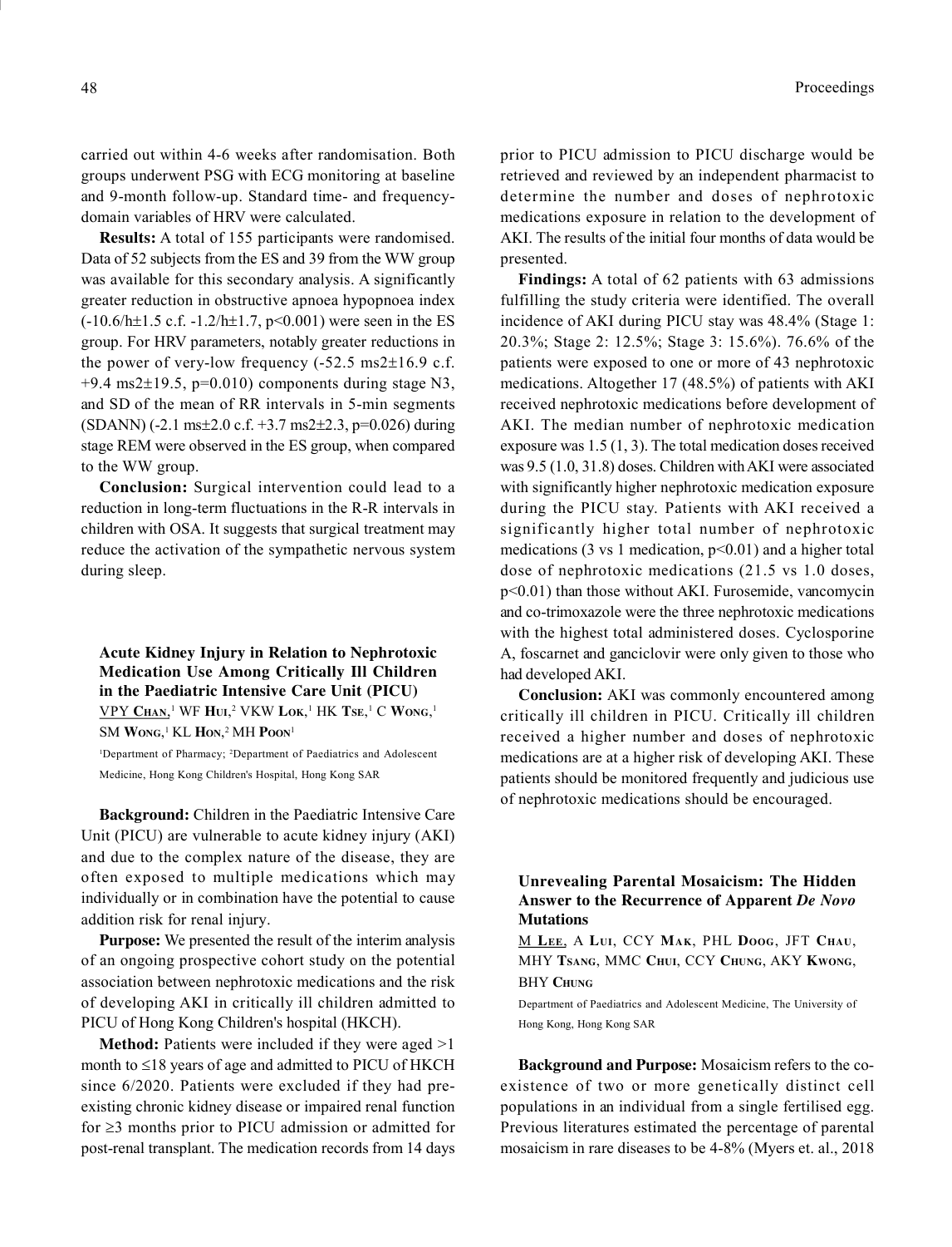carried out within 4-6 weeks after randomisation. Both groups underwent PSG with ECG monitoring at baseline and 9-month follow-up. Standard time- and frequency-domain variables of HRV were calculated.

**Results:** A total of 155 participants were randomised. Data of 52 subjects from the ES and 39 from the WW group was available for this secondary analysis. A significantly greater reduction in obstructive apnoea hypopnoea index (-10.6/h±1.5 c.f. -1.2/h±1.7, $p<0.001$) were seen in the ES group. For HRV parameters, notably greater reductions in the power of very-low frequency (-52.5 ms2±16.9 c.f. +9.4 ms2±19.5, $p=0.010$) components during stage N3, and SD of the mean of RR intervals in 5-min segments (SDANN) (-2.1 ms±2.0 c.f. +3.7 ms2±2.3, $p=0.026$) during stage REM were observed in the ES group, when compared to the WW group.

**Conclusion:** Surgical intervention could lead to a reduction in long-term fluctuations in the R-R intervals in children with OSA. It suggests that surgical treatment may reduce the activation of the sympathetic nervous system during sleep.

### Acute Kidney Injury in Relation to Nephrotoxic Medication Use Among Critically Ill Children in the Paediatric Intensive Care Unit (PICU)

VPY Chan,[1] WF Hui,[2] VKW Lok,[1] HK Tse,[1] C Wong,[1] SM Wong,[1] KL Hon,[2] MH Poon[1]

[1]Department of Pharmacy; [2]Department of Paediatrics and Adolescent Medicine, Hong Kong Children's Hospital, Hong Kong SAR

**Background:** Children in the Paediatric Intensive Care Unit (PICU) are vulnerable to acute kidney injury (AKI) and due to the complex nature of the disease, they are often exposed to multiple medications which may individually or in combination have the potential to cause addition risk for renal injury.

**Purpose:** We presented the result of the interim analysis of an ongoing prospective cohort study on the potential association between nephrotoxic medications and the risk of developing AKI in critically ill children admitted to PICU of Hong Kong Children's hospital (HKCH).

**Method:** Patients were included if they were aged >1 month to ≤18 years of age and admitted to PICU of HKCH since 6/2020. Patients were excluded if they had pre-existing chronic kidney disease or impaired renal function for ≥3 months prior to PICU admission or admitted for post-renal transplant. The medication records from 14 days prior to PICU admission to PICU discharge would be retrieved and reviewed by an independent pharmacist to determine the number and doses of nephrotoxic medications exposure in relation to the development of AKI. The results of the initial four months of data would be presented.

**Findings:** A total of 62 patients with 63 admissions fulfilling the study criteria were identified. The overall incidence of AKI during PICU stay was 48.4% (Stage 1: 20.3%; Stage 2: 12.5%; Stage 3: 15.6%). 76.6% of the patients were exposed to one or more of 43 nephrotoxic medications. Altogether 17 (48.5%) of patients with AKI received nephrotoxic medications before development of AKI. The median number of nephrotoxic medication exposure was 1.5 (1, 3). The total medication doses received was 9.5 (1.0, 31.8) doses. Children with AKI were associated with significantly higher nephrotoxic medication exposure during the PICU stay. Patients with AKI received a significantly higher total number of nephrotoxic medications (3 vs 1 medication, $p<0.01$) and a higher total dose of nephrotoxic medications (21.5 vs 1.0 doses, $p<0.01$) than those without AKI. Furosemide, vancomycin and co-trimoxazole were the three nephrotoxic medications with the highest total administered doses. Cyclosporine A, foscarnet and ganciclovir were only given to those who had developed AKI.

**Conclusion:** AKI was commonly encountered among critically ill children in PICU. Critically ill children received a higher number and doses of nephrotoxic medications are at a higher risk of developing AKI. These patients should be monitored frequently and judicious use of nephrotoxic medications should be encouraged.

### Unrevealing Parental Mosaicism: The Hidden Answer to the Recurrence of Apparent *De Novo* Mutations

M Lee, A Lui, CCY Mak, PHL Doog, JFT Chau, MHY Tsang, MMC Chui, CCY Chung, AKY Kwong, BHY Chung

Department of Paediatrics and Adolescent Medicine, The University of Hong Kong, Hong Kong SAR

**Background and Purpose:** Mosaicism refers to the co-existence of two or more genetically distinct cell populations in an individual from a single fertilised egg. Previous literatures estimated the percentage of parental mosaicism in rare diseases to be 4-8% (Myers et. al., 2018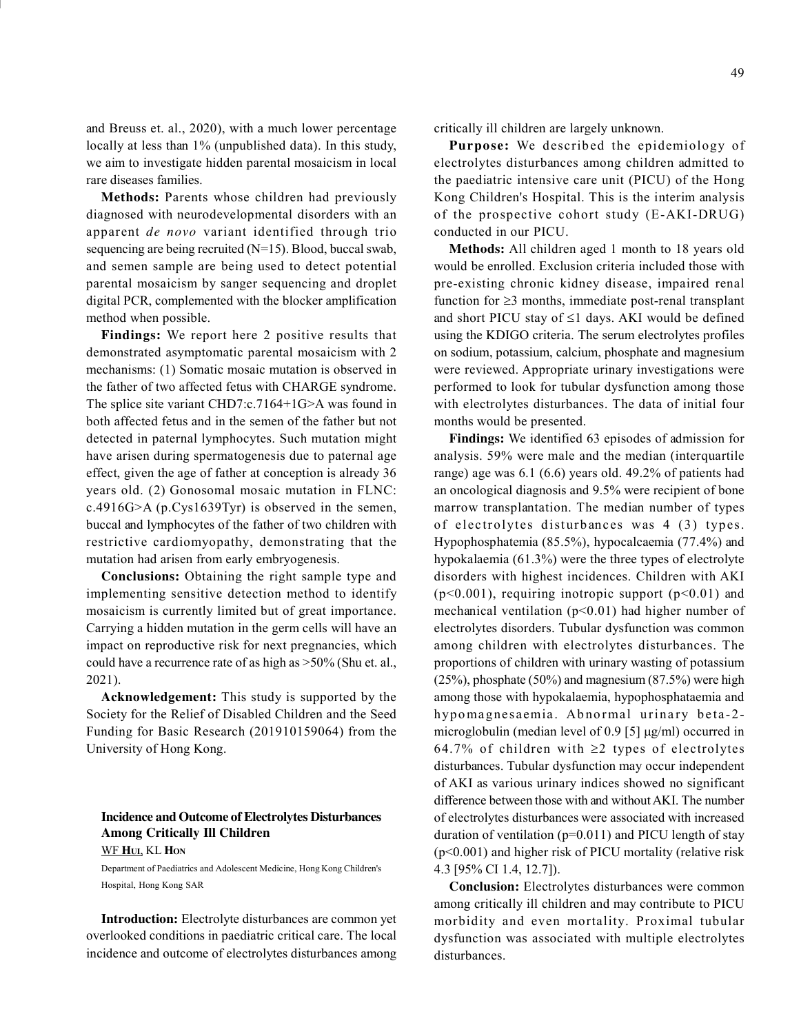and Breuss et. al., 2020), with a much lower percentage locally at less than 1% (unpublished data). In this study, we aim to investigate hidden parental mosaicism in local rare diseases families.

**Methods:** Parents whose children had previously diagnosed with neurodevelopmental disorders with an apparent *de novo* variant identified through trio sequencing are being recruited (N=15). Blood, buccal swab, and semen sample are being used to detect potential parental mosaicism by sanger sequencing and droplet digital PCR, complemented with the blocker amplification method when possible.

**Findings:** We report here 2 positive results that demonstrated asymptomatic parental mosaicism with 2 mechanisms: (1) Somatic mosaic mutation is observed in the father of two affected fetus with CHARGE syndrome. The splice site variant CHD7:c.7164+1G>A was found in both affected fetus and in the semen of the father but not detected in paternal lymphocytes. Such mutation might have arisen during spermatogenesis due to paternal age effect, given the age of father at conception is already 36 years old. (2) Gonosomal mosaic mutation in FLNC: c.4916G>A (p.Cys1639Tyr) is observed in the semen, buccal and lymphocytes of the father of two children with restrictive cardiomyopathy, demonstrating that the mutation had arisen from early embryogenesis.

**Conclusions:** Obtaining the right sample type and implementing sensitive detection method to identify mosaicism is currently limited but of great importance. Carrying a hidden mutation in the germ cells will have an impact on reproductive risk for next pregnancies, which could have a recurrence rate of as high as >50% (Shu et. al., 2021).

**Acknowledgement:** This study is supported by the Society for the Relief of Disabled Children and the Seed Funding for Basic Research (201910159064) from the University of Hong Kong.

## Incidence and Outcome of Electrolytes Disturbances Among Critically Ill Children

WF **Hui**, KL **Hon**

Department of Paediatrics and Adolescent Medicine, Hong Kong Children's Hospital, Hong Kong SAR

**Introduction:** Electrolyte disturbances are common yet overlooked conditions in paediatric critical care. The local incidence and outcome of electrolytes disturbances among critically ill children are largely unknown.

**Purpose:** We described the epidemiology of electrolytes disturbances among children admitted to the paediatric intensive care unit (PICU) of the Hong Kong Children's Hospital. This is the interim analysis of the prospective cohort study (E-AKI-DRUG) conducted in our PICU.

**Methods:** All children aged 1 month to 18 years old would be enrolled. Exclusion criteria included those with pre-existing chronic kidney disease, impaired renal function for ≥3 months, immediate post-renal transplant and short PICU stay of ≤1 days. AKI would be defined using the KDIGO criteria. The serum electrolytes profiles on sodium, potassium, calcium, phosphate and magnesium were reviewed. Appropriate urinary investigations were performed to look for tubular dysfunction among those with electrolytes disturbances. The data of initial four months would be presented.

**Findings:** We identified 63 episodes of admission for analysis. 59% were male and the median (interquartile range) age was 6.1 (6.6) years old. 49.2% of patients had an oncological diagnosis and 9.5% were recipient of bone marrow transplantation. The median number of types of electrolytes disturbances was 4 (3) types. Hypophosphatemia (85.5%), hypocalcaemia (77.4%) and hypokalaemia (61.3%) were the three types of electrolyte disorders with highest incidences. Children with AKI ($p<0.001$), requiring inotropic support ($p<0.01$) and mechanical ventilation ($p<0.01$) had higher number of electrolytes disorders. Tubular dysfunction was common among children with electrolytes disturbances. The proportions of children with urinary wasting of potassium (25%), phosphate (50%) and magnesium (87.5%) were high among those with hypokalaemia, hypophosphataemia and hypomagnesaemia. Abnormal urinary beta-2-microglobulin (median level of 0.9 [5] μg/ml) occurred in 64.7% of children with ≥2 types of electrolytes disturbances. Tubular dysfunction may occur independent of AKI as various urinary indices showed no significant difference between those with and without AKI. The number of electrolytes disturbances were associated with increased duration of ventilation ($p=0.011$) and PICU length of stay ($p<0.001$) and higher risk of PICU mortality (relative risk 4.3 [95% CI 1.4, 12.7]).

**Conclusion:** Electrolytes disturbances were common among critically ill children and may contribute to PICU morbidity and even mortality. Proximal tubular dysfunction was associated with multiple electrolytes disturbances.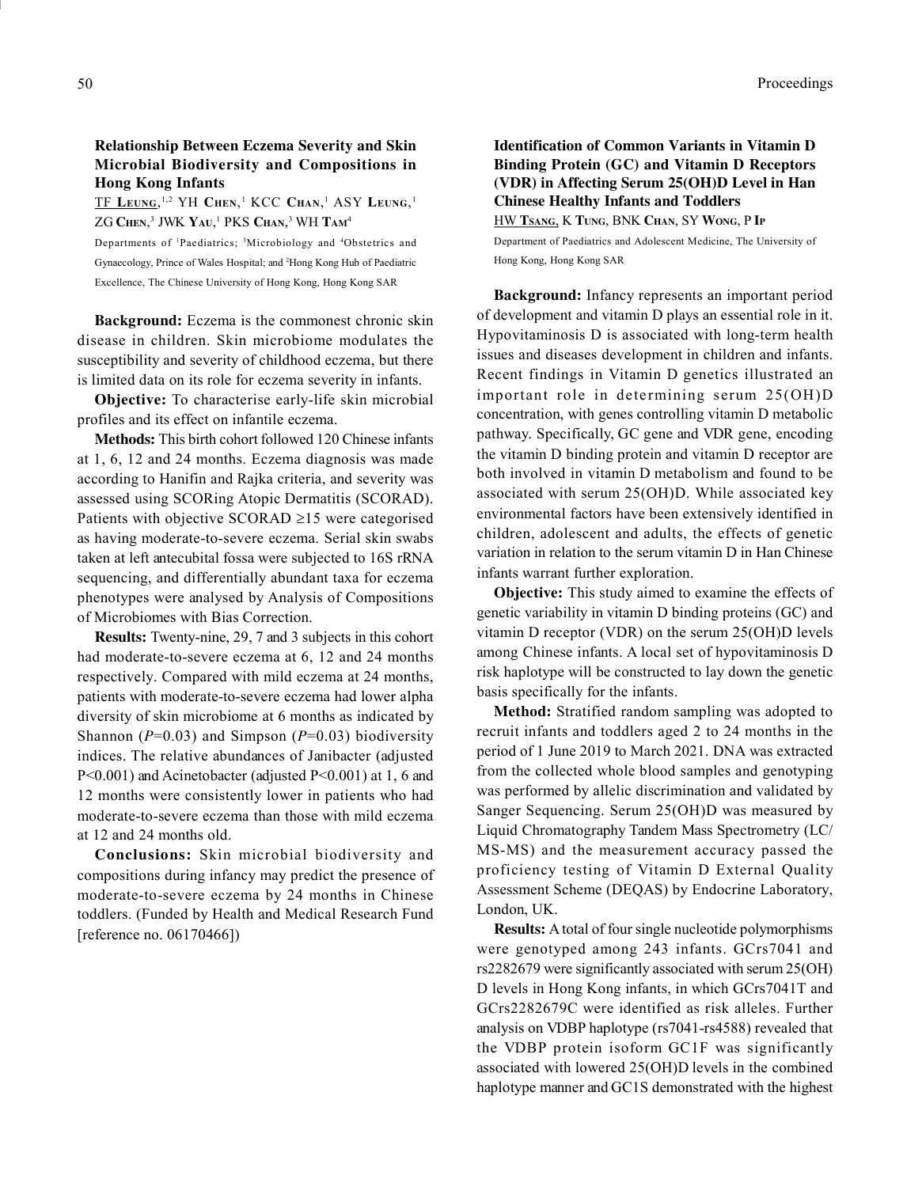### Relationship Between Eczema Severity and Skin Microbial Biodiversity and Compositions in Hong Kong Infants

TF **Leung**,[1,2] YH **Chen**,[1] KCC **Chan**,[1] ASY **Leung**,[1] ZG **Chen**,[3] JWK **Yau**,[1] PKS **Chan**,[3] WH **Tam**[4]

Departments of [1]Paediatrics; [3]Microbiology and [4]Obstetrics and Gynaecology, Prince of Wales Hospital; and [2]Hong Kong Hub of Paediatric Excellence, The Chinese University of Hong Kong, Hong Kong SAR

**Background:** Eczema is the commonest chronic skin disease in children. Skin microbiome modulates the susceptibility and severity of childhood eczema, but there is limited data on its role for eczema severity in infants.

**Objective:** To characterise early-life skin microbial profiles and its effect on infantile eczema.

**Methods:** This birth cohort followed 120 Chinese infants at 1, 6, 12 and 24 months. Eczema diagnosis was made according to Hanifin and Rajka criteria, and severity was assessed using SCORing Atopic Dermatitis (SCORAD). Patients with objective SCORAD ≥15 were categorised as having moderate-to-severe eczema. Serial skin swabs taken at left antecubital fossa were subjected to 16S rRNA sequencing, and differentially abundant taxa for eczema phenotypes were analysed by Analysis of Compositions of Microbiomes with Bias Correction.

**Results:** Twenty-nine, 29, 7 and 3 subjects in this cohort had moderate-to-severe eczema at 6, 12 and 24 months respectively. Compared with mild eczema at 24 months, patients with moderate-to-severe eczema had lower alpha diversity of skin microbiome at 6 months as indicated by Shannon ($P$=0.03) and Simpson ($P$=0.03) biodiversity indices. The relative abundances of Janibacter (adjusted P<0.001) and Acinetobacter (adjusted P<0.001) at 1, 6 and 12 months were consistently lower in patients who had moderate-to-severe eczema than those with mild eczema at 12 and 24 months old.

**Conclusions:** Skin microbial biodiversity and compositions during infancy may predict the presence of moderate-to-severe eczema by 24 months in Chinese toddlers. (Funded by Health and Medical Research Fund [reference no. 06170466])

### Identification of Common Variants in Vitamin D Binding Protein (GC) and Vitamin D Receptors (VDR) in Affecting Serum 25(OH)D Level in Han Chinese Healthy Infants and Toddlers

HW **Tsang**, K **Tung**, BNK **Chan**, SY **Wong**, P **Ip**

Department of Paediatrics and Adolescent Medicine, The University of Hong Kong, Hong Kong SAR

**Background:** Infancy represents an important period of development and vitamin D plays an essential role in it. Hypovitaminosis D is associated with long-term health issues and diseases development in children and infants. Recent findings in Vitamin D genetics illustrated an important role in determining serum 25(OH)D concentration, with genes controlling vitamin D metabolic pathway. Specifically, GC gene and VDR gene, encoding the vitamin D binding protein and vitamin D receptor are both involved in vitamin D metabolism and found to be associated with serum 25(OH)D. While associated key environmental factors have been extensively identified in children, adolescent and adults, the effects of genetic variation in relation to the serum vitamin D in Han Chinese infants warrant further exploration.

**Objective:** This study aimed to examine the effects of genetic variability in vitamin D binding proteins (GC) and vitamin D receptor (VDR) on the serum 25(OH)D levels among Chinese infants. A local set of hypovitaminosis D risk haplotype will be constructed to lay down the genetic basis specifically for the infants.

**Method:** Stratified random sampling was adopted to recruit infants and toddlers aged 2 to 24 months in the period of 1 June 2019 to March 2021. DNA was extracted from the collected whole blood samples and genotyping was performed by allelic discrimination and validated by Sanger Sequencing. Serum 25(OH)D was measured by Liquid Chromatography Tandem Mass Spectrometry (LC/MS-MS) and the measurement accuracy passed the proficiency testing of Vitamin D External Quality Assessment Scheme (DEQAS) by Endocrine Laboratory, London, UK.

**Results:** A total of four single nucleotide polymorphisms were genotyped among 243 infants. GCrs7041 and rs2282679 were significantly associated with serum 25(OH)D levels in Hong Kong infants, in which GCrs7041T and GCrs2282679C were identified as risk alleles. Further analysis on VDBP haplotype (rs7041-rs4588) revealed that the VDBP protein isoform GC1F was significantly associated with lowered 25(OH)D levels in the combined haplotype manner and GC1S demonstrated with the highest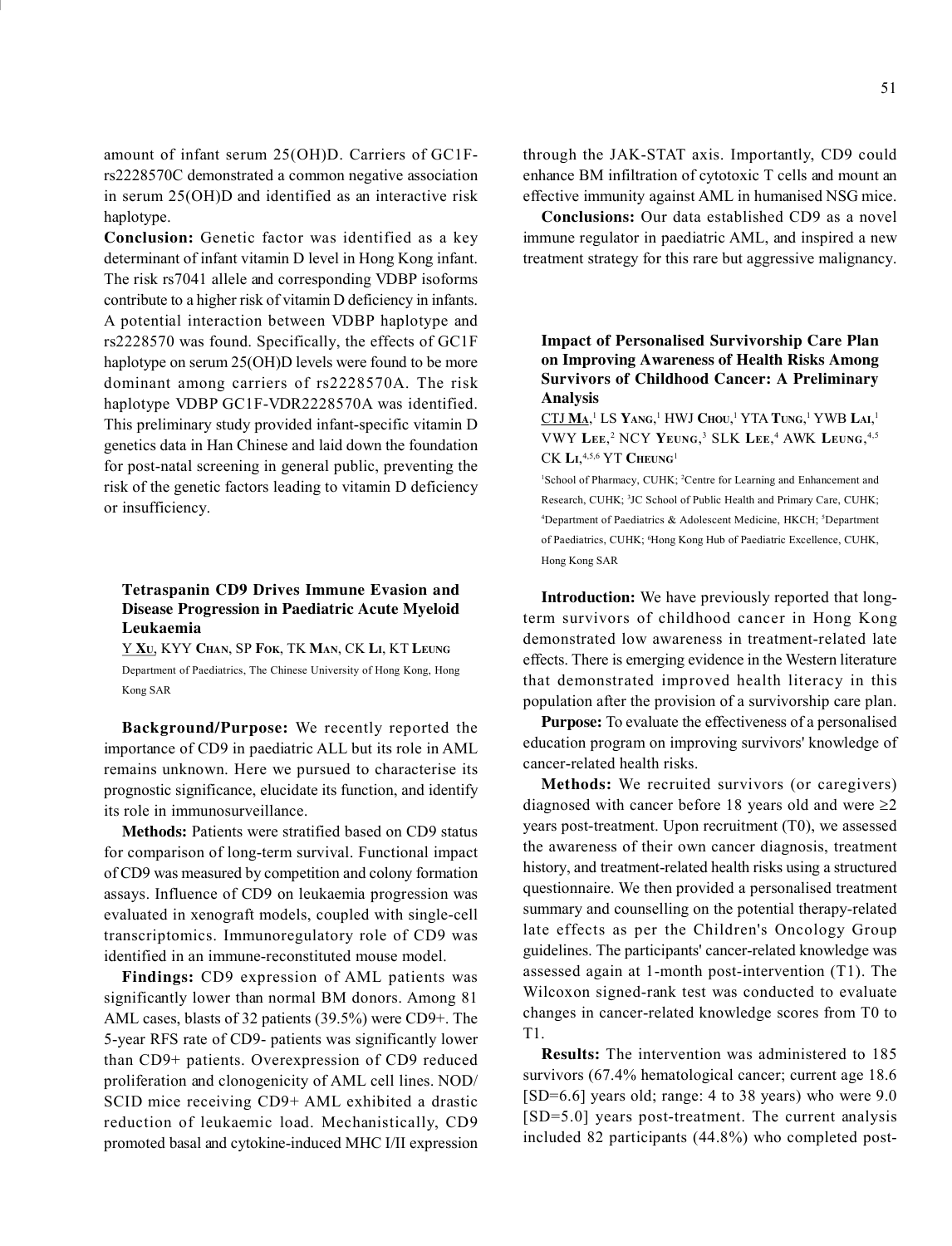amount of infant serum 25(OH)D. Carriers of GC1F-rs2228570C demonstrated a common negative association in serum 25(OH)D and identified as an interactive risk haplotype.

**Conclusion:** Genetic factor was identified as a key determinant of infant vitamin D level in Hong Kong infant. The risk rs7041 allele and corresponding VDBP isoforms contribute to a higher risk of vitamin D deficiency in infants. A potential interaction between VDBP haplotype and rs2228570 was found. Specifically, the effects of GC1F haplotype on serum 25(OH)D levels were found to be more dominant among carriers of rs2228570A. The risk haplotype VDBP GC1F-VDR2228570A was identified. This preliminary study provided infant-specific vitamin D genetics data in Han Chinese and laid down the foundation for post-natal screening in general public, preventing the risk of the genetic factors leading to vitamin D deficiency or insufficiency.

### Tetraspanin CD9 Drives Immune Evasion and Disease Progression in Paediatric Acute Myeloid Leukaemia

Y **Xu**, KYY **Chan**, SP **Fok**, TK **Man**, CK **Li**, KT **Leung**

Department of Paediatrics, The Chinese University of Hong Kong, Hong Kong SAR

**Background/Purpose:** We recently reported the importance of CD9 in paediatric ALL but its role in AML remains unknown. Here we pursued to characterise its prognostic significance, elucidate its function, and identify its role in immunosurveillance.

**Methods:** Patients were stratified based on CD9 status for comparison of long-term survival. Functional impact of CD9 was measured by competition and colony formation assays. Influence of CD9 on leukaemia progression was evaluated in xenograft models, coupled with single-cell transcriptomics. Immunoregulatory role of CD9 was identified in an immune-reconstituted mouse model.

**Findings:** CD9 expression of AML patients was significantly lower than normal BM donors. Among 81 AML cases, blasts of 32 patients (39.5%) were CD9+. The 5-year RFS rate of CD9- patients was significantly lower than CD9+ patients. Overexpression of CD9 reduced proliferation and clonogenicity of AML cell lines. NOD/SCID mice receiving CD9+ AML exhibited a drastic reduction of leukaemic load. Mechanistically, CD9 promoted basal and cytokine-induced MHC I/II expression through the JAK-STAT axis. Importantly, CD9 could enhance BM infiltration of cytotoxic T cells and mount an effective immunity against AML in humanised NSG mice.

**Conclusions:** Our data established CD9 as a novel immune regulator in paediatric AML, and inspired a new treatment strategy for this rare but aggressive malignancy.

### Impact of Personalised Survivorship Care Plan on Improving Awareness of Health Risks Among Survivors of Childhood Cancer: A Preliminary Analysis

CTJ **Ma**,[1] LS **Yang**,[1] HWJ **Chou**,[1] YTA **Tung**,[1] YWB **Lai**,[1] VWY **Lee**,[2] NCY **Yeung**,[3] SLK **Lee**,[4] AWK **Leung**,[4,5] CK **Li**,[4,5,6] YT **Cheung**[1]

[1]School of Pharmacy, CUHK; [2]Centre for Learning and Enhancement and Research, CUHK; [3]JC School of Public Health and Primary Care, CUHK; [4]Department of Paediatrics & Adolescent Medicine, HKCH; [5]Department of Paediatrics, CUHK; [6]Hong Kong Hub of Paediatric Excellence, CUHK, Hong Kong SAR

**Introduction:** We have previously reported that long-term survivors of childhood cancer in Hong Kong demonstrated low awareness in treatment-related late effects. There is emerging evidence in the Western literature that demonstrated improved health literacy in this population after the provision of a survivorship care plan.

**Purpose:** To evaluate the effectiveness of a personalised education program on improving survivors' knowledge of cancer-related health risks.

**Methods:** We recruited survivors (or caregivers) diagnosed with cancer before 18 years old and were ≥2 years post-treatment. Upon recruitment (T0), we assessed the awareness of their own cancer diagnosis, treatment history, and treatment-related health risks using a structured questionnaire. We then provided a personalised treatment summary and counselling on the potential therapy-related late effects as per the Children's Oncology Group guidelines. The participants' cancer-related knowledge was assessed again at 1-month post-intervention (T1). The Wilcoxon signed-rank test was conducted to evaluate changes in cancer-related knowledge scores from T0 to T1.

**Results:** The intervention was administered to 185 survivors (67.4% hematological cancer; current age 18.6 [SD=6.6] years old; range: 4 to 38 years) who were 9.0 [SD=5.0] years post-treatment. The current analysis included 82 participants (44.8%) who completed post-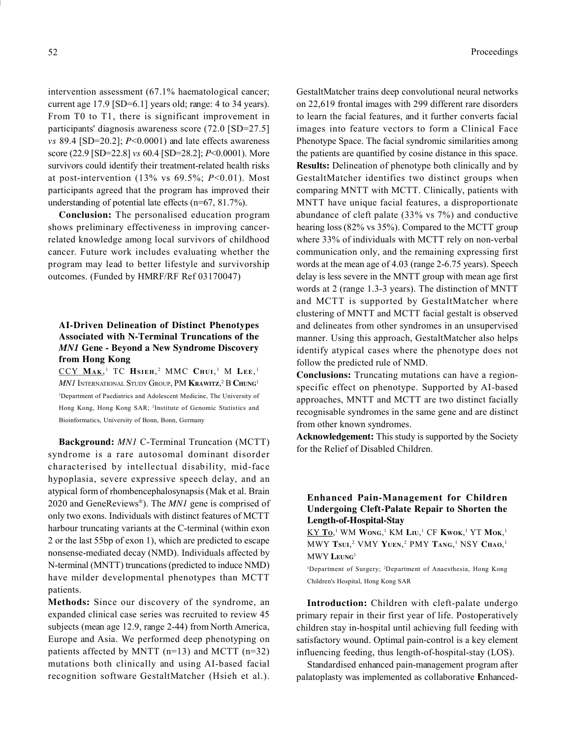intervention assessment (67.1% haematological cancer; current age 17.9 [SD=6.1] years old; range: 4 to 34 years). From T0 to T1, there is significant improvement in participants' diagnosis awareness score (72.0 [SD=27.5] *vs* 89.4 [SD=20.2]; $P<0.0001$) and late effects awareness score (22.9 [SD=22.8] *vs* 60.4 [SD=28.2]; $P<0.0001$). More survivors could identify their treatment-related health risks at post-intervention (13% vs 69.5%; $P<0.01$). Most participants agreed that the program has improved their understanding of potential late effects (n=67, 81.7%).

**Conclusion:** The personalised education program shows preliminary effectiveness in improving cancer-related knowledge among local survivors of childhood cancer. Future work includes evaluating whether the program may lead to better lifestyle and survivorship outcomes. (Funded by HMRF/RF Ref 03170047)

### AI-Driven Delineation of Distinct Phenotypes Associated with N-Terminal Truncations of the *MN1* Gene - Beyond a New Syndrome Discovery from Hong Kong

CCY **Mak**,[1] TC **Hsieh**,[2] MMC **Chui**,[1] M **Lee**,[1] *MN1* International Study Group, PM **Krawitz**,[2] B **Chung**[1]

[1]Department of Paediatrics and Adolescent Medicine, The University of Hong Kong, Hong Kong SAR; [2]Institute of Genomic Statistics and Bioinformatics, University of Bonn, Bonn, Germany

**Background:** *MN1* C-Terminal Truncation (MCTT) syndrome is a rare autosomal dominant disorder characterised by intellectual disability, mid-face hypoplasia, severe expressive speech delay, and an atypical form of rhombencephalosynapsis (Mak et al. Brain 2020 and GeneReviews®). The *MN1* gene is comprised of only two exons. Individuals with distinct features of MCTT harbour truncating variants at the C-terminal (within exon 2 or the last 55bp of exon 1), which are predicted to escape nonsense-mediated decay (NMD). Individuals affected by N-terminal (MNTT) truncations (predicted to induce NMD) have milder developmental phenotypes than MCTT patients.

**Methods:** Since our discovery of the syndrome, an expanded clinical case series was recruited to review 45 subjects (mean age 12.9, range 2-44) from North America, Europe and Asia. We performed deep phenotyping on patients affected by MNTT (n=13) and MCTT (n=32) mutations both clinically and using AI-based facial recognition software GestaltMatcher (Hsieh et al.). GestaltMatcher trains deep convolutional neural networks on 22,619 frontal images with 299 different rare disorders to learn the facial features, and it further converts facial images into feature vectors to form a Clinical Face Phenotype Space. The facial syndromic similarities among the patients are quantified by cosine distance in this space.

**Results:** Delineation of phenotype both clinically and by GestaltMatcher identifies two distinct groups when comparing MNTT with MCTT. Clinically, patients with MNTT have unique facial features, a disproportionate abundance of cleft palate (33% vs 7%) and conductive hearing loss (82% vs 35%). Compared to the MCTT group where 33% of individuals with MCTT rely on non-verbal communication only, and the remaining expressing first words at the mean age of 4.03 (range 2-6.75 years). Speech delay is less severe in the MNTT group with mean age first words at 2 (range 1.3-3 years). The distinction of MNTT and MCTT is supported by GestaltMatcher where clustering of MNTT and MCTT facial gestalt is observed and delineates from other syndromes in an unsupervised manner. Using this approach, GestaltMatcher also helps identify atypical cases where the phenotype does not follow the predicted rule of NMD.

**Conclusions:** Truncating mutations can have a region-specific effect on phenotype. Supported by AI-based approaches, MNTT and MCTT are two distinct facially recognisable syndromes in the same gene and are distinct from other known syndromes.

**Acknowledgement:** This study is supported by the Society for the Relief of Disabled Children.

### Enhanced Pain-Management for Children Undergoing Cleft-Palate Repair to Shorten the Length-of-Hospital-Stay

KY **To**,[1] WM **Wong**,[1] KM **Liu**,[1] CF **Kwok**,[1] YT **Mok**,[1] MWY **Tsui**,[2] VMY **Yuen**,[2] PMY **Tang**,[1] NSY **Chao**,[1] MWY **Leung**[1]

[1]Department of Surgery; [2]Department of Anaesthesia, Hong Kong Children's Hospital, Hong Kong SAR

**Introduction:** Children with cleft-palate undergo primary repair in their first year of life. Postoperatively children stay in-hospital until achieving full feeding with satisfactory wound. Optimal pain-control is a key element influencing feeding, thus length-of-hospital-stay (LOS).

Standardised enhanced pain-management program after palatoplasty was implemented as collaborative **E**nhanced-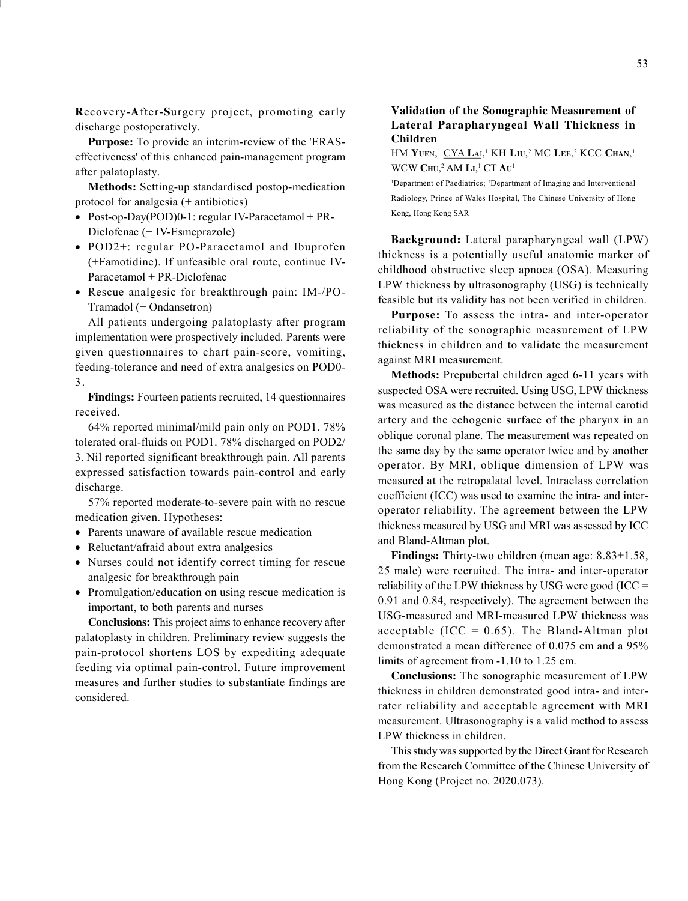**R**ecovery-**A**fter-**S**urgery project, promoting early discharge postoperatively.

**Purpose:** To provide an interim-review of the 'ERAS-effectiveness' of this enhanced pain-management program after palatoplasty.

**Methods:** Setting-up standardised postop-medication protocol for analgesia (+ antibiotics)

- Post-op-Day(POD)0-1: regular IV-Paracetamol + PR-Diclofenac (+ IV-Esmeprazole)
- POD2+: regular PO-Paracetamol and Ibuprofen (+Famotidine). If unfeasible oral route, continue IV-Paracetamol + PR-Diclofenac
- Rescue analgesic for breakthrough pain: IM-/PO-Tramadol (+ Ondansetron)

All patients undergoing palatoplasty after program implementation were prospectively included. Parents were given questionnaires to chart pain-score, vomiting, feeding-tolerance and need of extra analgesics on POD0-3.

**Findings:** Fourteen patients recruited, 14 questionnaires received.

64% reported minimal/mild pain only on POD1. 78% tolerated oral-fluids on POD1. 78% discharged on POD2/3. Nil reported significant breakthrough pain. All parents expressed satisfaction towards pain-control and early discharge.

57% reported moderate-to-severe pain with no rescue medication given. Hypotheses:

- Parents unaware of available rescue medication
- Reluctant/afraid about extra analgesics
- Nurses could not identify correct timing for rescue analgesic for breakthrough pain
- Promulgation/education on using rescue medication is important, to both parents and nurses

**Conclusions:** This project aims to enhance recovery after palatoplasty in children. Preliminary review suggests the pain-protocol shortens LOS by expediting adequate feeding via optimal pain-control. Future improvement measures and further studies to substantiate findings are considered.

## Validation of the Sonographic Measurement of Lateral Parapharyngeal Wall Thickness in Children

HM **Yuen**,[1] CYA **Lai**,[1] KH **Liu**,[2] MC **Lee**,[2] KCC **Chan**,[1] WCW **Chu**,[2] AM **Li**,[1] CT **Au**[1]

[1]Department of Paediatrics; [2]Department of Imaging and Interventional Radiology, Prince of Wales Hospital, The Chinese University of Hong Kong, Hong Kong SAR

**Background:** Lateral parapharyngeal wall (LPW) thickness is a potentially useful anatomic marker of childhood obstructive sleep apnoea (OSA). Measuring LPW thickness by ultrasonography (USG) is technically feasible but its validity has not been verified in children.

**Purpose:** To assess the intra- and inter-operator reliability of the sonographic measurement of LPW thickness in children and to validate the measurement against MRI measurement.

**Methods:** Prepubertal children aged 6-11 years with suspected OSA were recruited. Using USG, LPW thickness was measured as the distance between the internal carotid artery and the echogenic surface of the pharynx in an oblique coronal plane. The measurement was repeated on the same day by the same operator twice and by another operator. By MRI, oblique dimension of LPW was measured at the retropalatal level. Intraclass correlation coefficient (ICC) was used to examine the intra- and inter-operator reliability. The agreement between the LPW thickness measured by USG and MRI was assessed by ICC and Bland-Altman plot.

**Findings:** Thirty-two children (mean age: 8.83±1.58, 25 male) were recruited. The intra- and inter-operator reliability of the LPW thickness by USG were good (ICC = 0.91 and 0.84, respectively). The agreement between the USG-measured and MRI-measured LPW thickness was acceptable (ICC = 0.65). The Bland-Altman plot demonstrated a mean difference of 0.075 cm and a 95% limits of agreement from -1.10 to 1.25 cm.

**Conclusions:** The sonographic measurement of LPW thickness in children demonstrated good intra- and inter-rater reliability and acceptable agreement with MRI measurement. Ultrasonography is a valid method to assess LPW thickness in children.

This study was supported by the Direct Grant for Research from the Research Committee of the Chinese University of Hong Kong (Project no. 2020.073).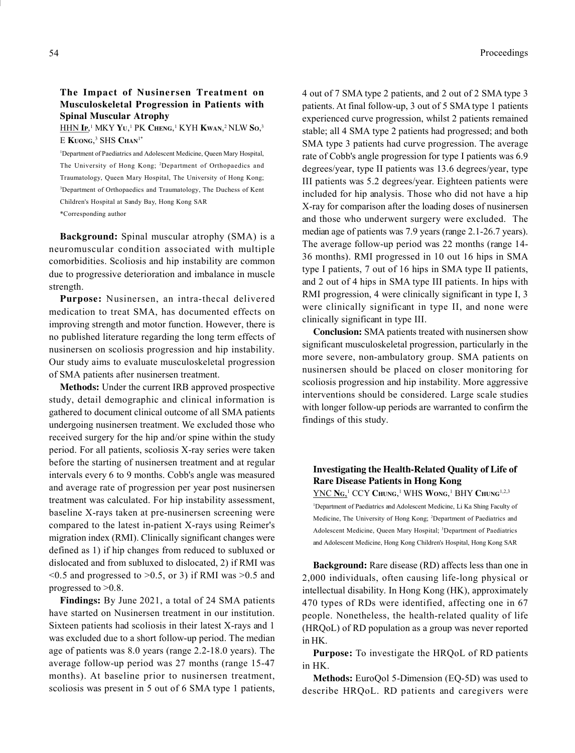### The Impact of Nusinersen Treatment on Musculoskeletal Progression in Patients with Spinal Muscular Atrophy

HHN **Ip**,[1] MKY **Yu**,[1] PK **Cheng**,[1] KYH **Kwan**,[2] NLW **So**,[3] E **Kuong**,[3] SHS **Chan**[1*]

[1]Department of Paediatrics and Adolescent Medicine, Queen Mary Hospital, The University of Hong Kong; [2]Department of Orthopaedics and Traumatology, Queen Mary Hospital, The University of Hong Kong; [3]Department of Orthopaedics and Traumatology, The Duchess of Kent Children's Hospital at Sandy Bay, Hong Kong SAR

*Corresponding author

**Background:** Spinal muscular atrophy (SMA) is a neuromuscular condition associated with multiple comorbidities. Scoliosis and hip instability are common due to progressive deterioration and imbalance in muscle strength.

**Purpose:** Nusinersen, an intra-thecal delivered medication to treat SMA, has documented effects on improving strength and motor function. However, there is no published literature regarding the long term effects of nusinersen on scoliosis progression and hip instability. Our study aims to evaluate musculoskeletal progression of SMA patients after nusinersen treatment.

**Methods:** Under the current IRB approved prospective study, detail demographic and clinical information is gathered to document clinical outcome of all SMA patients undergoing nusinersen treatment. We excluded those who received surgery for the hip and/or spine within the study period. For all patients, scoliosis X-ray series were taken before the starting of nusinersen treatment and at regular intervals every 6 to 9 months. Cobb's angle was measured and average rate of progression per year post nusinersen treatment was calculated. For hip instability assessment, baseline X-rays taken at pre-nusinersen screening were compared to the latest in-patient X-rays using Reimer's migration index (RMI). Clinically significant changes were defined as 1) if hip changes from reduced to subluxed or dislocated and from subluxed to dislocated, 2) if RMI was <0.5 and progressed to >0.5, or 3) if RMI was >0.5 and progressed to >0.8.

**Findings:** By June 2021, a total of 24 SMA patients have started on Nusinersen treatment in our institution. Sixteen patients had scoliosis in their latest X-rays and 1 was excluded due to a short follow-up period. The median age of patients was 8.0 years (range 2.2-18.0 years). The average follow-up period was 27 months (range 15-47 months). At baseline prior to nusinersen treatment, scoliosis was present in 5 out of 6 SMA type 1 patients, 4 out of 7 SMA type 2 patients, and 2 out of 2 SMA type 3 patients. At final follow-up, 3 out of 5 SMA type 1 patients experienced curve progression, whilst 2 patients remained stable; all 4 SMA type 2 patients had progressed; and both SMA type 3 patients had curve progression. The average rate of Cobb's angle progression for type I patients was 6.9 degrees/year, type II patients was 13.6 degrees/year, type III patients was 5.2 degrees/year. Eighteen patients were included for hip analysis. Those who did not have a hip X-ray for comparison after the loading doses of nusinersen and those who underwent surgery were excluded. The median age of patients was 7.9 years (range 2.1-26.7 years). The average follow-up period was 22 months (range 14-36 months). RMI progressed in 10 out 16 hips in SMA type I patients, 7 out of 16 hips in SMA type II patients, and 2 out of 4 hips in SMA type III patients. In hips with RMI progression, 4 were clinically significant in type I, 3 were clinically significant in type II, and none were clinically significant in type III.

**Conclusion:** SMA patients treated with nusinersen show significant musculoskeletal progression, particularly in the more severe, non-ambulatory group. SMA patients on nusinersen should be placed on closer monitoring for scoliosis progression and hip instability. More aggressive interventions should be considered. Large scale studies with longer follow-up periods are warranted to confirm the findings of this study.

### Investigating the Health-Related Quality of Life of Rare Disease Patients in Hong Kong

YNC **Ng**,[1] CCY **Chung**,[1] WHS **Wong**,[1] BHY **Chung**[1,2,3]

[1]Department of Paediatrics and Adolescent Medicine, Li Ka Shing Faculty of Medicine, The University of Hong Kong; [2]Department of Paediatrics and Adolescent Medicine, Queen Mary Hospital; [3]Department of Paediatrics and Adolescent Medicine, Hong Kong Children's Hospital, Hong Kong SAR

**Background:** Rare disease (RD) affects less than one in 2,000 individuals, often causing life-long physical or intellectual disability. In Hong Kong (HK), approximately 470 types of RDs were identified, affecting one in 67 people. Nonetheless, the health-related quality of life (HRQoL) of RD population as a group was never reported in HK.

**Purpose:** To investigate the HRQoL of RD patients in HK.

**Methods:** EuroQol 5-Dimension (EQ-5D) was used to describe HRQoL. RD patients and caregivers were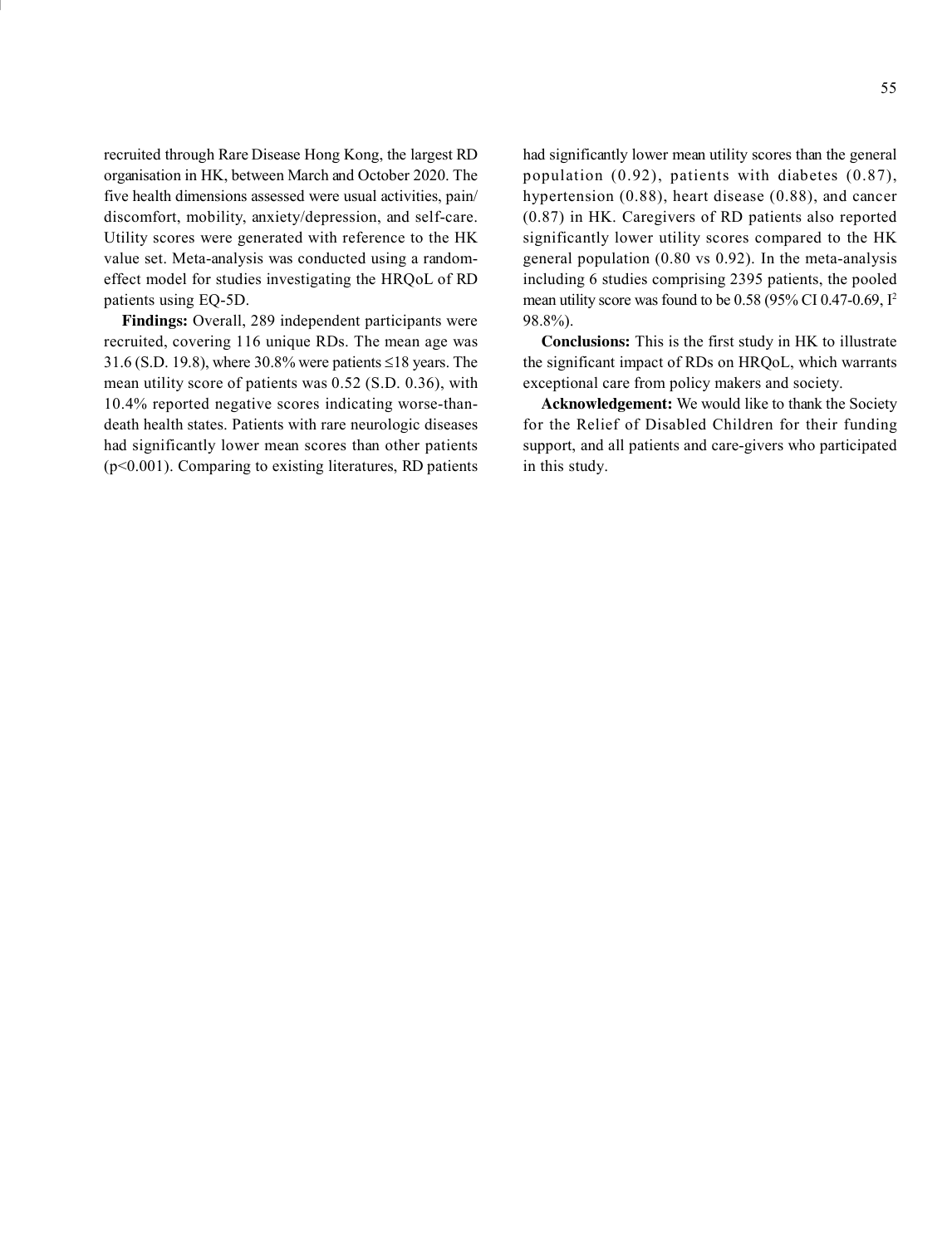recruited through Rare Disease Hong Kong, the largest RD organisation in HK, between March and October 2020. The five health dimensions assessed were usual activities, pain/discomfort, mobility, anxiety/depression, and self-care. Utility scores were generated with reference to the HK value set. Meta-analysis was conducted using a random-effect model for studies investigating the HRQoL of RD patients using EQ-5D.

**Findings:** Overall, 289 independent participants were recruited, covering 116 unique RDs. The mean age was 31.6 (S.D. 19.8), where 30.8% were patients ≤18 years. The mean utility score of patients was 0.52 (S.D. 0.36), with 10.4% reported negative scores indicating worse-than-death health states. Patients with rare neurologic diseases had significantly lower mean scores than other patients ($p<0.001$). Comparing to existing literatures, RD patients had significantly lower mean utility scores than the general population (0.92), patients with diabetes (0.87), hypertension (0.88), heart disease (0.88), and cancer (0.87) in HK. Caregivers of RD patients also reported significantly lower utility scores compared to the HK general population (0.80 vs 0.92). In the meta-analysis including 6 studies comprising 2395 patients, the pooled mean utility score was found to be 0.58 (95% CI 0.47-0.69, $I^2$ 98.8%).

**Conclusions:** This is the first study in HK to illustrate the significant impact of RDs on HRQoL, which warrants exceptional care from policy makers and society.

**Acknowledgement:** We would like to thank the Society for the Relief of Disabled Children for their funding support, and all patients and care-givers who participated in this study.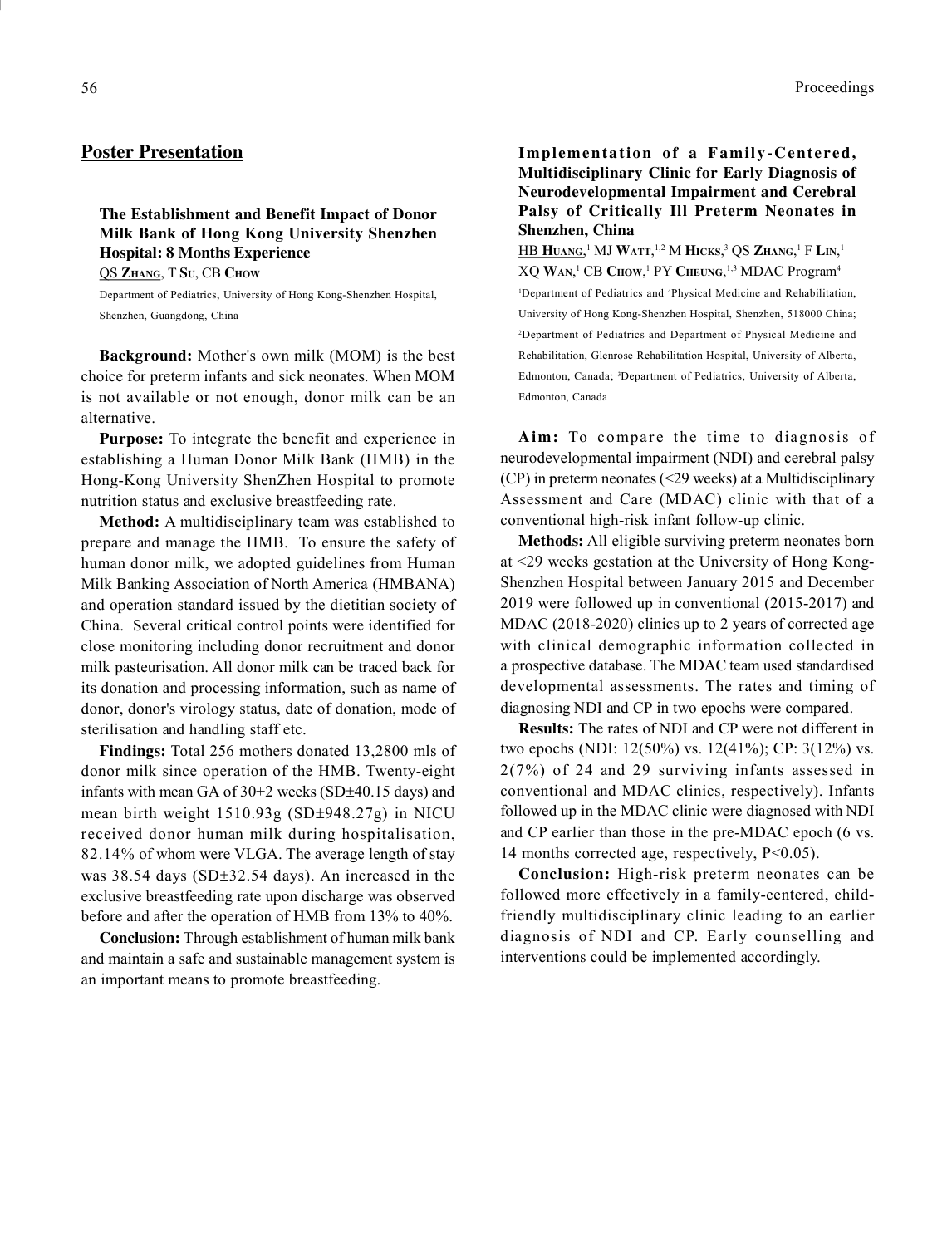## Poster Presentation

### The Establishment and Benefit Impact of Donor Milk Bank of Hong Kong University Shenzhen Hospital: 8 Months Experience

QS Zhang, T Su, CB Chow

Department of Pediatrics, University of Hong Kong-Shenzhen Hospital, Shenzhen, Guangdong, China

**Background:** Mother's own milk (MOM) is the best choice for preterm infants and sick neonates. When MOM is not available or not enough, donor milk can be an alternative.

**Purpose:** To integrate the benefit and experience in establishing a Human Donor Milk Bank (HMB) in the Hong-Kong University ShenZhen Hospital to promote nutrition status and exclusive breastfeeding rate.

**Method:** A multidisciplinary team was established to prepare and manage the HMB. To ensure the safety of human donor milk, we adopted guidelines from Human Milk Banking Association of North America (HMBANA) and operation standard issued by the dietitian society of China. Several critical control points were identified for close monitoring including donor recruitment and donor milk pasteurisation. All donor milk can be traced back for its donation and processing information, such as name of donor, donor's virology status, date of donation, mode of sterilisation and handling staff etc.

**Findings:** Total 256 mothers donated 13,2800 mls of donor milk since operation of the HMB. Twenty-eight infants with mean GA of 30+2 weeks (SD±40.15 days) and mean birth weight 1510.93g (SD±948.27g) in NICU received donor human milk during hospitalisation, 82.14% of whom were VLGA. The average length of stay was 38.54 days (SD±32.54 days). An increased in the exclusive breastfeeding rate upon discharge was observed before and after the operation of HMB from 13% to 40%.

**Conclusion:** Through establishment of human milk bank and maintain a safe and sustainable management system is an important means to promote breastfeeding.

### Implementation of a Family-Centered, Multidisciplinary Clinic for Early Diagnosis of Neurodevelopmental Impairment and Cerebral Palsy of Critically Ill Preterm Neonates in Shenzhen, China

HB Huang,[1] MJ Watt,[1,2] M Hicks,[3] QS Zhang,[1] F Lin,[1] XQ Wan,[1] CB Chow,[1] PY Cheung,[1,3] MDAC Program[4]

[1]Department of Pediatrics and [4]Physical Medicine and Rehabilitation, University of Hong Kong-Shenzhen Hospital, Shenzhen, 518000 China; [2]Department of Pediatrics and Department of Physical Medicine and Rehabilitation, Glenrose Rehabilitation Hospital, University of Alberta, Edmonton, Canada; [3]Department of Pediatrics, University of Alberta, Edmonton, Canada

**Aim:** To compare the time to diagnosis of neurodevelopmental impairment (NDI) and cerebral palsy (CP) in preterm neonates (<29 weeks) at a Multidisciplinary Assessment and Care (MDAC) clinic with that of a conventional high-risk infant follow-up clinic.

**Methods:** All eligible surviving preterm neonates born at <29 weeks gestation at the University of Hong Kong-Shenzhen Hospital between January 2015 and December 2019 were followed up in conventional (2015-2017) and MDAC (2018-2020) clinics up to 2 years of corrected age with clinical demographic information collected in a prospective database. The MDAC team used standardised developmental assessments. The rates and timing of diagnosing NDI and CP in two epochs were compared.

**Results:** The rates of NDI and CP were not different in two epochs (NDI: 12(50%) vs. 12(41%); CP: 3(12%) vs. 2(7%) of 24 and 29 surviving infants assessed in conventional and MDAC clinics, respectively). Infants followed up in the MDAC clinic were diagnosed with NDI and CP earlier than those in the pre-MDAC epoch (6 vs. 14 months corrected age, respectively, $P<0.05$).

**Conclusion:** High-risk preterm neonates can be followed more effectively in a family-centered, child-friendly multidisciplinary clinic leading to an earlier diagnosis of NDI and CP. Early counselling and interventions could be implemented accordingly.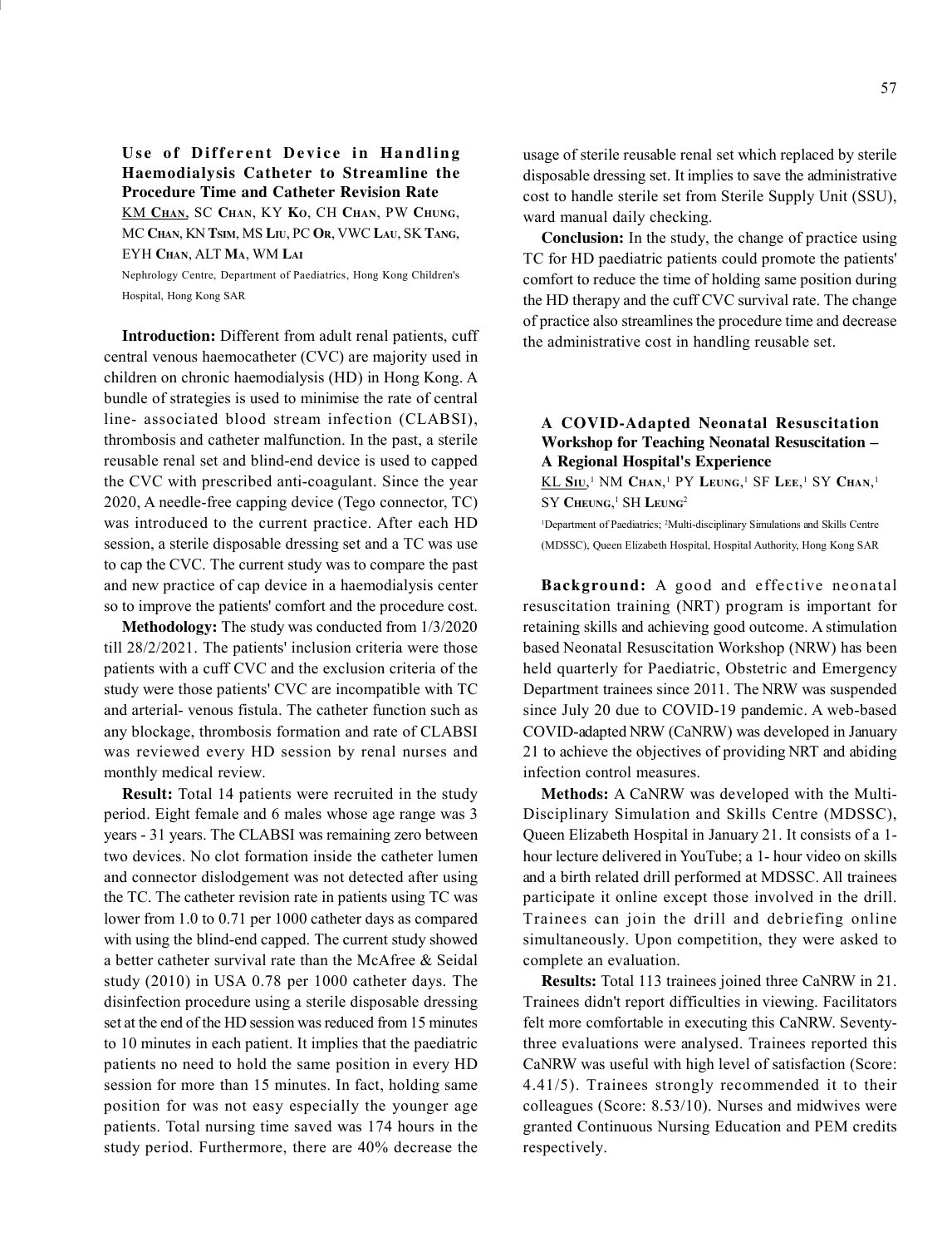### Use of Different Device in Handling Haemodialysis Catheter to Streamline the Procedure Time and Catheter Revision Rate

KM Chan, SC Chan, KY Ko, CH Chan, PW Chung, MC Chan, KN Tsim, MS Liu, PC Or, VWC Lau, SK Tang, EYH Chan, ALT Ma, WM Lai

Nephrology Centre, Department of Paediatrics, Hong Kong Children's Hospital, Hong Kong SAR

**Introduction:** Different from adult renal patients, cuff central venous haemocatheter (CVC) are majority used in children on chronic haemodialysis (HD) in Hong Kong. A bundle of strategies is used to minimise the rate of central line- associated blood stream infection (CLABSI), thrombosis and catheter malfunction. In the past, a sterile reusable renal set and blind-end device is used to capped the CVC with prescribed anti-coagulant. Since the year 2020, A needle-free capping device (Tego connector, TC) was introduced to the current practice. After each HD session, a sterile disposable dressing set and a TC was use to cap the CVC. The current study was to compare the past and new practice of cap device in a haemodialysis center so to improve the patients' comfort and the procedure cost.

**Methodology:** The study was conducted from 1/3/2020 till 28/2/2021. The patients' inclusion criteria were those patients with a cuff CVC and the exclusion criteria of the study were those patients' CVC are incompatible with TC and arterial- venous fistula. The catheter function such as any blockage, thrombosis formation and rate of CLABSI was reviewed every HD session by renal nurses and monthly medical review.

**Result:** Total 14 patients were recruited in the study period. Eight female and 6 males whose age range was 3 years - 31 years. The CLABSI was remaining zero between two devices. No clot formation inside the catheter lumen and connector dislodgement was not detected after using the TC. The catheter revision rate in patients using TC was lower from 1.0 to 0.71 per 1000 catheter days as compared with using the blind-end capped. The current study showed a better catheter survival rate than the McAfree & Seidal study (2010) in USA 0.78 per 1000 catheter days. The disinfection procedure using a sterile disposable dressing set at the end of the HD session was reduced from 15 minutes to 10 minutes in each patient. It implies that the paediatric patients no need to hold the same position in every HD session for more than 15 minutes. In fact, holding same position for was not easy especially the younger age patients. Total nursing time saved was 174 hours in the study period. Furthermore, there are 40% decrease the usage of sterile reusable renal set which replaced by sterile disposable dressing set. It implies to save the administrative cost to handle sterile set from Sterile Supply Unit (SSU), ward manual daily checking.

**Conclusion:** In the study, the change of practice using TC for HD paediatric patients could promote the patients' comfort to reduce the time of holding same position during the HD therapy and the cuff CVC survival rate. The change of practice also streamlines the procedure time and decrease the administrative cost in handling reusable set.

### A COVID-Adapted Neonatal Resuscitation Workshop for Teaching Neonatal Resuscitation – A Regional Hospital's Experience

KL Siu,[1] NM Chan,[1] PY Leung,[1] SF Lee,[1] SY Chan,[1] SY Cheung,[1] SH Leung[2]

[1]Department of Paediatrics; [2]Multi-disciplinary Simulations and Skills Centre (MDSSC), Queen Elizabeth Hospital, Hospital Authority, Hong Kong SAR

**Background:** A good and effective neonatal resuscitation training (NRT) program is important for retaining skills and achieving good outcome. A stimulation based Neonatal Resuscitation Workshop (NRW) has been held quarterly for Paediatric, Obstetric and Emergency Department trainees since 2011. The NRW was suspended since July 20 due to COVID-19 pandemic. A web-based COVID-adapted NRW (CaNRW) was developed in January 21 to achieve the objectives of providing NRT and abiding infection control measures.

**Methods:** A CaNRW was developed with the Multi-Disciplinary Simulation and Skills Centre (MDSSC), Queen Elizabeth Hospital in January 21. It consists of a 1-hour lecture delivered in YouTube; a 1- hour video on skills and a birth related drill performed at MDSSC. All trainees participate it online except those involved in the drill. Trainees can join the drill and debriefing online simultaneously. Upon competition, they were asked to complete an evaluation.

**Results:** Total 113 trainees joined three CaNRW in 21. Trainees didn't report difficulties in viewing. Facilitators felt more comfortable in executing this CaNRW. Seventy-three evaluations were analysed. Trainees reported this CaNRW was useful with high level of satisfaction (Score: 4.41/5). Trainees strongly recommended it to their colleagues (Score: 8.53/10). Nurses and midwives were granted Continuous Nursing Education and PEM credits respectively.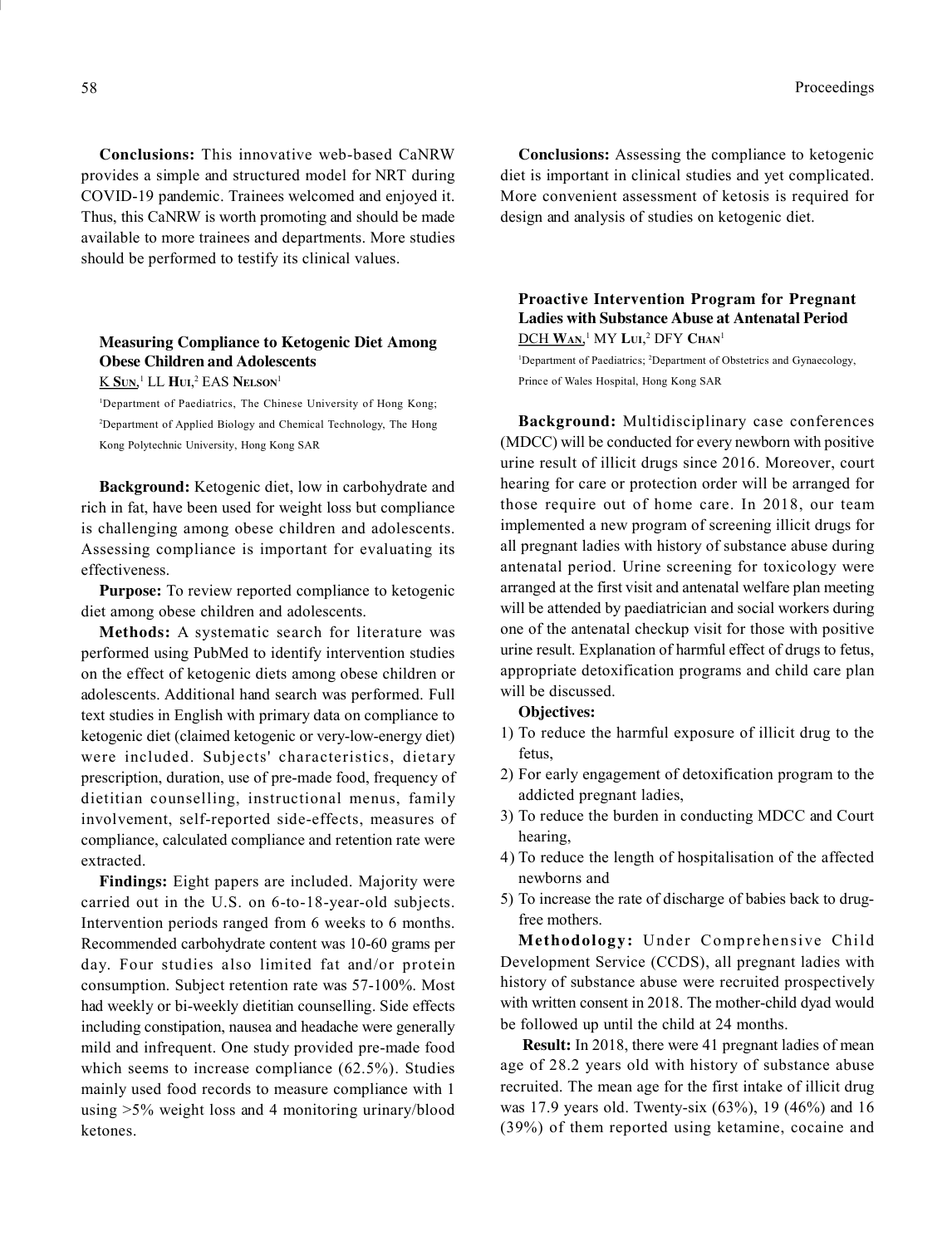**Conclusions:** This innovative web-based CaNRW provides a simple and structured model for NRT during COVID-19 pandemic. Trainees welcomed and enjoyed it. Thus, this CaNRW is worth promoting and should be made available to more trainees and departments. More studies should be performed to testify its clinical values.

### Measuring Compliance to Ketogenic Diet Among Obese Children and Adolescents

K Sun,[1] LL Hui,[2] EAS Nelson[1]

[1]Department of Paediatrics, The Chinese University of Hong Kong; [2]Department of Applied Biology and Chemical Technology, The Hong Kong Polytechnic University, Hong Kong SAR

**Background:** Ketogenic diet, low in carbohydrate and rich in fat, have been used for weight loss but compliance is challenging among obese children and adolescents. Assessing compliance is important for evaluating its effectiveness.

**Purpose:** To review reported compliance to ketogenic diet among obese children and adolescents.

**Methods:** A systematic search for literature was performed using PubMed to identify intervention studies on the effect of ketogenic diets among obese children or adolescents. Additional hand search was performed. Full text studies in English with primary data on compliance to ketogenic diet (claimed ketogenic or very-low-energy diet) were included. Subjects' characteristics, dietary prescription, duration, use of pre-made food, frequency of dietitian counselling, instructional menus, family involvement, self-reported side-effects, measures of compliance, calculated compliance and retention rate were extracted.

**Findings:** Eight papers are included. Majority were carried out in the U.S. on 6-to-18-year-old subjects. Intervention periods ranged from 6 weeks to 6 months. Recommended carbohydrate content was 10-60 grams per day. Four studies also limited fat and/or protein consumption. Subject retention rate was 57-100%. Most had weekly or bi-weekly dietitian counselling. Side effects including constipation, nausea and headache were generally mild and infrequent. One study provided pre-made food which seems to increase compliance (62.5%). Studies mainly used food records to measure compliance with 1 using >5% weight loss and 4 monitoring urinary/blood ketones.

**Conclusions:** Assessing the compliance to ketogenic diet is important in clinical studies and yet complicated. More convenient assessment of ketosis is required for design and analysis of studies on ketogenic diet.

### Proactive Intervention Program for Pregnant Ladies with Substance Abuse at Antenatal Period

DCH Wan,[1] MY Lui,[2] DFY Chan[1]

[1]Department of Paediatrics; [2]Department of Obstetrics and Gynaecology, Prince of Wales Hospital, Hong Kong SAR

**Background:** Multidisciplinary case conferences (MDCC) will be conducted for every newborn with positive urine result of illicit drugs since 2016. Moreover, court hearing for care or protection order will be arranged for those require out of home care. In 2018, our team implemented a new program of screening illicit drugs for all pregnant ladies with history of substance abuse during antenatal period. Urine screening for toxicology were arranged at the first visit and antenatal welfare plan meeting will be attended by paediatrician and social workers during one of the antenatal checkup visit for those with positive urine result. Explanation of harmful effect of drugs to fetus, appropriate detoxification programs and child care plan will be discussed.

**Objectives:**

1) To reduce the harmful exposure of illicit drug to the fetus,
2) For early engagement of detoxification program to the addicted pregnant ladies,
3) To reduce the burden in conducting MDCC and Court hearing,
4) To reduce the length of hospitalisation of the affected newborns and
5) To increase the rate of discharge of babies back to drug-free mothers.

**Methodology:** Under Comprehensive Child Development Service (CCDS), all pregnant ladies with history of substance abuse were recruited prospectively with written consent in 2018. The mother-child dyad would be followed up until the child at 24 months.

**Result:** In 2018, there were 41 pregnant ladies of mean age of 28.2 years old with history of substance abuse recruited. The mean age for the first intake of illicit drug was 17.9 years old. Twenty-six (63%), 19 (46%) and 16 (39%) of them reported using ketamine, cocaine and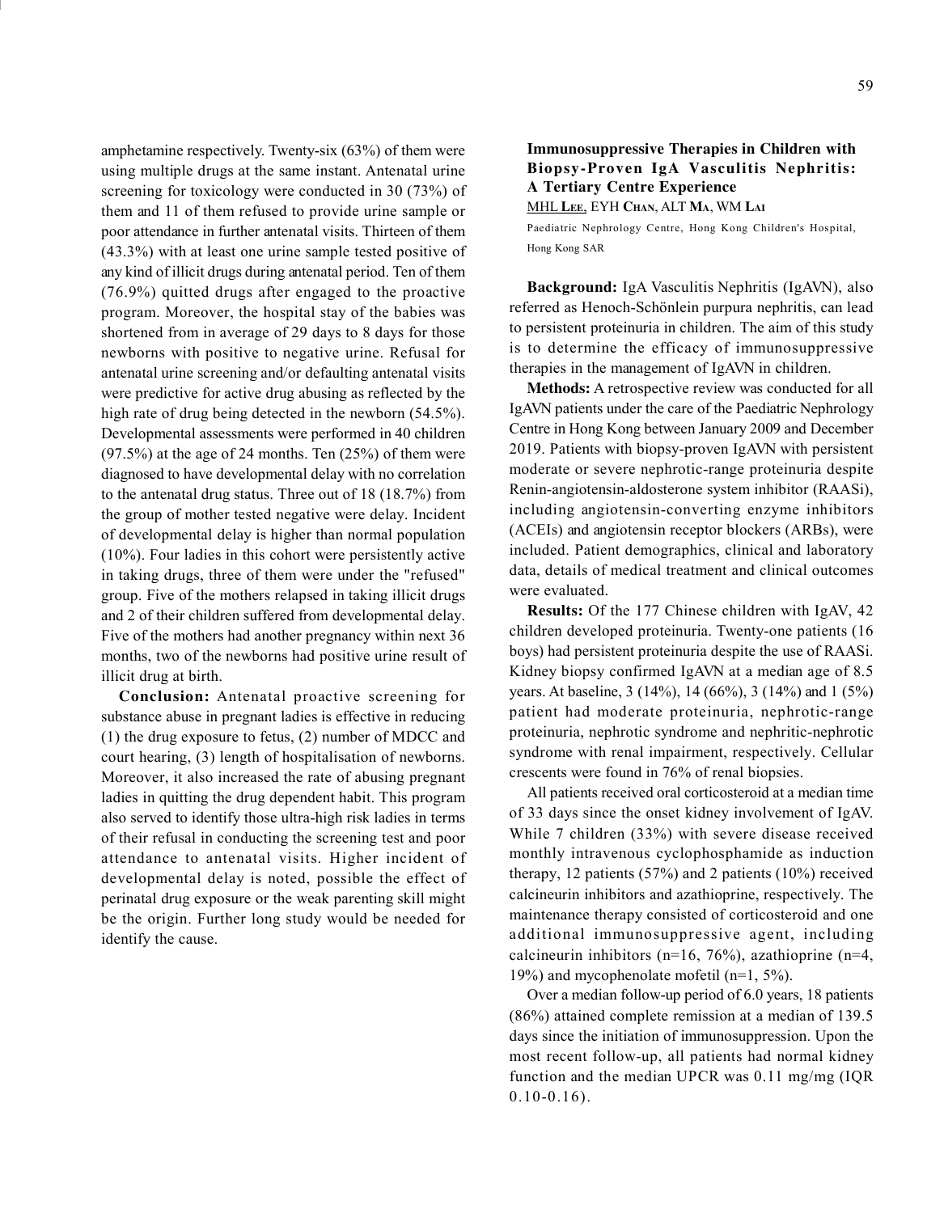amphetamine respectively. Twenty-six (63%) of them were using multiple drugs at the same instant. Antenatal urine screening for toxicology were conducted in 30 (73%) of them and 11 of them refused to provide urine sample or poor attendance in further antenatal visits. Thirteen of them (43.3%) with at least one urine sample tested positive of any kind of illicit drugs during antenatal period. Ten of them (76.9%) quitted drugs after engaged to the proactive program. Moreover, the hospital stay of the babies was shortened from in average of 29 days to 8 days for those newborns with positive to negative urine. Refusal for antenatal urine screening and/or defaulting antenatal visits were predictive for active drug abusing as reflected by the high rate of drug being detected in the newborn (54.5%). Developmental assessments were performed in 40 children (97.5%) at the age of 24 months. Ten (25%) of them were diagnosed to have developmental delay with no correlation to the antenatal drug status. Three out of 18 (18.7%) from the group of mother tested negative were delay. Incident of developmental delay is higher than normal population (10%). Four ladies in this cohort were persistently active in taking drugs, three of them were under the "refused" group. Five of the mothers relapsed in taking illicit drugs and 2 of their children suffered from developmental delay. Five of the mothers had another pregnancy within next 36 months, two of the newborns had positive urine result of illicit drug at birth.

**Conclusion:** Antenatal proactive screening for substance abuse in pregnant ladies is effective in reducing (1) the drug exposure to fetus, (2) number of MDCC and court hearing, (3) length of hospitalisation of newborns. Moreover, it also increased the rate of abusing pregnant ladies in quitting the drug dependent habit. This program also served to identify those ultra-high risk ladies in terms of their refusal in conducting the screening test and poor attendance to antenatal visits. Higher incident of developmental delay is noted, possible the effect of perinatal drug exposure or the weak parenting skill might be the origin. Further long study would be needed for identify the cause.

## Immunosuppressive Therapies in Children with Biopsy-Proven IgA Vasculitis Nephritis: A Tertiary Centre Experience

MHL **Lee**, EYH **Chan**, ALT **Ma**, WM **Lai**

Paediatric Nephrology Centre, Hong Kong Children's Hospital, Hong Kong SAR

**Background:** IgA Vasculitis Nephritis (IgAVN), also referred as Henoch-Schönlein purpura nephritis, can lead to persistent proteinuria in children. The aim of this study is to determine the efficacy of immunosuppressive therapies in the management of IgAVN in children.

**Methods:** A retrospective review was conducted for all IgAVN patients under the care of the Paediatric Nephrology Centre in Hong Kong between January 2009 and December 2019. Patients with biopsy-proven IgAVN with persistent moderate or severe nephrotic-range proteinuria despite Renin-angiotensin-aldosterone system inhibitor (RAASi), including angiotensin-converting enzyme inhibitors (ACEIs) and angiotensin receptor blockers (ARBs), were included. Patient demographics, clinical and laboratory data, details of medical treatment and clinical outcomes were evaluated.

**Results:** Of the 177 Chinese children with IgAV, 42 children developed proteinuria. Twenty-one patients (16 boys) had persistent proteinuria despite the use of RAASi. Kidney biopsy confirmed IgAVN at a median age of 8.5 years. At baseline, 3 (14%), 14 (66%), 3 (14%) and 1 (5%) patient had moderate proteinuria, nephrotic-range proteinuria, nephrotic syndrome and nephritic-nephrotic syndrome with renal impairment, respectively. Cellular crescents were found in 76% of renal biopsies.

All patients received oral corticosteroid at a median time of 33 days since the onset kidney involvement of IgAV. While 7 children (33%) with severe disease received monthly intravenous cyclophosphamide as induction therapy, 12 patients (57%) and 2 patients (10%) received calcineurin inhibitors and azathioprine, respectively. The maintenance therapy consisted of corticosteroid and one additional immunosuppressive agent, including calcineurin inhibitors (n=16, 76%), azathioprine (n=4, 19%) and mycophenolate mofetil (n=1, 5%).

Over a median follow-up period of 6.0 years, 18 patients (86%) attained complete remission at a median of 139.5 days since the initiation of immunosuppression. Upon the most recent follow-up, all patients had normal kidney function and the median UPCR was 0.11 mg/mg (IQR 0.10-0.16).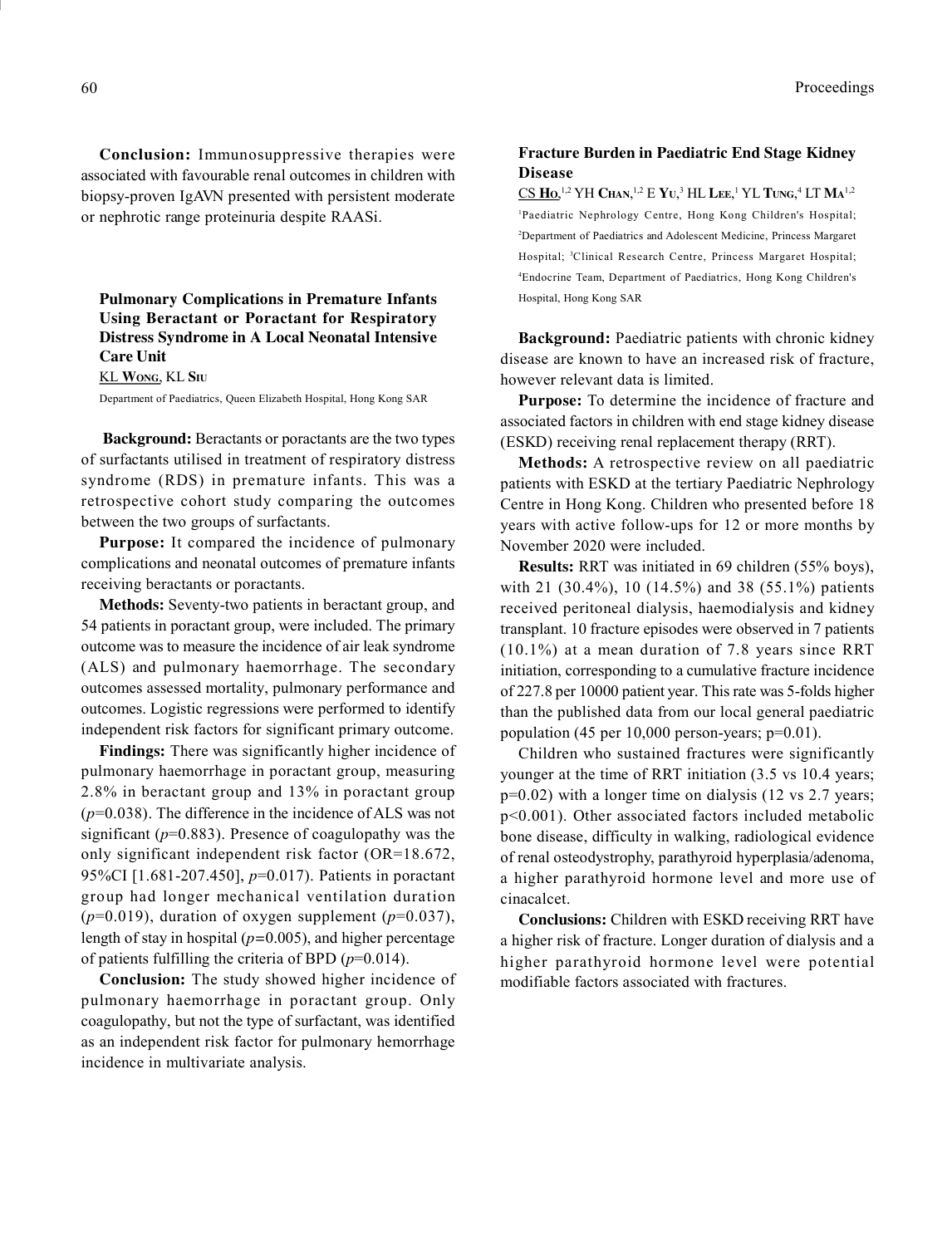**Conclusion:** Immunosuppressive therapies were associated with favourable renal outcomes in children with biopsy-proven IgAVN presented with persistent moderate or nephrotic range proteinuria despite RAASi.

### Pulmonary Complications in Premature Infants Using Beractant or Poractant for Respiratory Distress Syndrome in A Local Neonatal Intensive Care Unit

KL Wong, KL Siu

Department of Paediatrics, Queen Elizabeth Hospital, Hong Kong SAR

**Background:** Beractants or poractants are the two types of surfactants utilised in treatment of respiratory distress syndrome (RDS) in premature infants. This was a retrospective cohort study comparing the outcomes between the two groups of surfactants.

**Purpose:** It compared the incidence of pulmonary complications and neonatal outcomes of premature infants receiving beractants or poractants.

**Methods:** Seventy-two patients in beractant group, and 54 patients in poractant group, were included. The primary outcome was to measure the incidence of air leak syndrome (ALS) and pulmonary haemorrhage. The secondary outcomes assessed mortality, pulmonary performance and outcomes. Logistic regressions were performed to identify independent risk factors for significant primary outcome.

**Findings:** There was significantly higher incidence of pulmonary haemorrhage in poractant group, measuring 2.8% in beractant group and 13% in poractant group ($p$=0.038). The difference in the incidence of ALS was not significant ($p$=0.883). Presence of coagulopathy was the only significant independent risk factor (OR=18.672, 95%CI [1.681-207.450], $p$=0.017). Patients in poractant group had longer mechanical ventilation duration ($p$=0.019), duration of oxygen supplement ($p$=0.037), length of stay in hospital ($p$=0.005), and higher percentage of patients fulfilling the criteria of BPD ($p$=0.014).

**Conclusion:** The study showed higher incidence of pulmonary haemorrhage in poractant group. Only coagulopathy, but not the type of surfactant, was identified as an independent risk factor for pulmonary hemorrhage incidence in multivariate analysis.

### Fracture Burden in Paediatric End Stage Kidney Disease

CS Ho,[1,2] YH Chan,[1,2] E Yu,[3] HL Lee,[1] YL Tung,[4] LT Ma[1,2]

[1]Paediatric Nephrology Centre, Hong Kong Children's Hospital; [2]Department of Paediatrics and Adolescent Medicine, Princess Margaret Hospital; [3]Clinical Research Centre, Princess Margaret Hospital; [4]Endocrine Team, Department of Paediatrics, Hong Kong Children's Hospital, Hong Kong SAR

**Background:** Paediatric patients with chronic kidney disease are known to have an increased risk of fracture, however relevant data is limited.

**Purpose:** To determine the incidence of fracture and associated factors in children with end stage kidney disease (ESKD) receiving renal replacement therapy (RRT).

**Methods:** A retrospective review on all paediatric patients with ESKD at the tertiary Paediatric Nephrology Centre in Hong Kong. Children who presented before 18 years with active follow-ups for 12 or more months by November 2020 were included.

**Results:** RRT was initiated in 69 children (55% boys), with 21 (30.4%), 10 (14.5%) and 38 (55.1%) patients received peritoneal dialysis, haemodialysis and kidney transplant. 10 fracture episodes were observed in 7 patients (10.1%) at a mean duration of 7.8 years since RRT initiation, corresponding to a cumulative fracture incidence of 227.8 per 10000 patient year. This rate was 5-folds higher than the published data from our local general paediatric population (45 per 10,000 person-years; p=0.01).

Children who sustained fractures were significantly younger at the time of RRT initiation (3.5 vs 10.4 years; p=0.02) with a longer time on dialysis (12 vs 2.7 years; p<0.001). Other associated factors included metabolic bone disease, difficulty in walking, radiological evidence of renal osteodystrophy, parathyroid hyperplasia/adenoma, a higher parathyroid hormone level and more use of cinacalcet.

**Conclusions:** Children with ESKD receiving RRT have a higher risk of fracture. Longer duration of dialysis and a higher parathyroid hormone level were potential modifiable factors associated with fractures.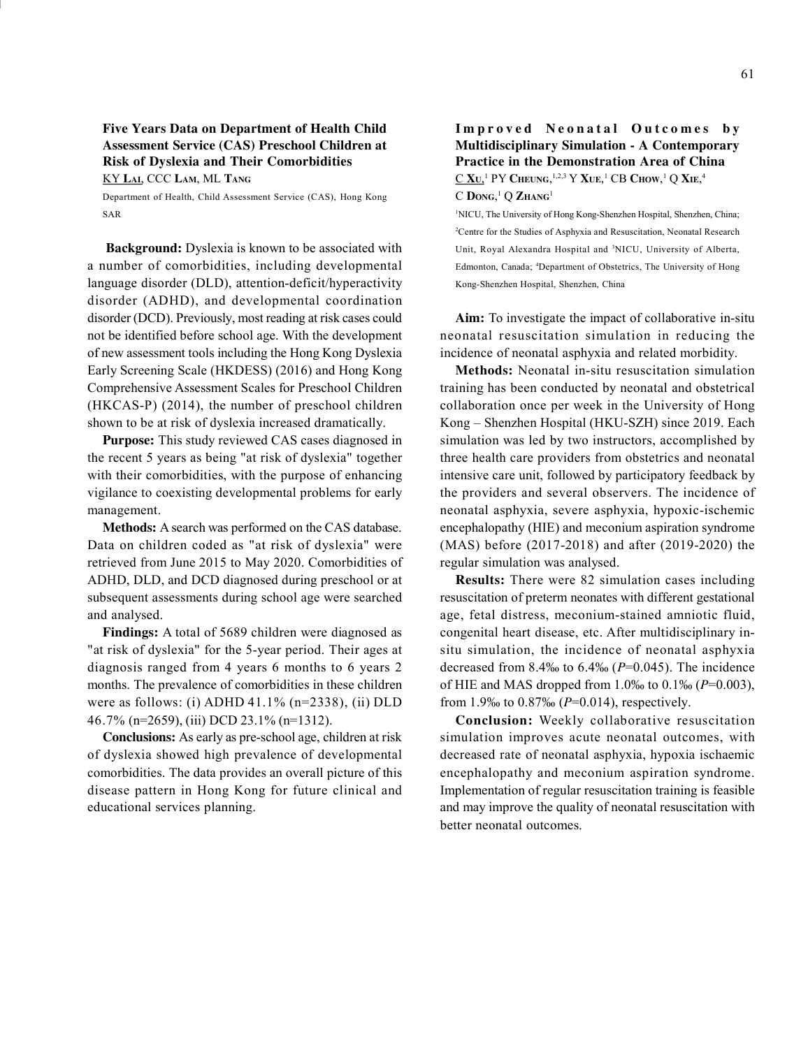## Five Years Data on Department of Health Child Assessment Service (CAS) Preschool Children at Risk of Dyslexia and Their Comorbidities

KY Lai, CCC Lam, ML Tang

Department of Health, Child Assessment Service (CAS), Hong Kong SAR

**Background:** Dyslexia is known to be associated with a number of comorbidities, including developmental language disorder (DLD), attention-deficit/hyperactivity disorder (ADHD), and developmental coordination disorder (DCD). Previously, most reading at risk cases could not be identified before school age. With the development of new assessment tools including the Hong Kong Dyslexia Early Screening Scale (HKDESS) (2016) and Hong Kong Comprehensive Assessment Scales for Preschool Children (HKCAS-P) (2014), the number of preschool children shown to be at risk of dyslexia increased dramatically.

**Purpose:** This study reviewed CAS cases diagnosed in the recent 5 years as being "at risk of dyslexia" together with their comorbidities, with the purpose of enhancing vigilance to coexisting developmental problems for early management.

**Methods:** A search was performed on the CAS database. Data on children coded as "at risk of dyslexia" were retrieved from June 2015 to May 2020. Comorbidities of ADHD, DLD, and DCD diagnosed during preschool or at subsequent assessments during school age were searched and analysed.

**Findings:** A total of 5689 children were diagnosed as "at risk of dyslexia" for the 5-year period. Their ages at diagnosis ranged from 4 years 6 months to 6 years 2 months. The prevalence of comorbidities in these children were as follows: (i) ADHD 41.1% (n=2338), (ii) DLD 46.7% (n=2659), (iii) DCD 23.1% (n=1312).

**Conclusions:** As early as pre-school age, children at risk of dyslexia showed high prevalence of developmental comorbidities. The data provides an overall picture of this disease pattern in Hong Kong for future clinical and educational services planning.

## Improved Neonatal Outcomes by Multidisciplinary Simulation - A Contemporary Practice in the Demonstration Area of China

C Xu,[1] PY Cheung,[1,2,3] Y Xue,[1] CB Chow,[1] Q Xie,[4] C Dong,[1] Q Zhang[1]

[1]NICU, The University of Hong Kong-Shenzhen Hospital, Shenzhen, China; [2]Centre for the Studies of Asphyxia and Resuscitation, Neonatal Research Unit, Royal Alexandra Hospital and [3]NICU, University of Alberta, Edmonton, Canada; [4]Department of Obstetrics, The University of Hong Kong-Shenzhen Hospital, Shenzhen, China

**Aim:** To investigate the impact of collaborative in-situ neonatal resuscitation simulation in reducing the incidence of neonatal asphyxia and related morbidity.

**Methods:** Neonatal in-situ resuscitation simulation training has been conducted by neonatal and obstetrical collaboration once per week in the University of Hong Kong – Shenzhen Hospital (HKU-SZH) since 2019. Each simulation was led by two instructors, accomplished by three health care providers from obstetrics and neonatal intensive care unit, followed by participatory feedback by the providers and several observers. The incidence of neonatal asphyxia, severe asphyxia, hypoxic-ischemic encephalopathy (HIE) and meconium aspiration syndrome (MAS) before (2017-2018) and after (2019-2020) the regular simulation was analysed.

**Results:** There were 82 simulation cases including resuscitation of preterm neonates with different gestational age, fetal distress, meconium-stained amniotic fluid, congenital heart disease, etc. After multidisciplinary in-situ simulation, the incidence of neonatal asphyxia decreased from 8.4‰ to 6.4‰ ($P$=0.045). The incidence of HIE and MAS dropped from 1.0‰ to 0.1‰ ($P$=0.003), from 1.9‰ to 0.87‰ ($P$=0.014), respectively.

**Conclusion:** Weekly collaborative resuscitation simulation improves acute neonatal outcomes, with decreased rate of neonatal asphyxia, hypoxia ischaemic encephalopathy and meconium aspiration syndrome. Implementation of regular resuscitation training is feasible and may improve the quality of neonatal resuscitation with better neonatal outcomes.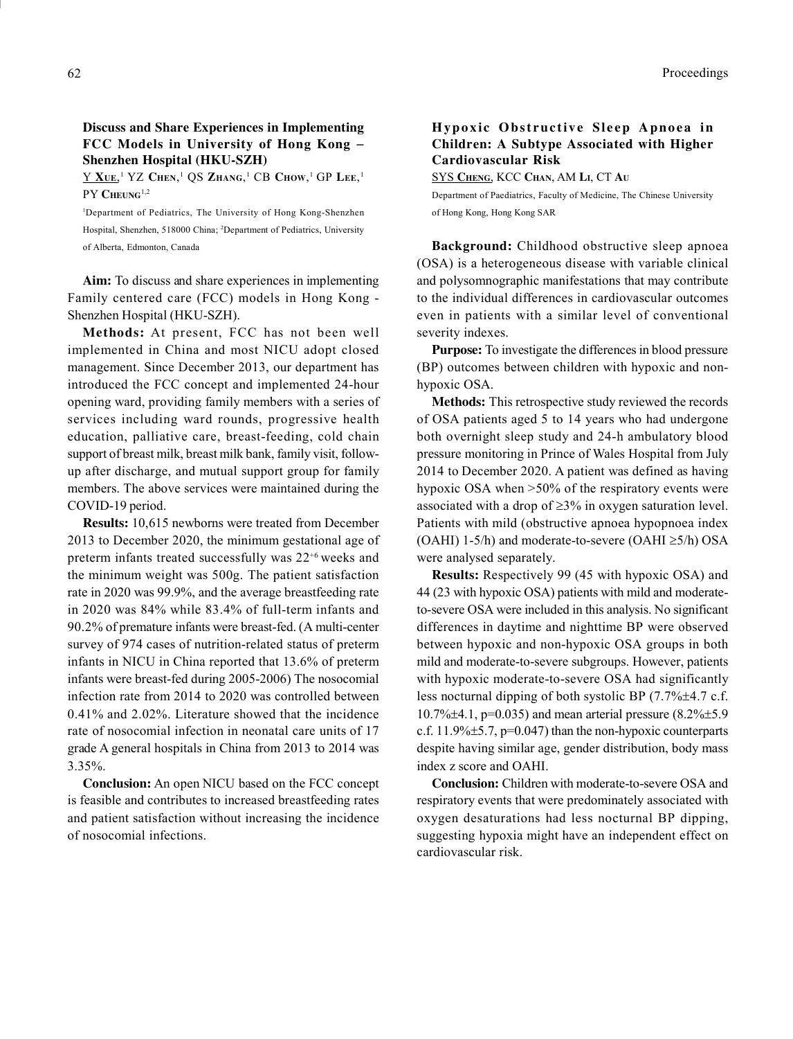## Discuss and Share Experiences in Implementing FCC Models in University of Hong Kong – Shenzhen Hospital (HKU-SZH)

Y **Xue**,[1] YZ **Chen**,[1] QS **Zhang**,[1] CB **Chow**,[1] GP **Lee**,[1] PY **Cheung**[1,2]

[1]Department of Pediatrics, The University of Hong Kong-Shenzhen Hospital, Shenzhen, 518000 China; [2]Department of Pediatrics, University of Alberta, Edmonton, Canada

**Aim:** To discuss and share experiences in implementing Family centered care (FCC) models in Hong Kong - Shenzhen Hospital (HKU-SZH).

**Methods:** At present, FCC has not been well implemented in China and most NICU adopt closed management. Since December 2013, our department has introduced the FCC concept and implemented 24-hour opening ward, providing family members with a series of services including ward rounds, progressive health education, palliative care, breast-feeding, cold chain support of breast milk, breast milk bank, family visit, follow-up after discharge, and mutual support group for family members. The above services were maintained during the COVID-19 period.

**Results:** 10,615 newborns were treated from December 2013 to December 2020, the minimum gestational age of preterm infants treated successfully was $22^{+6}$ weeks and the minimum weight was 500g. The patient satisfaction rate in 2020 was 99.9%, and the average breastfeeding rate in 2020 was 84% while 83.4% of full-term infants and 90.2% of premature infants were breast-fed. (A multi-center survey of 974 cases of nutrition-related status of preterm infants in NICU in China reported that 13.6% of preterm infants were breast-fed during 2005-2006) The nosocomial infection rate from 2014 to 2020 was controlled between 0.41% and 2.02%. Literature showed that the incidence rate of nosocomial infection in neonatal care units of 17 grade A general hospitals in China from 2013 to 2014 was 3.35%.

**Conclusion:** An open NICU based on the FCC concept is feasible and contributes to increased breastfeeding rates and patient satisfaction without increasing the incidence of nosocomial infections.

## Hypoxic Obstructive Sleep Apnoea in Children: A Subtype Associated with Higher Cardiovascular Risk

SYS **Cheng**, KCC **Chan**, AM **Li**, CT **Au**

Department of Paediatrics, Faculty of Medicine, The Chinese University of Hong Kong, Hong Kong SAR

**Background:** Childhood obstructive sleep apnoea (OSA) is a heterogeneous disease with variable clinical and polysomnographic manifestations that may contribute to the individual differences in cardiovascular outcomes even in patients with a similar level of conventional severity indexes.

**Purpose:** To investigate the differences in blood pressure (BP) outcomes between children with hypoxic and non-hypoxic OSA.

**Methods:** This retrospective study reviewed the records of OSA patients aged 5 to 14 years who had undergone both overnight sleep study and 24-h ambulatory blood pressure monitoring in Prince of Wales Hospital from July 2014 to December 2020. A patient was defined as having hypoxic OSA when >50% of the respiratory events were associated with a drop of ≥3% in oxygen saturation level. Patients with mild (obstructive apnoea hypopnoea index (OAHI) 1-5/h) and moderate-to-severe (OAHI ≥5/h) OSA were analysed separately.

**Results:** Respectively 99 (45 with hypoxic OSA) and 44 (23 with hypoxic OSA) patients with mild and moderate-to-severe OSA were included in this analysis. No significant differences in daytime and nighttime BP were observed between hypoxic and non-hypoxic OSA groups in both mild and moderate-to-severe subgroups. However, patients with hypoxic moderate-to-severe OSA had significantly less nocturnal dipping of both systolic BP (7.7%±4.7 c.f. 10.7%±4.1, p=0.035) and mean arterial pressure (8.2%±5.9 c.f. 11.9%±5.7, p=0.047) than the non-hypoxic counterparts despite having similar age, gender distribution, body mass index z score and OAHI.

**Conclusion:** Children with moderate-to-severe OSA and respiratory events that were predominately associated with oxygen desaturations had less nocturnal BP dipping, suggesting hypoxia might have an independent effect on cardiovascular risk.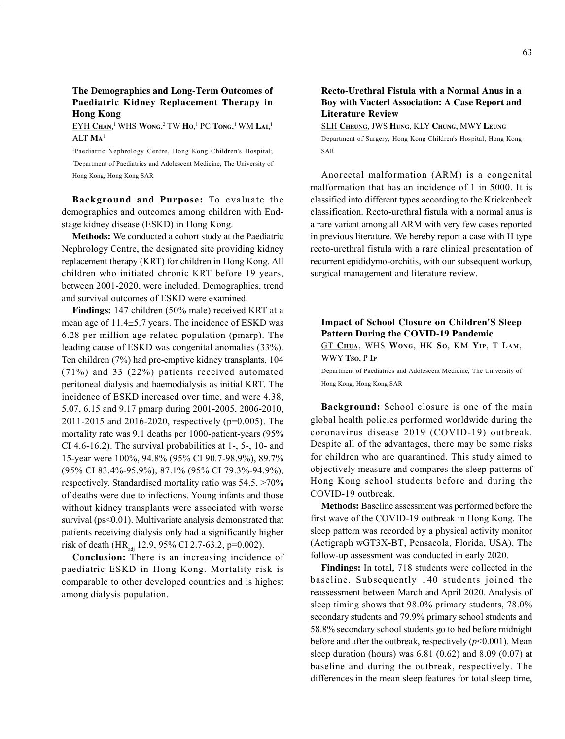## The Demographics and Long-Term Outcomes of Paediatric Kidney Replacement Therapy in Hong Kong

EYH **Chan**,[1] WHS **Wong**,[2] TW **Ho**,[1] PC **Tong**,[1] WM **Lai**,[1] ALT **Ma**[1]

[1]Paediatric Nephrology Centre, Hong Kong Children's Hospital; [2]Department of Paediatrics and Adolescent Medicine, The University of Hong Kong, Hong Kong SAR

**Background and Purpose:** To evaluate the demographics and outcomes among children with End-stage kidney disease (ESKD) in Hong Kong.

**Methods:** We conducted a cohort study at the Paediatric Nephrology Centre, the designated site providing kidney replacement therapy (KRT) for children in Hong Kong. All children who initiated chronic KRT before 19 years, between 2001-2020, were included. Demographics, trend and survival outcomes of ESKD were examined.

**Findings:** 147 children (50% male) received KRT at a mean age of 11.4±5.7 years. The incidence of ESKD was 6.28 per million age-related population (pmarp). The leading cause of ESKD was congenital anomalies (33%). Ten children (7%) had pre-emptive kidney transplants, 104 (71%) and 33 (22%) patients received automated peritoneal dialysis and haemodialysis as initial KRT. The incidence of ESKD increased over time, and were 4.38, 5.07, 6.15 and 9.17 pmarp during 2001-2005, 2006-2010, 2011-2015 and 2016-2020, respectively (p=0.005). The mortality rate was 9.1 deaths per 1000-patient-years (95% CI 4.6-16.2). The survival probabilities at 1-, 5-, 10- and 15-year were 100%, 94.8% (95% CI 90.7-98.9%), 89.7% (95% CI 83.4%-95.9%), 87.1% (95% CI 79.3%-94.9%), respectively. Standardised mortality ratio was 54.5. >70% of deaths were due to infections. Young infants and those without kidney transplants were associated with worse survival (ps<0.01). Multivariate analysis demonstrated that patients receiving dialysis only had a significantly higher risk of death ($HR_{adj}$ 12.9, 95% CI 2.7-63.2, p=0.002).

**Conclusion:** There is an increasing incidence of paediatric ESKD in Hong Kong. Mortality risk is comparable to other developed countries and is highest among dialysis population.

## Recto-Urethral Fistula with a Normal Anus in a Boy with Vacterl Association: A Case Report and Literature Review

SLH **Cheung**, JWS **Hung**, KLY **Chung**, MWY **Leung**

Department of Surgery, Hong Kong Children's Hospital, Hong Kong SAR

Anorectal malformation (ARM) is a congenital malformation that has an incidence of 1 in 5000. It is classified into different types according to the Krickenbeck classification. Recto-urethral fistula with a normal anus is a rare variant among all ARM with very few cases reported in previous literature. We hereby report a case with H type recto-urethral fistula with a rare clinical presentation of recurrent epididymo-orchitis, with our subsequent workup, surgical management and literature review.

## Impact of School Closure on Children'S Sleep Pattern During the COVID-19 Pandemic

GT **Chua**, WHS **Wong**, HK **So**, KM **Yip**, T **Lam**, WWY **Tso**, P **Ip**

Department of Paediatrics and Adolescent Medicine, The University of Hong Kong, Hong Kong SAR

**Background:** School closure is one of the main global health policies performed worldwide during the coronavirus disease 2019 (COVID-19) outbreak. Despite all of the advantages, there may be some risks for children who are quarantined. This study aimed to objectively measure and compares the sleep patterns of Hong Kong school students before and during the COVID-19 outbreak.

**Methods:** Baseline assessment was performed before the first wave of the COVID-19 outbreak in Hong Kong. The sleep pattern was recorded by a physical activity monitor (Actigraph wGT3X-BT, Pensacola, Florida, USA). The follow-up assessment was conducted in early 2020.

**Findings:** In total, 718 students were collected in the baseline. Subsequently 140 students joined the reassessment between March and April 2020. Analysis of sleep timing shows that 98.0% primary students, 78.0% secondary students and 79.9% primary school students and 58.8% secondary school students go to bed before midnight before and after the outbreak, respectively (*p*<0.001). Mean sleep duration (hours) was 6.81 (0.62) and 8.09 (0.07) at baseline and during the outbreak, respectively. The differences in the mean sleep features for total sleep time,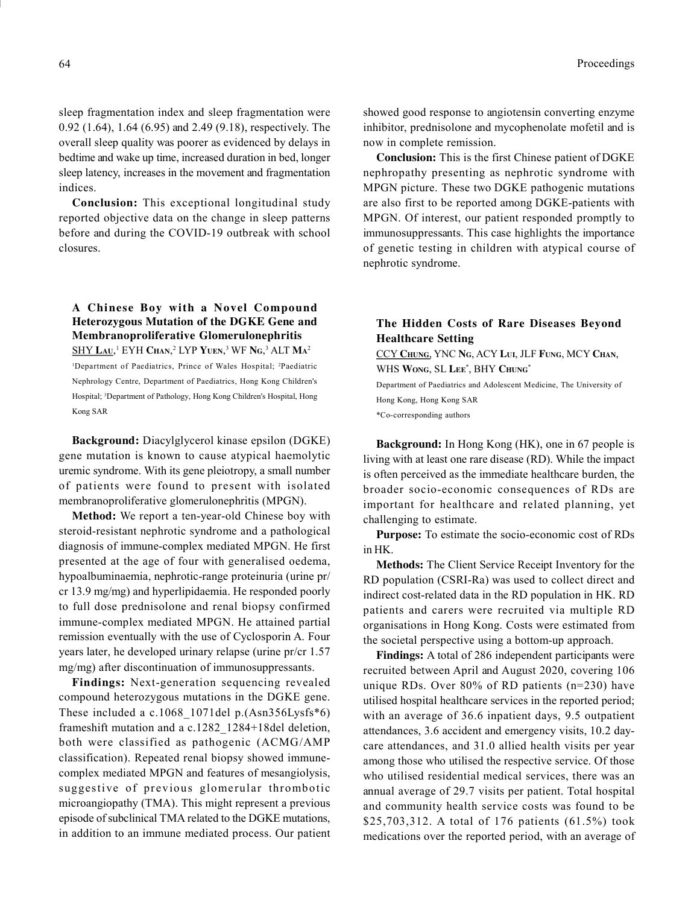sleep fragmentation index and sleep fragmentation were 0.92 (1.64), 1.64 (6.95) and 2.49 (9.18), respectively. The overall sleep quality was poorer as evidenced by delays in bedtime and wake up time, increased duration in bed, longer sleep latency, increases in the movement and fragmentation indices.

**Conclusion:** This exceptional longitudinal study reported objective data on the change in sleep patterns before and during the COVID-19 outbreak with school closures.

### A Chinese Boy with a Novel Compound Heterozygous Mutation of the DGKE Gene and Membranoproliferative Glomerulonephritis

SHY Lau,[1] EYH Chan,[2] LYP Yuen,[3] WF Ng,[3] ALT Ma[2]

[1]Department of Paediatrics, Prince of Wales Hospital; [2]Paediatric Nephrology Centre, Department of Paediatrics, Hong Kong Children's Hospital; [3]Department of Pathology, Hong Kong Children's Hospital, Hong Kong SAR

**Background:** Diacylglycerol kinase epsilon (DGKE) gene mutation is known to cause atypical haemolytic uremic syndrome. With its gene pleiotropy, a small number of patients were found to present with isolated membranoproliferative glomerulonephritis (MPGN).

**Method:** We report a ten-year-old Chinese boy with steroid-resistant nephrotic syndrome and a pathological diagnosis of immune-complex mediated MPGN. He first presented at the age of four with generalised oedema, hypoalbuminaemia, nephrotic-range proteinuria (urine pr/cr 13.9 mg/mg) and hyperlipidaemia. He responded poorly to full dose prednisolone and renal biopsy confirmed immune-complex mediated MPGN. He attained partial remission eventually with the use of Cyclosporin A. Four years later, he developed urinary relapse (urine pr/cr 1.57 mg/mg) after discontinuation of immunosuppressants.

**Findings:** Next-generation sequencing revealed compound heterozygous mutations in the DGKE gene. These included a c.1068_1071del p.(Asn356Lysfs*6) frameshift mutation and a c.1282_1284+18del deletion, both were classified as pathogenic (ACMG/AMP classification). Repeated renal biopsy showed immune-complex mediated MPGN and features of mesangiolysis, suggestive of previous glomerular thrombotic microangiopathy (TMA). This might represent a previous episode of subclinical TMA related to the DGKE mutations, in addition to an immune mediated process. Our patient showed good response to angiotensin converting enzyme inhibitor, prednisolone and mycophenolate mofetil and is now in complete remission.

**Conclusion:** This is the first Chinese patient of DGKE nephropathy presenting as nephrotic syndrome with MPGN picture. These two DGKE pathogenic mutations are also first to be reported among DGKE-patients with MPGN. Of interest, our patient responded promptly to immunosuppressants. This case highlights the importance of genetic testing in children with atypical course of nephrotic syndrome.

### The Hidden Costs of Rare Diseases Beyond Healthcare Setting

CCY Chung, YNC Ng, ACY Lui, JLF Fung, MCY Chan, WHS Wong, SL Lee*, BHY Chung*

Department of Paediatrics and Adolescent Medicine, The University of Hong Kong, Hong Kong SAR

*Co-corresponding authors

**Background:** In Hong Kong (HK), one in 67 people is living with at least one rare disease (RD). While the impact is often perceived as the immediate healthcare burden, the broader socio-economic consequences of RDs are important for healthcare and related planning, yet challenging to estimate.

**Purpose:** To estimate the socio-economic cost of RDs in HK.

**Methods:** The Client Service Receipt Inventory for the RD population (CSRI-Ra) was used to collect direct and indirect cost-related data in the RD population in HK. RD patients and carers were recruited via multiple RD organisations in Hong Kong. Costs were estimated from the societal perspective using a bottom-up approach.

**Findings:** A total of 286 independent participants were recruited between April and August 2020, covering 106 unique RDs. Over 80% of RD patients (n=230) have utilised hospital healthcare services in the reported period; with an average of 36.6 inpatient days, 9.5 outpatient attendances, 3.6 accident and emergency visits, 10.2 day-care attendances, and 31.0 allied health visits per year among those who utilised the respective service. Of those who utilised residential medical services, there was an annual average of 29.7 visits per patient. Total hospital and community health service costs was found to be $25,703,312. A total of 176 patients (61.5%) took medications over the reported period, with an average of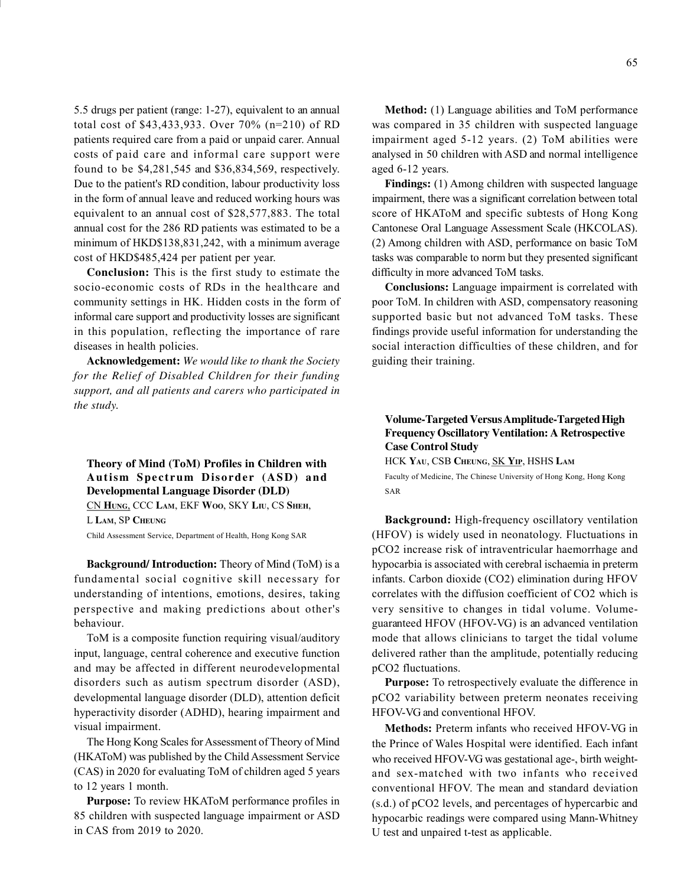5.5 drugs per patient (range: 1-27), equivalent to an annual total cost of $43,433,933. Over 70% (n=210) of RD patients required care from a paid or unpaid carer. Annual costs of paid care and informal care support were found to be $4,281,545 and $36,834,569, respectively. Due to the patient's RD condition, labour productivity loss in the form of annual leave and reduced working hours was equivalent to an annual cost of $28,577,883. The total annual cost for the 286 RD patients was estimated to be a minimum of HKD$138,831,242, with a minimum average cost of HKD$485,424 per patient per year.

**Conclusion:** This is the first study to estimate the socio-economic costs of RDs in the healthcare and community settings in HK. Hidden costs in the form of informal care support and productivity losses are significant in this population, reflecting the importance of rare diseases in health policies.

**Acknowledgement:** *We would like to thank the Society for the Relief of Disabled Children for their funding support, and all patients and carers who participated in the study.*

### Theory of Mind (ToM) Profiles in Children with Autism Spectrum Disorder (ASD) and Developmental Language Disorder (DLD)

CN **Hung**, CCC **Lam**, EKF **Woo**, SKY **Liu**, CS **Sheh**, L **Lam**, SP **Cheung**

Child Assessment Service, Department of Health, Hong Kong SAR

**Background/ Introduction:** Theory of Mind (ToM) is a fundamental social cognitive skill necessary for understanding of intentions, emotions, desires, taking perspective and making predictions about other's behaviour.

ToM is a composite function requiring visual/auditory input, language, central coherence and executive function and may be affected in different neurodevelopmental disorders such as autism spectrum disorder (ASD), developmental language disorder (DLD), attention deficit hyperactivity disorder (ADHD), hearing impairment and visual impairment.

The Hong Kong Scales for Assessment of Theory of Mind (HKAToM) was published by the Child Assessment Service (CAS) in 2020 for evaluating ToM of children aged 5 years to 12 years 1 month.

**Purpose:** To review HKAToM performance profiles in 85 children with suspected language impairment or ASD in CAS from 2019 to 2020.

**Method:** (1) Language abilities and ToM performance was compared in 35 children with suspected language impairment aged 5-12 years. (2) ToM abilities were analysed in 50 children with ASD and normal intelligence aged 6-12 years.

**Findings:** (1) Among children with suspected language impairment, there was a significant correlation between total score of HKAToM and specific subtests of Hong Kong Cantonese Oral Language Assessment Scale (HKCOLAS). (2) Among children with ASD, performance on basic ToM tasks was comparable to norm but they presented significant difficulty in more advanced ToM tasks.

**Conclusions:** Language impairment is correlated with poor ToM. In children with ASD, compensatory reasoning supported basic but not advanced ToM tasks. These findings provide useful information for understanding the social interaction difficulties of these children, and for guiding their training.

### Volume-Targeted Versus Amplitude-Targeted High Frequency Oscillatory Ventilation: A Retrospective Case Control Study

HCK **Yau**, CSB **Cheung**, SK **Yip**, HSHS **Lam**

Faculty of Medicine, The Chinese University of Hong Kong, Hong Kong SAR

**Background:** High-frequency oscillatory ventilation (HFOV) is widely used in neonatology. Fluctuations in $pCO_2$ increase risk of intraventricular haemorrhage and hypocarbia is associated with cerebral ischaemia in preterm infants. Carbon dioxide ($CO_2$) elimination during HFOV correlates with the diffusion coefficient of $CO_2$ which is very sensitive to changes in tidal volume. Volume-guaranteed HFOV (HFOV-VG) is an advanced ventilation mode that allows clinicians to target the tidal volume delivered rather than the amplitude, potentially reducing $pCO_2$ fluctuations.

**Purpose:** To retrospectively evaluate the difference in $pCO_2$ variability between preterm neonates receiving HFOV-VG and conventional HFOV.

**Methods:** Preterm infants who received HFOV-VG in the Prince of Wales Hospital were identified. Each infant who received HFOV-VG was gestational age-, birth weight- and sex-matched with two infants who received conventional HFOV. The mean and standard deviation (s.d.) of $pCO_2$ levels, and percentages of hypercarbic and hypocarbic readings were compared using Mann-Whitney U test and unpaired t-test as applicable.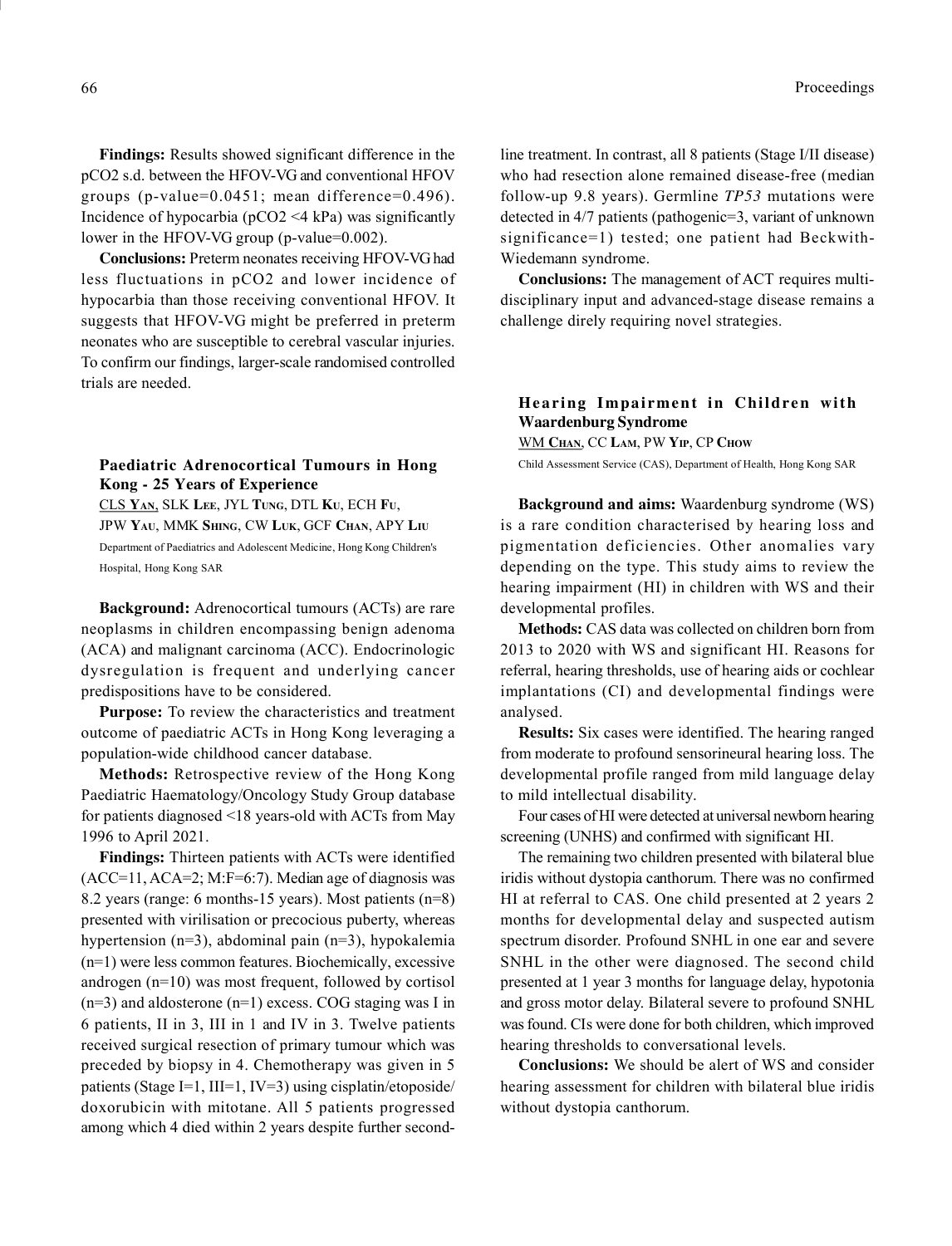**Findings:** Results showed significant difference in the pCO2 s.d. between the HFOV-VG and conventional HFOV groups (p-value=0.0451; mean difference=0.496). Incidence of hypocarbia (pCO2 <4 kPa) was significantly lower in the HFOV-VG group (p-value=0.002).

**Conclusions:** Preterm neonates receiving HFOV-VG had less fluctuations in pCO2 and lower incidence of hypocarbia than those receiving conventional HFOV. It suggests that HFOV-VG might be preferred in preterm neonates who are susceptible to cerebral vascular injuries. To confirm our findings, larger-scale randomised controlled trials are needed.

## Paediatric Adrenocortical Tumours in Hong Kong - 25 Years of Experience

CLS Yan, SLK Lee, JYL Tung, DTL Ku, ECH Fu, JPW Yau, MMK Shing, CW Luk, GCF Chan, APY Liu

Department of Paediatrics and Adolescent Medicine, Hong Kong Children's Hospital, Hong Kong SAR

**Background:** Adrenocortical tumours (ACTs) are rare neoplasms in children encompassing benign adenoma (ACA) and malignant carcinoma (ACC). Endocrinologic dysregulation is frequent and underlying cancer predispositions have to be considered.

**Purpose:** To review the characteristics and treatment outcome of paediatric ACTs in Hong Kong leveraging a population-wide childhood cancer database.

**Methods:** Retrospective review of the Hong Kong Paediatric Haematology/Oncology Study Group database for patients diagnosed <18 years-old with ACTs from May 1996 to April 2021.

**Findings:** Thirteen patients with ACTs were identified (ACC=11, ACA=2; M:F=6:7). Median age of diagnosis was 8.2 years (range: 6 months-15 years). Most patients (n=8) presented with virilisation or precocious puberty, whereas hypertension (n=3), abdominal pain (n=3), hypokalemia (n=1) were less common features. Biochemically, excessive androgen (n=10) was most frequent, followed by cortisol (n=3) and aldosterone (n=1) excess. COG staging was I in 6 patients, II in 3, III in 1 and IV in 3. Twelve patients received surgical resection of primary tumour which was preceded by biopsy in 4. Chemotherapy was given in 5 patients (Stage I=1, III=1, IV=3) using cisplatin/etoposide/doxorubicin with mitotane. All 5 patients progressed among which 4 died within 2 years despite further second-line treatment. In contrast, all 8 patients (Stage I/II disease) who had resection alone remained disease-free (median follow-up 9.8 years). Germline *TP53* mutations were detected in 4/7 patients (pathogenic=3, variant of unknown significance=1) tested; one patient had Beckwith-Wiedemann syndrome.

**Conclusions:** The management of ACT requires multi-disciplinary input and advanced-stage disease remains a challenge direly requiring novel strategies.

## Hearing Impairment in Children with Waardenburg Syndrome

WM Chan, CC Lam, PW Yip, CP Chow

Child Assessment Service (CAS), Department of Health, Hong Kong SAR

**Background and aims:** Waardenburg syndrome (WS) is a rare condition characterised by hearing loss and pigmentation deficiencies. Other anomalies vary depending on the type. This study aims to review the hearing impairment (HI) in children with WS and their developmental profiles.

**Methods:** CAS data was collected on children born from 2013 to 2020 with WS and significant HI. Reasons for referral, hearing thresholds, use of hearing aids or cochlear implantations (CI) and developmental findings were analysed.

**Results:** Six cases were identified. The hearing ranged from moderate to profound sensorineural hearing loss. The developmental profile ranged from mild language delay to mild intellectual disability.

Four cases of HI were detected at universal newborn hearing screening (UNHS) and confirmed with significant HI.

The remaining two children presented with bilateral blue iridis without dystopia canthorum. There was no confirmed HI at referral to CAS. One child presented at 2 years 2 months for developmental delay and suspected autism spectrum disorder. Profound SNHL in one ear and severe SNHL in the other were diagnosed. The second child presented at 1 year 3 months for language delay, hypotonia and gross motor delay. Bilateral severe to profound SNHL was found. CIs were done for both children, which improved hearing thresholds to conversational levels.

**Conclusions:** We should be alert of WS and consider hearing assessment for children with bilateral blue iridis without dystopia canthorum.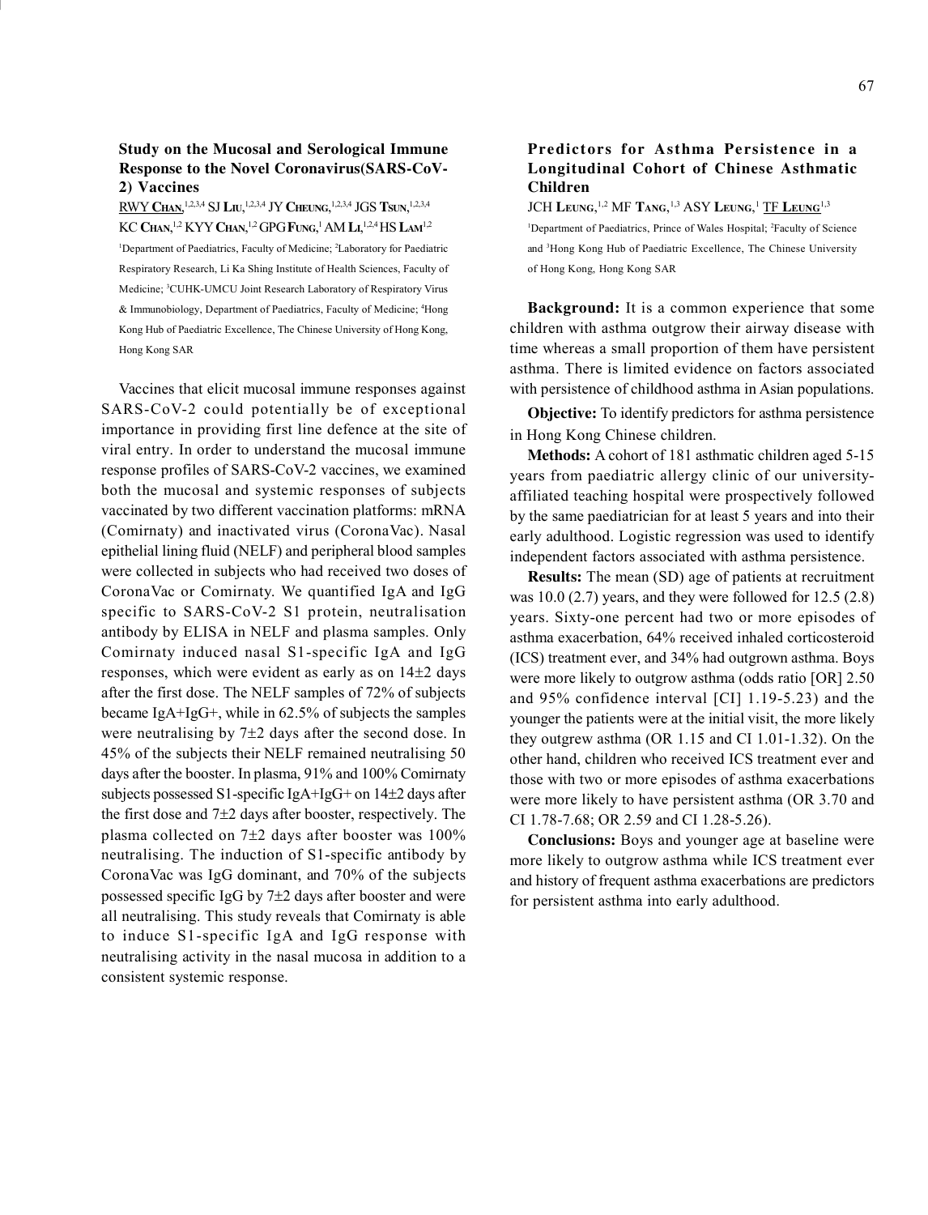### Study on the Mucosal and Serological Immune Response to the Novel Coronavirus(SARS-CoV-2) Vaccines

RWY **Chan**,[1,2,3,4] SJ **Liu**,[1,2,3,4] JY **Cheung**,[1,2,3,4] JGS **Tsun**,[1,2,3,4] KC **Chan**,[1,2] KYY **Chan**,[1,2] GPG **Fung**,[1] AM **Li**,[1,2,4] HS **Lam**[1,2]

[1]Department of Paediatrics, Faculty of Medicine; [2]Laboratory for Paediatric Respiratory Research, Li Ka Shing Institute of Health Sciences, Faculty of Medicine; [3]CUHK-UMCU Joint Research Laboratory of Respiratory Virus & Immunobiology, Department of Paediatrics, Faculty of Medicine; [4]Hong Kong Hub of Paediatric Excellence, The Chinese University of Hong Kong, Hong Kong SAR

Vaccines that elicit mucosal immune responses against SARS-CoV-2 could potentially be of exceptional importance in providing first line defence at the site of viral entry. In order to understand the mucosal immune response profiles of SARS-CoV-2 vaccines, we examined both the mucosal and systemic responses of subjects vaccinated by two different vaccination platforms: mRNA (Comirnaty) and inactivated virus (CoronaVac). Nasal epithelial lining fluid (NELF) and peripheral blood samples were collected in subjects who had received two doses of CoronaVac or Comirnaty. We quantified IgA and IgG specific to SARS-CoV-2 S1 protein, neutralisation antibody by ELISA in NELF and plasma samples. Only Comirnaty induced nasal S1-specific IgA and IgG responses, which were evident as early as on 14±2 days after the first dose. The NELF samples of 72% of subjects became IgA+IgG+, while in 62.5% of subjects the samples were neutralising by 7±2 days after the second dose. In 45% of the subjects their NELF remained neutralising 50 days after the booster. In plasma, 91% and 100% Comirnaty subjects possessed S1-specific IgA+IgG+ on 14±2 days after the first dose and 7±2 days after booster, respectively. The plasma collected on 7±2 days after booster was 100% neutralising. The induction of S1-specific antibody by CoronaVac was IgG dominant, and 70% of the subjects possessed specific IgG by 7±2 days after booster and were all neutralising. This study reveals that Comirnaty is able to induce S1-specific IgA and IgG response with neutralising activity in the nasal mucosa in addition to a consistent systemic response.

### Predictors for Asthma Persistence in a Longitudinal Cohort of Chinese Asthmatic Children

JCH **Leung**,[1,2] MF **Tang**,[1,3] ASY **Leung**,[1] TF **Leung**[1,3]

[1]Department of Paediatrics, Prince of Wales Hospital; [2]Faculty of Science and [3]Hong Kong Hub of Paediatric Excellence, The Chinese University of Hong Kong, Hong Kong SAR

**Background:** It is a common experience that some children with asthma outgrow their airway disease with time whereas a small proportion of them have persistent asthma. There is limited evidence on factors associated with persistence of childhood asthma in Asian populations.

**Objective:** To identify predictors for asthma persistence in Hong Kong Chinese children.

**Methods:** A cohort of 181 asthmatic children aged 5-15 years from paediatric allergy clinic of our university-affiliated teaching hospital were prospectively followed by the same paediatrician for at least 5 years and into their early adulthood. Logistic regression was used to identify independent factors associated with asthma persistence.

**Results:** The mean (SD) age of patients at recruitment was 10.0 (2.7) years, and they were followed for 12.5 (2.8) years. Sixty-one percent had two or more episodes of asthma exacerbation, 64% received inhaled corticosteroid (ICS) treatment ever, and 34% had outgrown asthma. Boys were more likely to outgrow asthma (odds ratio [OR] 2.50 and 95% confidence interval [CI] 1.19-5.23) and the younger the patients were at the initial visit, the more likely they outgrew asthma (OR 1.15 and CI 1.01-1.32). On the other hand, children who received ICS treatment ever and those with two or more episodes of asthma exacerbations were more likely to have persistent asthma (OR 3.70 and CI 1.78-7.68; OR 2.59 and CI 1.28-5.26).

**Conclusions:** Boys and younger age at baseline were more likely to outgrow asthma while ICS treatment ever and history of frequent asthma exacerbations are predictors for persistent asthma into early adulthood.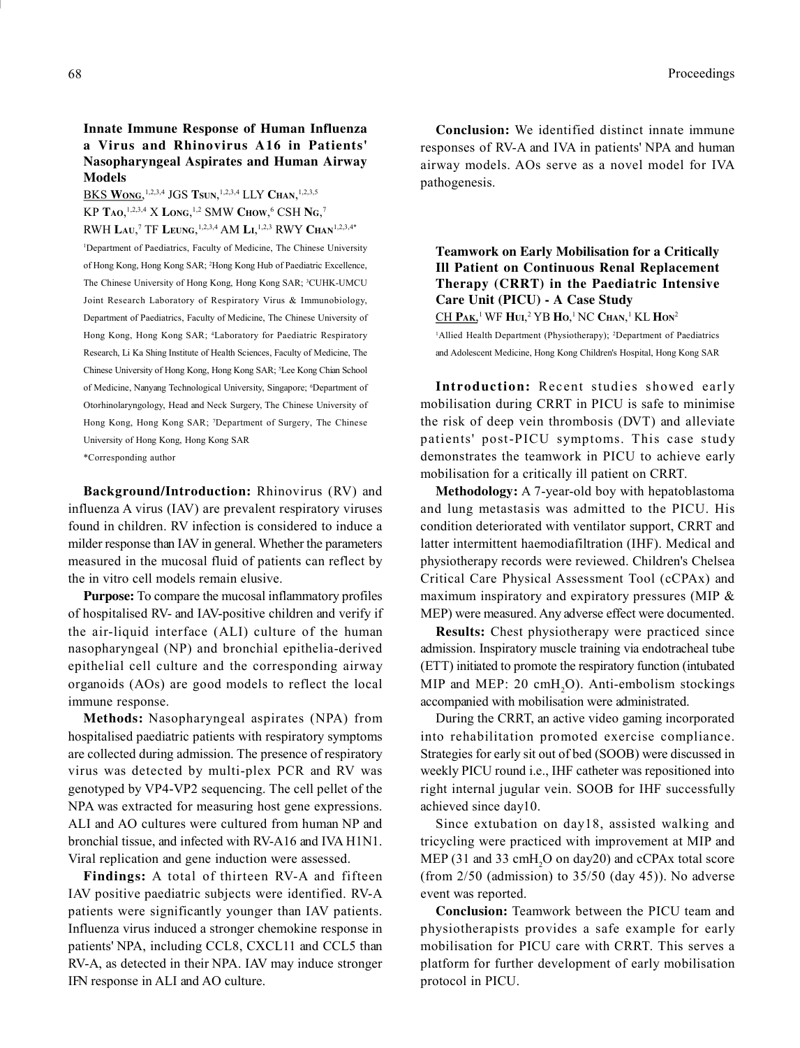### Innate Immune Response of Human Influenza a Virus and Rhinovirus A16 in Patients' Nasopharyngeal Aspirates and Human Airway Models

BKS **Wong**,[1,2,3,4] JGS **Tsun**,[1,2,3,4] LLY **Chan**,[1,2,3,5] KP **Tao**,[1,2,3,4] X **Long**,[1,2] SMW **Chow**,[6] CSH **Ng**,[7] RWH **Lau**,[7] TF **Leung**,[1,2,3,4] AM **Li**,[1,2,3] RWY **Chan**[1,2,3,4*]

[1]Department of Paediatrics, Faculty of Medicine, The Chinese University of Hong Kong, Hong Kong SAR; [2]Hong Kong Hub of Paediatric Excellence, The Chinese University of Hong Kong, Hong Kong SAR; [3]CUHK-UMCU Joint Research Laboratory of Respiratory Virus & Immunobiology, Department of Paediatrics, Faculty of Medicine, The Chinese University of Hong Kong, Hong Kong SAR; [4]Laboratory for Paediatric Respiratory Research, Li Ka Shing Institute of Health Sciences, Faculty of Medicine, The Chinese University of Hong Kong, Hong Kong SAR; [5]Lee Kong Chian School of Medicine, Nanyang Technological University, Singapore; [6]Department of Otorhinolaryngology, Head and Neck Surgery, The Chinese University of Hong Kong, Hong Kong SAR; [7]Department of Surgery, The Chinese University of Hong Kong, Hong Kong SAR

*Corresponding author

**Background/Introduction:** Rhinovirus (RV) and influenza A virus (IAV) are prevalent respiratory viruses found in children. RV infection is considered to induce a milder response than IAV in general. Whether the parameters measured in the mucosal fluid of patients can reflect by the in vitro cell models remain elusive.

**Purpose:** To compare the mucosal inflammatory profiles of hospitalised RV- and IAV-positive children and verify if the air-liquid interface (ALI) culture of the human nasopharyngeal (NP) and bronchial epithelia-derived epithelial cell culture and the corresponding airway organoids (AOs) are good models to reflect the local immune response.

**Methods:** Nasopharyngeal aspirates (NPA) from hospitalised paediatric patients with respiratory symptoms are collected during admission. The presence of respiratory virus was detected by multi-plex PCR and RV was genotyped by VP4-VP2 sequencing. The cell pellet of the NPA was extracted for measuring host gene expressions. ALI and AO cultures were cultured from human NP and bronchial tissue, and infected with RV-A16 and IVA H1N1. Viral replication and gene induction were assessed.

**Findings:** A total of thirteen RV-A and fifteen IAV positive paediatric subjects were identified. RV-A patients were significantly younger than IAV patients. Influenza virus induced a stronger chemokine response in patients' NPA, including CCL8, CXCL11 and CCL5 than RV-A, as detected in their NPA. IAV may induce stronger IFN response in ALI and AO culture.

**Conclusion:** We identified distinct innate immune responses of RV-A and IVA in patients' NPA and human airway models. AOs serve as a novel model for IVA pathogenesis.

### Teamwork on Early Mobilisation for a Critically Ill Patient on Continuous Renal Replacement Therapy (CRRT) in the Paediatric Intensive Care Unit (PICU) - A Case Study

CH **Pak**,[1] WF **Hui**,[2] YB **Ho**,[1] NC **Chan**,[1] KL **Hon**[2]

[1]Allied Health Department (Physiotherapy); [2]Department of Paediatrics and Adolescent Medicine, Hong Kong Children's Hospital, Hong Kong SAR

**Introduction:** Recent studies showed early mobilisation during CRRT in PICU is safe to minimise the risk of deep vein thrombosis (DVT) and alleviate patients' post-PICU symptoms. This case study demonstrates the teamwork in PICU to achieve early mobilisation for a critically ill patient on CRRT.

**Methodology:** A 7-year-old boy with hepatoblastoma and lung metastasis was admitted to the PICU. His condition deteriorated with ventilator support, CRRT and latter intermittent haemodiafiltration (IHF). Medical and physiotherapy records were reviewed. Children's Chelsea Critical Care Physical Assessment Tool (cCPAx) and maximum inspiratory and expiratory pressures (MIP & MEP) were measured. Any adverse effect were documented.

**Results:** Chest physiotherapy were practiced since admission. Inspiratory muscle training via endotracheal tube (ETT) initiated to promote the respiratory function (intubated MIP and MEP: 20 $cmH_2O$). Anti-embolism stockings accompanied with mobilisation were administrated.

During the CRRT, an active video gaming incorporated into rehabilitation promoted exercise compliance. Strategies for early sit out of bed (SOOB) were discussed in weekly PICU round i.e., IHF catheter was repositioned into right internal jugular vein. SOOB for IHF successfully achieved since day10.

Since extubation on day18, assisted walking and tricycling were practiced with improvement at MIP and MEP (31 and 33 $cmH_2O$ on day20) and cCPAx total score (from 2/50 (admission) to 35/50 (day 45)). No adverse event was reported.

**Conclusion:** Teamwork between the PICU team and physiotherapists provides a safe example for early mobilisation for PICU care with CRRT. This serves a platform for further development of early mobilisation protocol in PICU.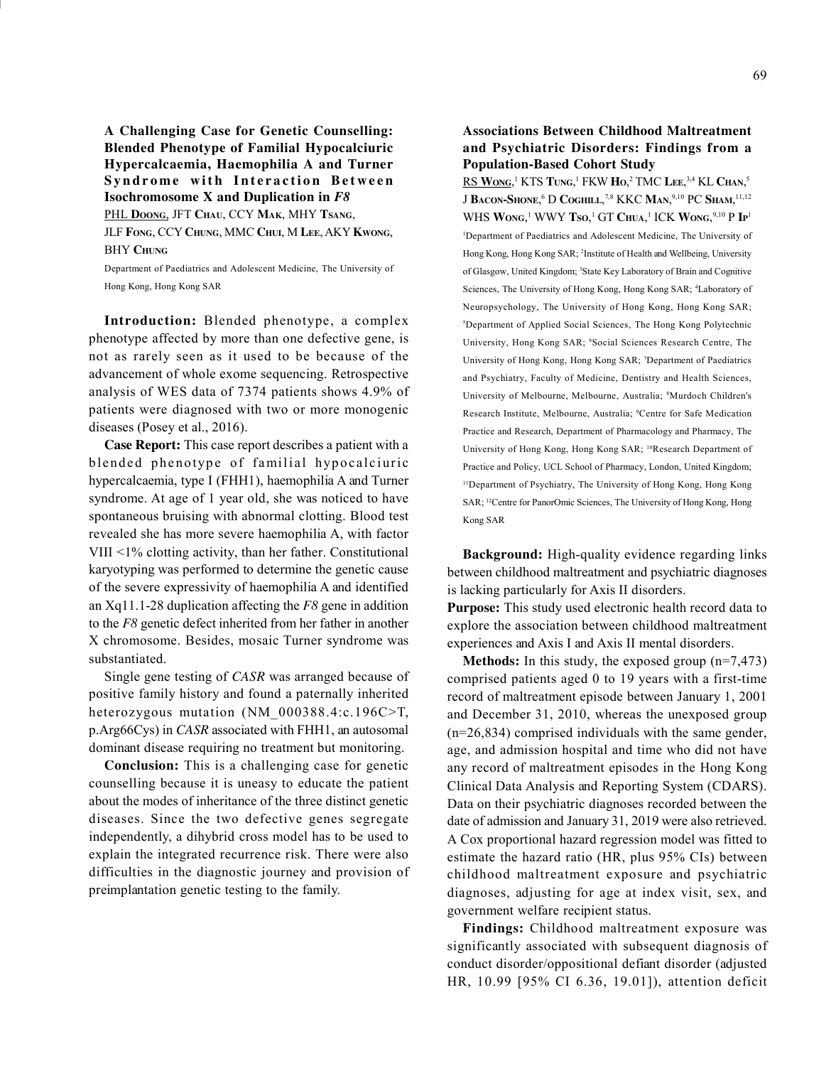## A Challenging Case for Genetic Counselling: Blended Phenotype of Familial Hypocalciuric Hypercalcaemia, Haemophilia A and Turner Syndrome with Interaction Between Isochromosome X and Duplication in *F8*

PHL **Doong**, JFT **Chau**, CCY **Mak**, MHY **Tsang**, JLF **Fong**, CCY **Chung**, MMC **Chui**, M **Lee**, AKY **Kwong**, BHY **Chung**

Department of Paediatrics and Adolescent Medicine, The University of Hong Kong, Hong Kong SAR

**Introduction:** Blended phenotype, a complex phenotype affected by more than one defective gene, is not as rarely seen as it used to be because of the advancement of whole exome sequencing. Retrospective analysis of WES data of 7374 patients shows 4.9% of patients were diagnosed with two or more monogenic diseases (Posey et al., 2016).

**Case Report:** This case report describes a patient with a blended phenotype of familial hypocalciuric hypercalcaemia, type I (FHH1), haemophilia A and Turner syndrome. At age of 1 year old, she was noticed to have spontaneous bruising with abnormal clotting. Blood test revealed she has more severe haemophilia A, with factor VIII <1% clotting activity, than her father. Constitutional karyotyping was performed to determine the genetic cause of the severe expressivity of haemophilia A and identified an Xq11.1-28 duplication affecting the *F8* gene in addition to the *F8* genetic defect inherited from her father in another X chromosome. Besides, mosaic Turner syndrome was substantiated.

Single gene testing of *CASR* was arranged because of positive family history and found a paternally inherited heterozygous mutation (NM_000388.4:c.196C>T, p.Arg66Cys) in *CASR* associated with FHH1, an autosomal dominant disease requiring no treatment but monitoring.

**Conclusion:** This is a challenging case for genetic counselling because it is uneasy to educate the patient about the modes of inheritance of the three distinct genetic diseases. Since the two defective genes segregate independently, a dihybrid cross model has to be used to explain the integrated recurrence risk. There were also difficulties in the diagnostic journey and provision of preimplantation genetic testing to the family.

## Associations Between Childhood Maltreatment and Psychiatric Disorders: Findings from a Population-Based Cohort Study

RS **Wong**,[1] KTS **Tung**,[1] FKW **Ho**,[2] TMC **Lee**,[3,4] KL **Chan**,[5] J **Bacon-Shone**,[6] D **Coghill**,[7,8] KKC **Man**,[9,10] PC **Sham**,[11,12] WHS **Wong**,[1] WWY **Tso**,[1] GT **Chua**,[1] ICK **Wong**,[9,10] P **Ip**[1]

[1]Department of Paediatrics and Adolescent Medicine, The University of Hong Kong, Hong Kong SAR; [2]Institute of Health and Wellbeing, University of Glasgow, United Kingdom; [3]State Key Laboratory of Brain and Cognitive Sciences, The University of Hong Kong, Hong Kong SAR; [4]Laboratory of Neuropsychology, The University of Hong Kong, Hong Kong SAR; [5]Department of Applied Social Sciences, The Hong Kong Polytechnic University, Hong Kong SAR; [6]Social Sciences Research Centre, The University of Hong Kong, Hong Kong SAR; [7]Department of Paediatrics and Psychiatry, Faculty of Medicine, Dentistry and Health Sciences, University of Melbourne, Melbourne, Australia; [8]Murdoch Children's Research Institute, Melbourne, Australia; [9]Centre for Safe Medication Practice and Research, Department of Pharmacology and Pharmacy, The University of Hong Kong, Hong Kong SAR; [10]Research Department of Practice and Policy, UCL School of Pharmacy, London, United Kingdom; [11]Department of Psychiatry, The University of Hong Kong, Hong Kong SAR; [12]Centre for PanorOmic Sciences, The University of Hong Kong, Hong Kong SAR

**Background:** High-quality evidence regarding links between childhood maltreatment and psychiatric diagnoses is lacking particularly for Axis II disorders.

**Purpose:** This study used electronic health record data to explore the association between childhood maltreatment experiences and Axis I and Axis II mental disorders.

**Methods:** In this study, the exposed group (n=7,473) comprised patients aged 0 to 19 years with a first-time record of maltreatment episode between January 1, 2001 and December 31, 2010, whereas the unexposed group (n=26,834) comprised individuals with the same gender, age, and admission hospital and time who did not have any record of maltreatment episodes in the Hong Kong Clinical Data Analysis and Reporting System (CDARS). Data on their psychiatric diagnoses recorded between the date of admission and January 31, 2019 were also retrieved. A Cox proportional hazard regression model was fitted to estimate the hazard ratio (HR, plus 95% CIs) between childhood maltreatment exposure and psychiatric diagnoses, adjusting for age at index visit, sex, and government welfare recipient status.

**Findings:** Childhood maltreatment exposure was significantly associated with subsequent diagnosis of conduct disorder/oppositional defiant disorder (adjusted HR, 10.99 [95% CI 6.36, 19.01]), attention deficit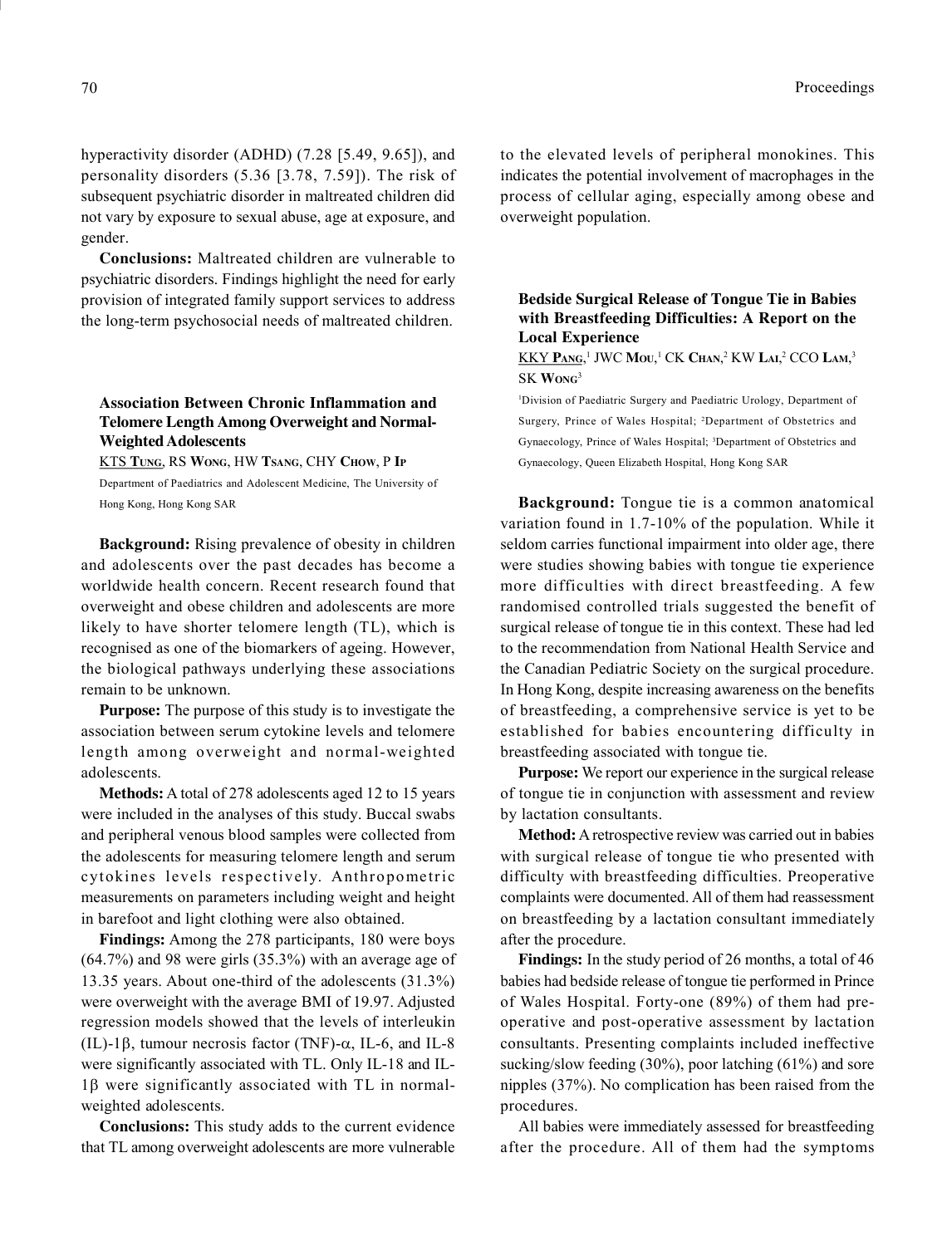hyperactivity disorder (ADHD) (7.28 [5.49, 9.65]), and personality disorders (5.36 [3.78, 7.59]). The risk of subsequent psychiatric disorder in maltreated children did not vary by exposure to sexual abuse, age at exposure, and gender.

**Conclusions:** Maltreated children are vulnerable to psychiatric disorders. Findings highlight the need for early provision of integrated family support services to address the long-term psychosocial needs of maltreated children.

### Association Between Chronic Inflammation and Telomere Length Among Overweight and Normal-Weighted Adolescents

KTS Tung, RS Wong, HW Tsang, CHY Chow, P Ip

Department of Paediatrics and Adolescent Medicine, The University of Hong Kong, Hong Kong SAR

**Background:** Rising prevalence of obesity in children and adolescents over the past decades has become a worldwide health concern. Recent research found that overweight and obese children and adolescents are more likely to have shorter telomere length (TL), which is recognised as one of the biomarkers of ageing. However, the biological pathways underlying these associations remain to be unknown.

**Purpose:** The purpose of this study is to investigate the association between serum cytokine levels and telomere length among overweight and normal-weighted adolescents.

**Methods:** A total of 278 adolescents aged 12 to 15 years were included in the analyses of this study. Buccal swabs and peripheral venous blood samples were collected from the adolescents for measuring telomere length and serum cytokines levels respectively. Anthropometric measurements on parameters including weight and height in barefoot and light clothing were also obtained.

**Findings:** Among the 278 participants, 180 were boys (64.7%) and 98 were girls (35.3%) with an average age of 13.35 years. About one-third of the adolescents (31.3%) were overweight with the average BMI of 19.97. Adjusted regression models showed that the levels of interleukin (IL)-1$\beta$, tumour necrosis factor (TNF)-$\alpha$, IL-6, and IL-8 were significantly associated with TL. Only IL-18 and IL-1$\beta$ were significantly associated with TL in normal-weighted adolescents.

**Conclusions:** This study adds to the current evidence that TL among overweight adolescents are more vulnerable to the elevated levels of peripheral monokines. This indicates the potential involvement of macrophages in the process of cellular aging, especially among obese and overweight population.

### Bedside Surgical Release of Tongue Tie in Babies with Breastfeeding Difficulties: A Report on the Local Experience

KKY Pang,[1] JWC Mou,[1] CK Chan,[2] KW Lai,[2] CCO Lam,[3] SK Wong[3]

[1]Division of Paediatric Surgery and Paediatric Urology, Department of Surgery, Prince of Wales Hospital; [2]Department of Obstetrics and Gynaecology, Prince of Wales Hospital; [3]Department of Obstetrics and Gynaecology, Queen Elizabeth Hospital, Hong Kong SAR

**Background:** Tongue tie is a common anatomical variation found in 1.7-10% of the population. While it seldom carries functional impairment into older age, there were studies showing babies with tongue tie experience more difficulties with direct breastfeeding. A few randomised controlled trials suggested the benefit of surgical release of tongue tie in this context. These had led to the recommendation from National Health Service and the Canadian Pediatric Society on the surgical procedure. In Hong Kong, despite increasing awareness on the benefits of breastfeeding, a comprehensive service is yet to be established for babies encountering difficulty in breastfeeding associated with tongue tie.

**Purpose:** We report our experience in the surgical release of tongue tie in conjunction with assessment and review by lactation consultants.

**Method:** A retrospective review was carried out in babies with surgical release of tongue tie who presented with difficulty with breastfeeding difficulties. Preoperative complaints were documented. All of them had reassessment on breastfeeding by a lactation consultant immediately after the procedure.

**Findings:** In the study period of 26 months, a total of 46 babies had bedside release of tongue tie performed in Prince of Wales Hospital. Forty-one (89%) of them had pre-operative and post-operative assessment by lactation consultants. Presenting complaints included ineffective sucking/slow feeding (30%), poor latching (61%) and sore nipples (37%). No complication has been raised from the procedures.

All babies were immediately assessed for breastfeeding after the procedure. All of them had the symptoms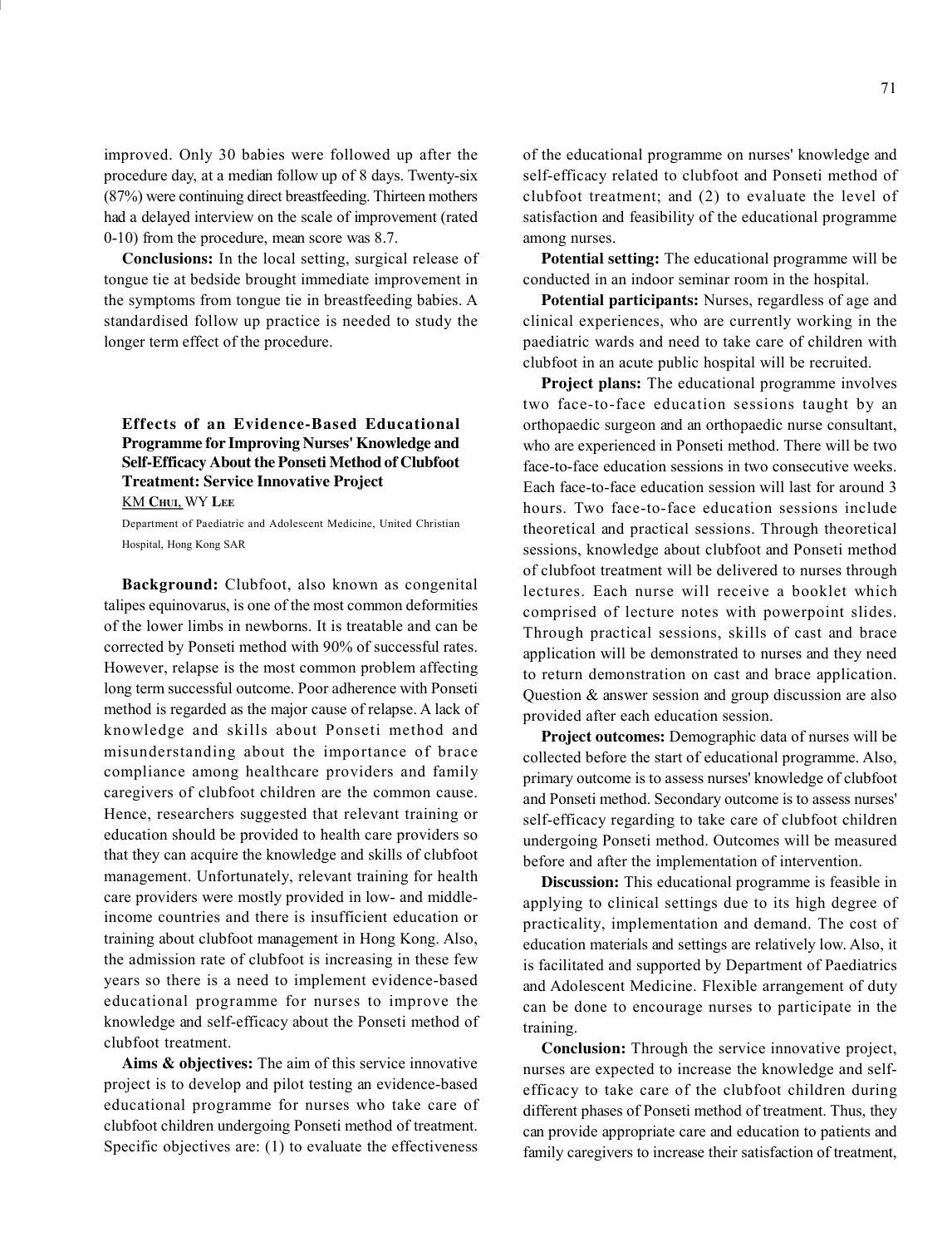improved. Only 30 babies were followed up after the procedure day, at a median follow up of 8 days. Twenty-six (87%) were continuing direct breastfeeding. Thirteen mothers had a delayed interview on the scale of improvement (rated 0-10) from the procedure, mean score was 8.7.

**Conclusions:** In the local setting, surgical release of tongue tie at bedside brought immediate improvement in the symptoms from tongue tie in breastfeeding babies. A standardised follow up practice is needed to study the longer term effect of the procedure.

### Effects of an Evidence-Based Educational Programme for Improving Nurses' Knowledge and Self-Efficacy About the Ponseti Method of Clubfoot Treatment: Service Innovative Project

KM Chui, WY Lee

Department of Paediatric and Adolescent Medicine, United Christian Hospital, Hong Kong SAR

**Background:** Clubfoot, also known as congenital talipes equinovarus, is one of the most common deformities of the lower limbs in newborns. It is treatable and can be corrected by Ponseti method with 90% of successful rates. However, relapse is the most common problem affecting long term successful outcome. Poor adherence with Ponseti method is regarded as the major cause of relapse. A lack of knowledge and skills about Ponseti method and misunderstanding about the importance of brace compliance among healthcare providers and family caregivers of clubfoot children are the common cause. Hence, researchers suggested that relevant training or education should be provided to health care providers so that they can acquire the knowledge and skills of clubfoot management. Unfortunately, relevant training for health care providers were mostly provided in low- and middle-income countries and there is insufficient education or training about clubfoot management in Hong Kong. Also, the admission rate of clubfoot is increasing in these few years so there is a need to implement evidence-based educational programme for nurses to improve the knowledge and self-efficacy about the Ponseti method of clubfoot treatment.

**Aims & objectives:** The aim of this service innovative project is to develop and pilot testing an evidence-based educational programme for nurses who take care of clubfoot children undergoing Ponseti method of treatment. Specific objectives are: (1) to evaluate the effectiveness of the educational programme on nurses' knowledge and self-efficacy related to clubfoot and Ponseti method of clubfoot treatment; and (2) to evaluate the level of satisfaction and feasibility of the educational programme among nurses.

**Potential setting:** The educational programme will be conducted in an indoor seminar room in the hospital.

**Potential participants:** Nurses, regardless of age and clinical experiences, who are currently working in the paediatric wards and need to take care of children with clubfoot in an acute public hospital will be recruited.

**Project plans:** The educational programme involves two face-to-face education sessions taught by an orthopaedic surgeon and an orthopaedic nurse consultant, who are experienced in Ponseti method. There will be two face-to-face education sessions in two consecutive weeks. Each face-to-face education session will last for around 3 hours. Two face-to-face education sessions include theoretical and practical sessions. Through theoretical sessions, knowledge about clubfoot and Ponseti method of clubfoot treatment will be delivered to nurses through lectures. Each nurse will receive a booklet which comprised of lecture notes with powerpoint slides. Through practical sessions, skills of cast and brace application will be demonstrated to nurses and they need to return demonstration on cast and brace application. Question & answer session and group discussion are also provided after each education session.

**Project outcomes:** Demographic data of nurses will be collected before the start of educational programme. Also, primary outcome is to assess nurses' knowledge of clubfoot and Ponseti method. Secondary outcome is to assess nurses' self-efficacy regarding to take care of clubfoot children undergoing Ponseti method. Outcomes will be measured before and after the implementation of intervention.

**Discussion:** This educational programme is feasible in applying to clinical settings due to its high degree of practicality, implementation and demand. The cost of education materials and settings are relatively low. Also, it is facilitated and supported by Department of Paediatrics and Adolescent Medicine. Flexible arrangement of duty can be done to encourage nurses to participate in the training.

**Conclusion:** Through the service innovative project, nurses are expected to increase the knowledge and self-efficacy to take care of the clubfoot children during different phases of Ponseti method of treatment. Thus, they can provide appropriate care and education to patients and family caregivers to increase their satisfaction of treatment,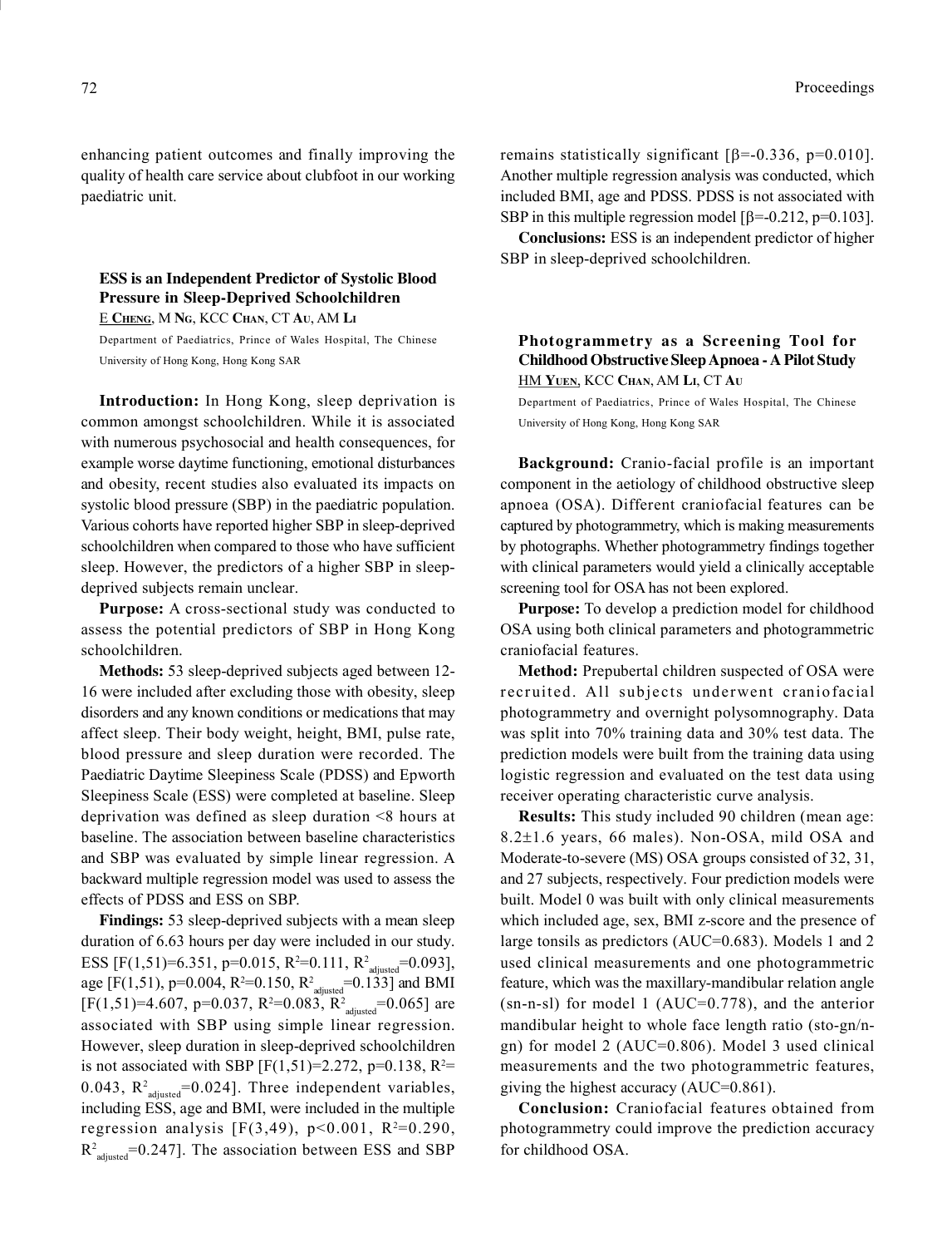enhancing patient outcomes and finally improving the quality of health care service about clubfoot in our working paediatric unit.

### ESS is an Independent Predictor of Systolic Blood Pressure in Sleep-Deprived Schoolchildren

E Cheng, M Ng, KCC Chan, CT Au, AM Li

Department of Paediatrics, Prince of Wales Hospital, The Chinese University of Hong Kong, Hong Kong SAR

**Introduction:** In Hong Kong, sleep deprivation is common amongst schoolchildren. While it is associated with numerous psychosocial and health consequences, for example worse daytime functioning, emotional disturbances and obesity, recent studies also evaluated its impacts on systolic blood pressure (SBP) in the paediatric population. Various cohorts have reported higher SBP in sleep-deprived schoolchildren when compared to those who have sufficient sleep. However, the predictors of a higher SBP in sleep-deprived subjects remain unclear.

**Purpose:** A cross-sectional study was conducted to assess the potential predictors of SBP in Hong Kong schoolchildren.

**Methods:** 53 sleep-deprived subjects aged between 12-16 were included after excluding those with obesity, sleep disorders and any known conditions or medications that may affect sleep. Their body weight, height, BMI, pulse rate, blood pressure and sleep duration were recorded. The Paediatric Daytime Sleepiness Scale (PDSS) and Epworth Sleepiness Scale (ESS) were completed at baseline. Sleep deprivation was defined as sleep duration <8 hours at baseline. The association between baseline characteristics and SBP was evaluated by simple linear regression. A backward multiple regression model was used to assess the effects of PDSS and ESS on SBP.

**Findings:** 53 sleep-deprived subjects with a mean sleep duration of 6.63 hours per day were included in our study. ESS [$F(1,51)=6.351$, $p=0.015$, $R^2=0.111$, $R^2_{adjusted}=0.093$], age [$F(1,51)$, $p=0.004$, $R^2=0.150$, $R^2_{adjusted}=0.133$] and BMI [$F(1,51)=4.607$, $p=0.037$, $R^2=0.083$, $R^2_{adjusted}=0.065$] are associated with SBP using simple linear regression. However, sleep duration in sleep-deprived schoolchildren is not associated with SBP [$F(1,51)=2.272$, $p=0.138$, $R^2=0.043$, $R^2_{adjusted}=0.024$]. Three independent variables, including ESS, age and BMI, were included in the multiple regression analysis [$F(3,49)$, $p<0.001$, $R^2=0.290$, $R^2_{adjusted}=0.247$]. The association between ESS and SBP remains statistically significant [$\beta=-0.336$, $p=0.010$]. Another multiple regression analysis was conducted, which included BMI, age and PDSS. PDSS is not associated with SBP in this multiple regression model [$\beta=-0.212$, $p=0.103$].

**Conclusions:** ESS is an independent predictor of higher SBP in sleep-deprived schoolchildren.

### Photogrammetry as a Screening Tool for Childhood Obstructive Sleep Apnoea - A Pilot Study

HM Yuen, KCC Chan, AM Li, CT Au

Department of Paediatrics, Prince of Wales Hospital, The Chinese University of Hong Kong, Hong Kong SAR

**Background:** Cranio-facial profile is an important component in the aetiology of childhood obstructive sleep apnoea (OSA). Different craniofacial features can be captured by photogrammetry, which is making measurements by photographs. Whether photogrammetry findings together with clinical parameters would yield a clinically acceptable screening tool for OSA has not been explored.

**Purpose:** To develop a prediction model for childhood OSA using both clinical parameters and photogrammetric craniofacial features.

**Method:** Prepubertal children suspected of OSA were recruited. All subjects underwent craniofacial photogrammetry and overnight polysomnography. Data was split into 70% training data and 30% test data. The prediction models were built from the training data using logistic regression and evaluated on the test data using receiver operating characteristic curve analysis.

**Results:** This study included 90 children (mean age: 8.2±1.6 years, 66 males). Non-OSA, mild OSA and Moderate-to-severe (MS) OSA groups consisted of 32, 31, and 27 subjects, respectively. Four prediction models were built. Model 0 was built with only clinical measurements which included age, sex, BMI z-score and the presence of large tonsils as predictors (AUC=0.683). Models 1 and 2 used clinical measurements and one photogrammetric feature, which was the maxillary-mandibular relation angle (sn-n-sl) for model 1 (AUC=0.778), and the anterior mandibular height to whole face length ratio (sto-gn/n-gn) for model 2 (AUC=0.806). Model 3 used clinical measurements and the two photogrammetric features, giving the highest accuracy (AUC=0.861).

**Conclusion:** Craniofacial features obtained from photogrammetry could improve the prediction accuracy for childhood OSA.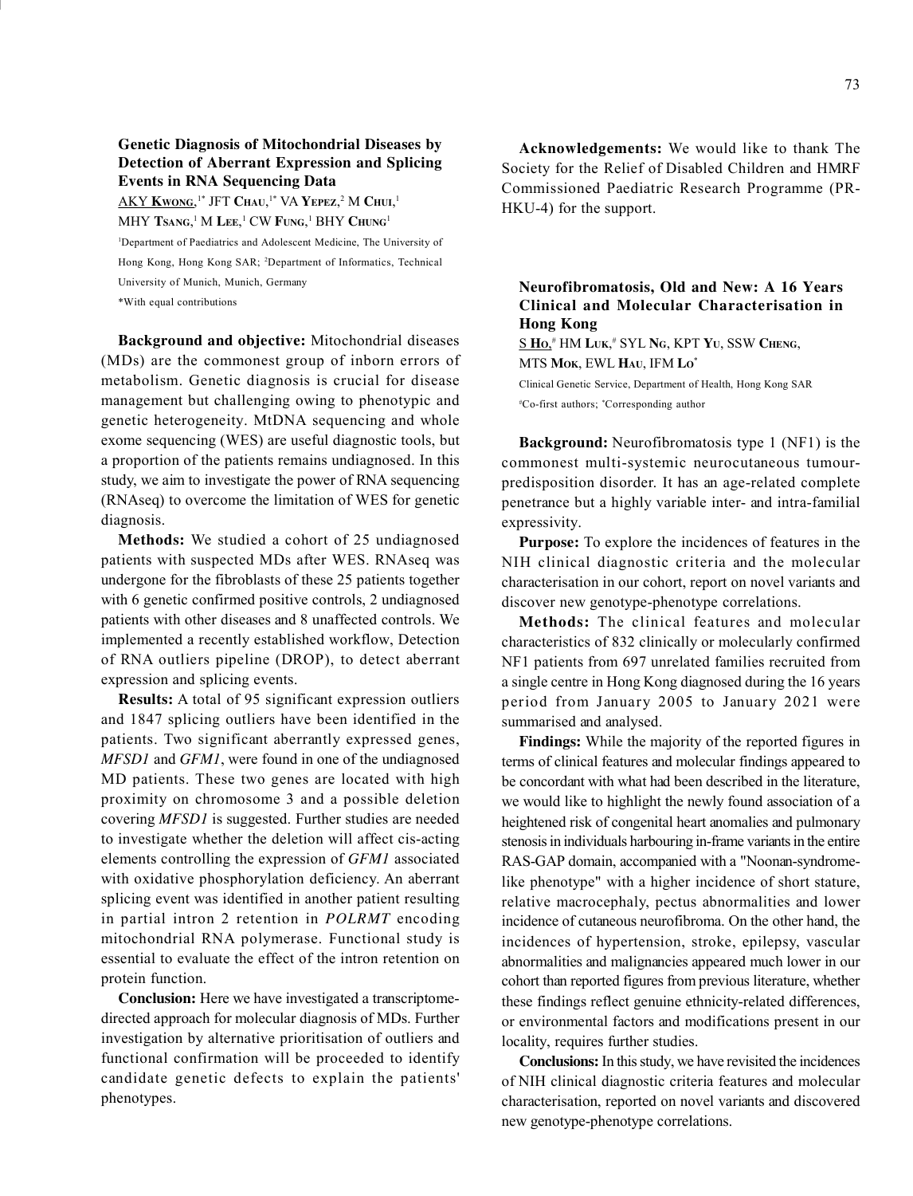### Genetic Diagnosis of Mitochondrial Diseases by Detection of Aberrant Expression and Splicing Events in RNA Sequencing Data

AKY **Kwong**,[1*] JFT **Chau**,[1*] VA **Yepez**,[2] M **Chui**,[1] MHY **Tsang**,[1] M **Lee**,[1] CW **Fung**,[1] BHY **Chung**[1]

[1]Department of Paediatrics and Adolescent Medicine, The University of Hong Kong, Hong Kong SAR; [2]Department of Informatics, Technical University of Munich, Munich, Germany

*With equal contributions

**Background and objective:** Mitochondrial diseases (MDs) are the commonest group of inborn errors of metabolism. Genetic diagnosis is crucial for disease management but challenging owing to phenotypic and genetic heterogeneity. MtDNA sequencing and whole exome sequencing (WES) are useful diagnostic tools, but a proportion of the patients remains undiagnosed. In this study, we aim to investigate the power of RNA sequencing (RNAseq) to overcome the limitation of WES for genetic diagnosis.

**Methods:** We studied a cohort of 25 undiagnosed patients with suspected MDs after WES. RNAseq was undergone for the fibroblasts of these 25 patients together with 6 genetic confirmed positive controls, 2 undiagnosed patients with other diseases and 8 unaffected controls. We implemented a recently established workflow, Detection of RNA outliers pipeline (DROP), to detect aberrant expression and splicing events.

**Results:** A total of 95 significant expression outliers and 1847 splicing outliers have been identified in the patients. Two significant aberrantly expressed genes, *MFSD1* and *GFM1*, were found in one of the undiagnosed MD patients. These two genes are located with high proximity on chromosome 3 and a possible deletion covering *MFSD1* is suggested. Further studies are needed to investigate whether the deletion will affect cis-acting elements controlling the expression of *GFM1* associated with oxidative phosphorylation deficiency. An aberrant splicing event was identified in another patient resulting in partial intron 2 retention in *POLRMT* encoding mitochondrial RNA polymerase. Functional study is essential to evaluate the effect of the intron retention on protein function.

**Conclusion:** Here we have investigated a transcriptome-directed approach for molecular diagnosis of MDs. Further investigation by alternative prioritisation of outliers and functional confirmation will be proceeded to identify candidate genetic defects to explain the patients' phenotypes.

**Acknowledgements:** We would like to thank The Society for the Relief of Disabled Children and HMRF Commissioned Paediatric Research Programme (PR-HKU-4) for the support.

### Neurofibromatosis, Old and New: A 16 Years Clinical and Molecular Characterisation in Hong Kong

S **Ho**,[#] HM **Luk**,[#] SYL **Ng**, KPT **Yu**, SSW **Cheng**, MTS **Mok**, EWL **Hau**, IFM **Lo**[*]

Clinical Genetic Service, Department of Health, Hong Kong SAR

[#]Co-first authors; [*]Corresponding author

**Background:** Neurofibromatosis type 1 (NF1) is the commonest multi-systemic neurocutaneous tumour-predisposition disorder. It has an age-related complete penetrance but a highly variable inter- and intra-familial expressivity.

**Purpose:** To explore the incidences of features in the NIH clinical diagnostic criteria and the molecular characterisation in our cohort, report on novel variants and discover new genotype-phenotype correlations.

**Methods:** The clinical features and molecular characteristics of 832 clinically or molecularly confirmed NF1 patients from 697 unrelated families recruited from a single centre in Hong Kong diagnosed during the 16 years period from January 2005 to January 2021 were summarised and analysed.

**Findings:** While the majority of the reported figures in terms of clinical features and molecular findings appeared to be concordant with what had been described in the literature, we would like to highlight the newly found association of a heightened risk of congenital heart anomalies and pulmonary stenosis in individuals harbouring in-frame variants in the entire RAS-GAP domain, accompanied with a "Noonan-syndrome-like phenotype" with a higher incidence of short stature, relative macrocephaly, pectus abnormalities and lower incidence of cutaneous neurofibroma. On the other hand, the incidences of hypertension, stroke, epilepsy, vascular abnormalities and malignancies appeared much lower in our cohort than reported figures from previous literature, whether these findings reflect genuine ethnicity-related differences, or environmental factors and modifications present in our locality, requires further studies.

**Conclusions:** In this study, we have revisited the incidences of NIH clinical diagnostic criteria features and molecular characterisation, reported on novel variants and discovered new genotype-phenotype correlations.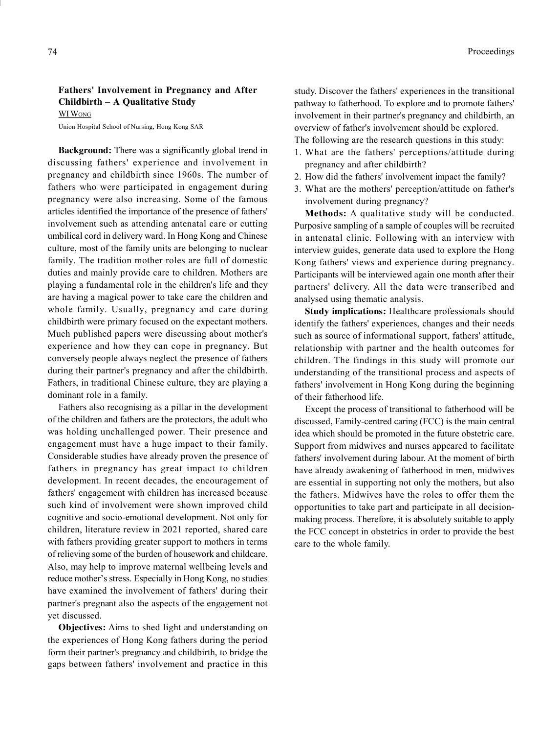## Fathers' Involvement in Pregnancy and After Childbirth – A Qualitative Study

WI Wong

Union Hospital School of Nursing, Hong Kong SAR

**Background:** There was a significantly global trend in discussing fathers' experience and involvement in pregnancy and childbirth since 1960s. The number of fathers who were participated in engagement during pregnancy were also increasing. Some of the famous articles identified the importance of the presence of fathers' involvement such as attending antenatal care or cutting umbilical cord in delivery ward. In Hong Kong and Chinese culture, most of the family units are belonging to nuclear family. The tradition mother roles are full of domestic duties and mainly provide care to children. Mothers are playing a fundamental role in the children's life and they are having a magical power to take care the children and whole family. Usually, pregnancy and care during childbirth were primary focused on the expectant mothers. Much published papers were discussing about mother's experience and how they can cope in pregnancy. But conversely people always neglect the presence of fathers during their partner's pregnancy and after the childbirth. Fathers, in traditional Chinese culture, they are playing a dominant role in a family.

Fathers also recognising as a pillar in the development of the children and fathers are the protectors, the adult who was holding unchallenged power. Their presence and engagement must have a huge impact to their family. Considerable studies have already proven the presence of fathers in pregnancy has great impact to children development. In recent decades, the encouragement of fathers' engagement with children has increased because such kind of involvement were shown improved child cognitive and socio-emotional development. Not only for children, literature review in 2021 reported, shared care with fathers providing greater support to mothers in terms of relieving some of the burden of housework and childcare. Also, may help to improve maternal wellbeing levels and reduce mother's stress. Especially in Hong Kong, no studies have examined the involvement of fathers' during their partner's pregnant also the aspects of the engagement not yet discussed.

**Objectives:** Aims to shed light and understanding on the experiences of Hong Kong fathers during the period form their partner's pregnancy and childbirth, to bridge the gaps between fathers' involvement and practice in this study. Discover the fathers' experiences in the transitional pathway to fatherhood. To explore and to promote fathers' involvement in their partner's pregnancy and childbirth, an overview of father's involvement should be explored.

The following are the research questions in this study:

1. What are the fathers' perceptions/attitude during pregnancy and after childbirth?
2. How did the fathers' involvement impact the family?
3. What are the mothers' perception/attitude on father's involvement during pregnancy?

**Methods:** A qualitative study will be conducted. Purposive sampling of a sample of couples will be recruited in antenatal clinic. Following with an interview with interview guides, generate data used to explore the Hong Kong fathers' views and experience during pregnancy. Participants will be interviewed again one month after their partners' delivery. All the data were transcribed and analysed using thematic analysis.

**Study implications:** Healthcare professionals should identify the fathers' experiences, changes and their needs such as source of informational support, fathers' attitude, relationship with partner and the health outcomes for children. The findings in this study will promote our understanding of the transitional process and aspects of fathers' involvement in Hong Kong during the beginning of their fatherhood life.

Except the process of transitional to fatherhood will be discussed, Family-centred caring (FCC) is the main central idea which should be promoted in the future obstetric care. Support from midwives and nurses appeared to facilitate fathers' involvement during labour. At the moment of birth have already awakening of fatherhood in men, midwives are essential in supporting not only the mothers, but also the fathers. Midwives have the roles to offer them the opportunities to take part and participate in all decision-making process. Therefore, it is absolutely suitable to apply the FCC concept in obstetrics in order to provide the best care to the whole family.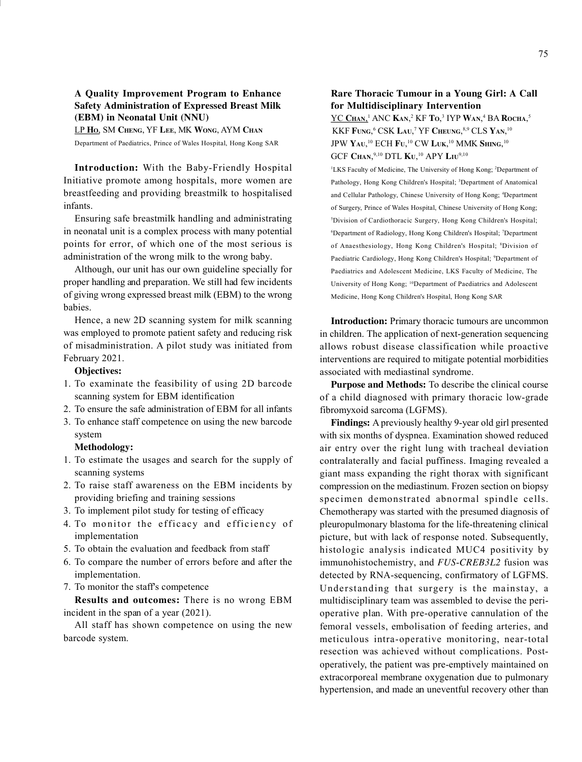### A Quality Improvement Program to Enhance Safety Administration of Expressed Breast Milk (EBM) in Neonatal Unit (NNU)

LP **Ho**, SM **Cheng**, YF **Lee**, MK **Wong**, AYM **Chan**

Department of Paediatrics, Prince of Wales Hospital, Hong Kong SAR

**Introduction:** With the Baby-Friendly Hospital Initiative promote among hospitals, more women are breastfeeding and providing breastmilk to hospitalised infants.

Ensuring safe breastmilk handling and administrating in neonatal unit is a complex process with many potential points for error, of which one of the most serious is administration of the wrong milk to the wrong baby.

Although, our unit has our own guideline specially for proper handling and preparation. We still had few incidents of giving wrong expressed breast milk (EBM) to the wrong babies.

Hence, a new 2D scanning system for milk scanning was employed to promote patient safety and reducing risk of misadministration. A pilot study was initiated from February 2021.

**Objectives:**

1. To examine the feasibility of using 2D barcode scanning system for EBM identification
2. To ensure the safe administration of EBM for all infants
3. To enhance staff competence on using the new barcode system

**Methodology:**

1. To estimate the usages and search for the supply of scanning systems
2. To raise staff awareness on the EBM incidents by providing briefing and training sessions
3. To implement pilot study for testing of efficacy
4. To monitor the efficacy and efficiency of implementation
5. To obtain the evaluation and feedback from staff
6. To compare the number of errors before and after the implementation.
7. To monitor the staff's competence

**Results and outcomes:** There is no wrong EBM incident in the span of a year (2021).

All staff has shown competence on using the new barcode system.

### Rare Thoracic Tumour in a Young Girl: A Call for Multidisciplinary Intervention

YC **Chan**,[1] ANC **Kan**,[2] KF **To**,[3] IYP **Wan**,[4] BA **Rocha**,[5] KKF **Fung**,[6] CSK **Lau**,[7] YF **Cheung**,[8,9] CLS **Yan**,[10] JPW **Yau**,[10] ECH **Fu**,[10] CW **Luk**,[10] MMK **Shing**,[10] GCF **Chan**,[9,10] DTL **Ku**,[10] APY **Liu**[9,10]

[1]LKS Faculty of Medicine, The University of Hong Kong; [2]Department of Pathology, Hong Kong Children's Hospital; [3]Department of Anatomical and Cellular Pathology, Chinese University of Hong Kong; [4]Department of Surgery, Prince of Wales Hospital, Chinese University of Hong Kong; [5]Division of Cardiothoracic Surgery, Hong Kong Children's Hospital; [6]Department of Radiology, Hong Kong Children's Hospital; [7]Department of Anaesthesiology, Hong Kong Children's Hospital; [8]Division of Paediatric Cardiology, Hong Kong Children's Hospital; [9]Department of Paediatrics and Adolescent Medicine, LKS Faculty of Medicine, The University of Hong Kong; [10]Department of Paediatrics and Adolescent Medicine, Hong Kong Children's Hospital, Hong Kong SAR

**Introduction:** Primary thoracic tumours are uncommon in children. The application of next-generation sequencing allows robust disease classification while proactive interventions are required to mitigate potential morbidities associated with mediastinal syndrome.

**Purpose and Methods:** To describe the clinical course of a child diagnosed with primary thoracic low-grade fibromyxoid sarcoma (LGFMS).

**Findings:** A previously healthy 9-year old girl presented with six months of dyspnea. Examination showed reduced air entry over the right lung with tracheal deviation contralaterally and facial puffiness. Imaging revealed a giant mass expanding the right thorax with significant compression on the mediastinum. Frozen section on biopsy specimen demonstrated abnormal spindle cells. Chemotherapy was started with the presumed diagnosis of pleuropulmonary blastoma for the life-threatening clinical picture, but with lack of response noted. Subsequently, histologic analysis indicated MUC4 positivity by immunohistochemistry, and *FUS-CREB3L2* fusion was detected by RNA-sequencing, confirmatory of LGFMS. Understanding that surgery is the mainstay, a multidisciplinary team was assembled to devise the peri-operative plan. With pre-operative cannulation of the femoral vessels, embolisation of feeding arteries, and meticulous intra-operative monitoring, near-total resection was achieved without complications. Post-operatively, the patient was pre-emptively maintained on extracorporeal membrane oxygenation due to pulmonary hypertension, and made an uneventful recovery other than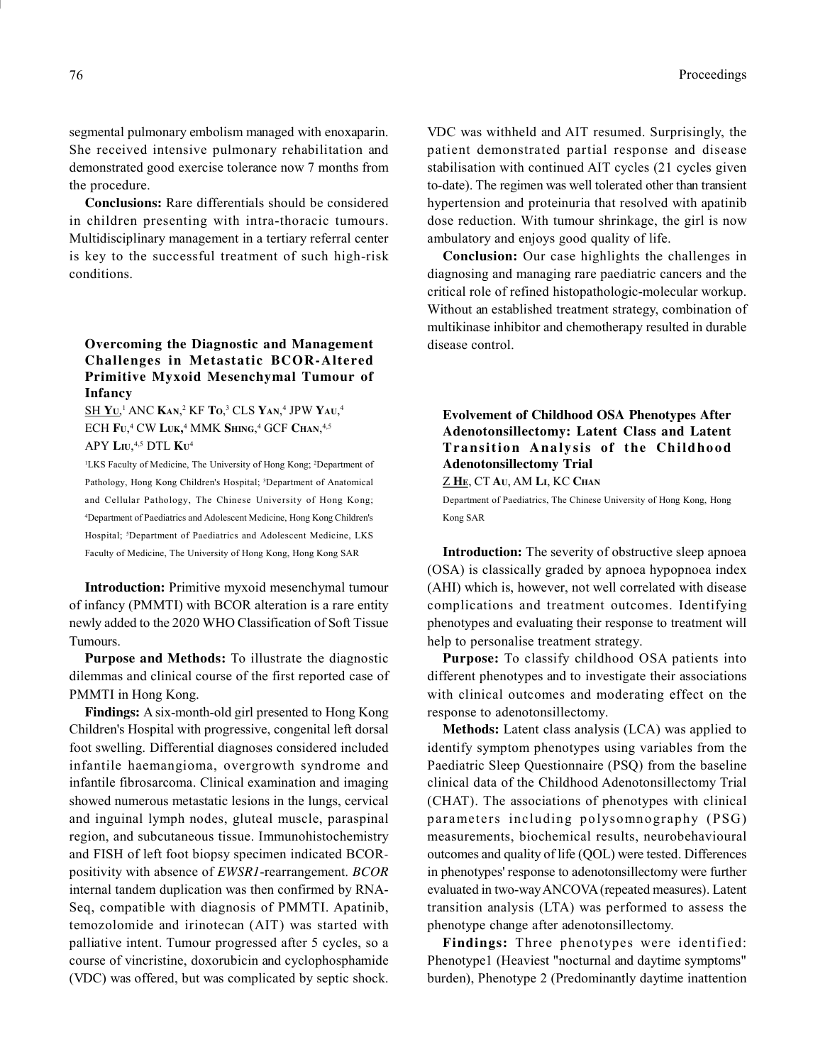segmental pulmonary embolism managed with enoxaparin. She received intensive pulmonary rehabilitation and demonstrated good exercise tolerance now 7 months from the procedure.

**Conclusions:** Rare differentials should be considered in children presenting with intra-thoracic tumours. Multidisciplinary management in a tertiary referral center is key to the successful treatment of such high-risk conditions.

### Overcoming the Diagnostic and Management Challenges in Metastatic BCOR-Altered Primitive Myxoid Mesenchymal Tumour of Infancy

SH **Yu**,[1] ANC **Kan**,[2] KF **To**,[3] CLS **Yan**,[4] JPW **Yau**,[4] ECH **Fu**,[4] CW **Luk**,[4] MMK **Shing**,[4] GCF **Chan**,[4,5] APY **Liu**,[4,5] DTL **Ku**[4]

[1]LKS Faculty of Medicine, The University of Hong Kong; [2]Department of Pathology, Hong Kong Children's Hospital; [3]Department of Anatomical and Cellular Pathology, The Chinese University of Hong Kong; [4]Department of Paediatrics and Adolescent Medicine, Hong Kong Children's Hospital; [5]Department of Paediatrics and Adolescent Medicine, LKS Faculty of Medicine, The University of Hong Kong, Hong Kong SAR

**Introduction:** Primitive myxoid mesenchymal tumour of infancy (PMMTI) with BCOR alteration is a rare entity newly added to the 2020 WHO Classification of Soft Tissue Tumours.

**Purpose and Methods:** To illustrate the diagnostic dilemmas and clinical course of the first reported case of PMMTI in Hong Kong.

**Findings:** A six-month-old girl presented to Hong Kong Children's Hospital with progressive, congenital left dorsal foot swelling. Differential diagnoses considered included infantile haemangioma, overgrowth syndrome and infantile fibrosarcoma. Clinical examination and imaging showed numerous metastatic lesions in the lungs, cervical and inguinal lymph nodes, gluteal muscle, paraspinal region, and subcutaneous tissue. Immunohistochemistry and FISH of left foot biopsy specimen indicated BCOR-positivity with absence of *EWSR1*-rearrangement. *BCOR* internal tandem duplication was then confirmed by RNA-Seq, compatible with diagnosis of PMMTI. Apatinib, temozolomide and irinotecan (AIT) was started with palliative intent. Tumour progressed after 5 cycles, so a course of vincristine, doxorubicin and cyclophosphamide (VDC) was offered, but was complicated by septic shock. VDC was withheld and AIT resumed. Surprisingly, the patient demonstrated partial response and disease stabilisation with continued AIT cycles (21 cycles given to-date). The regimen was well tolerated other than transient hypertension and proteinuria that resolved with apatinib dose reduction. With tumour shrinkage, the girl is now ambulatory and enjoys good quality of life.

**Conclusion:** Our case highlights the challenges in diagnosing and managing rare paediatric cancers and the critical role of refined histopathologic-molecular workup. Without an established treatment strategy, combination of multikinase inhibitor and chemotherapy resulted in durable disease control.

### Evolvement of Childhood OSA Phenotypes After Adenotonsillectomy: Latent Class and Latent Transition Analysis of the Childhood Adenotonsillectomy Trial

Z **He**, CT **Au**, AM **Li**, KC **Chan**

Department of Paediatrics, The Chinese University of Hong Kong, Hong Kong SAR

**Introduction:** The severity of obstructive sleep apnoea (OSA) is classically graded by apnoea hypopnoea index (AHI) which is, however, not well correlated with disease complications and treatment outcomes. Identifying phenotypes and evaluating their response to treatment will help to personalise treatment strategy.

**Purpose:** To classify childhood OSA patients into different phenotypes and to investigate their associations with clinical outcomes and moderating effect on the response to adenotonsillectomy.

**Methods:** Latent class analysis (LCA) was applied to identify symptom phenotypes using variables from the Paediatric Sleep Questionnaire (PSQ) from the baseline clinical data of the Childhood Adenotonsillectomy Trial (CHAT). The associations of phenotypes with clinical parameters including polysomnography (PSG) measurements, biochemical results, neurobehavioural outcomes and quality of life (QOL) were tested. Differences in phenotypes' response to adenotonsillectomy were further evaluated in two-way ANCOVA (repeated measures). Latent transition analysis (LTA) was performed to assess the phenotype change after adenotonsillectomy.

**Findings:** Three phenotypes were identified: Phenotype1 (Heaviest "nocturnal and daytime symptoms" burden), Phenotype 2 (Predominantly daytime inattention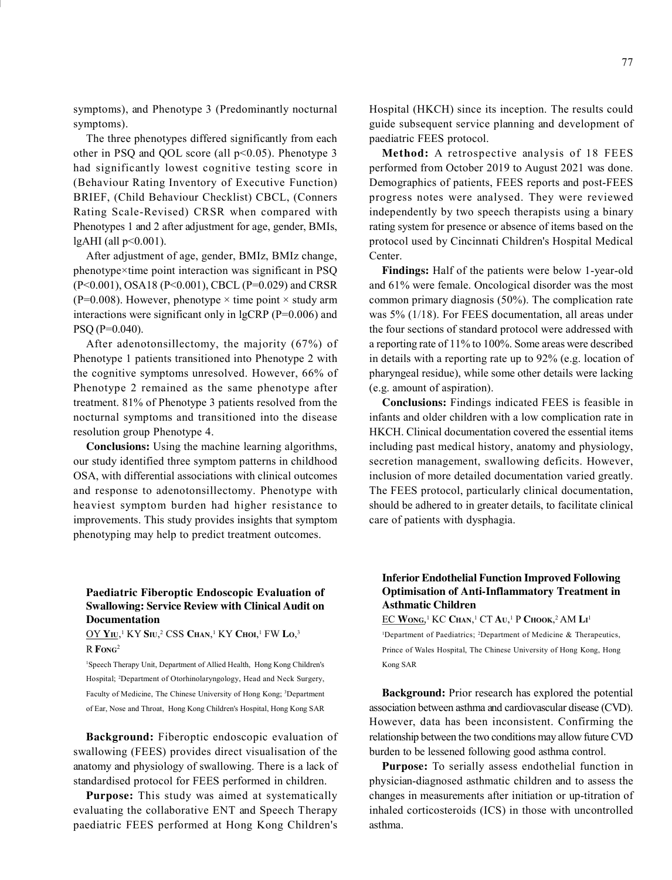symptoms), and Phenotype 3 (Predominantly nocturnal symptoms).

The three phenotypes differed significantly from each other in PSQ and QOL score (all $p<0.05$). Phenotype 3 had significantly lowest cognitive testing score in (Behaviour Rating Inventory of Executive Function) BRIEF, (Child Behaviour Checklist) CBCL, (Conners Rating Scale-Revised) CRSR when compared with Phenotypes 1 and 2 after adjustment for age, gender, BMIs, lgAHI (all $p<0.001$).

After adjustment of age, gender, BMIz, BMIz change, phenotype×time point interaction was significant in PSQ ($P<0.001$), OSA18 ($P<0.001$), CBCL ($P=0.029$) and CRSR ($P=0.008$). However, phenotype × time point × study arm interactions were significant only in lgCRP ($P=0.006$) and PSQ ($P=0.040$).

After adenotonsillectomy, the majority (67%) of Phenotype 1 patients transitioned into Phenotype 2 with the cognitive symptoms unresolved. However, 66% of Phenotype 2 remained as the same phenotype after treatment. 81% of Phenotype 3 patients resolved from the nocturnal symptoms and transitioned into the disease resolution group Phenotype 4.

**Conclusions:** Using the machine learning algorithms, our study identified three symptom patterns in childhood OSA, with differential associations with clinical outcomes and response to adenotonsillectomy. Phenotype with heaviest symptom burden had higher resistance to improvements. This study provides insights that symptom phenotyping may help to predict treatment outcomes.

### Paediatric Fiberoptic Endoscopic Evaluation of Swallowing: Service Review with Clinical Audit on Documentation

OY Yiu,[1] KY Siu,[2] CSS Chan,[1] KY Choi,[1] FW Lo,[3] R Fong[2]

[1]Speech Therapy Unit, Department of Allied Health, Hong Kong Children's Hospital; [2]Department of Otorhinolaryngology, Head and Neck Surgery, Faculty of Medicine, The Chinese University of Hong Kong; [3]Department of Ear, Nose and Throat, Hong Kong Children's Hospital, Hong Kong SAR

**Background:** Fiberoptic endoscopic evaluation of swallowing (FEES) provides direct visualisation of the anatomy and physiology of swallowing. There is a lack of standardised protocol for FEES performed in children.

**Purpose:** This study was aimed at systematically evaluating the collaborative ENT and Speech Therapy paediatric FEES performed at Hong Kong Children's Hospital (HKCH) since its inception. The results could guide subsequent service planning and development of paediatric FEES protocol.

**Method:** A retrospective analysis of 18 FEES performed from October 2019 to August 2021 was done. Demographics of patients, FEES reports and post-FEES progress notes were analysed. They were reviewed independently by two speech therapists using a binary rating system for presence or absence of items based on the protocol used by Cincinnati Children's Hospital Medical Center.

**Findings:** Half of the patients were below 1-year-old and 61% were female. Oncological disorder was the most common primary diagnosis (50%). The complication rate was 5% (1/18). For FEES documentation, all areas under the four sections of standard protocol were addressed with a reporting rate of 11% to 100%. Some areas were described in details with a reporting rate up to 92% (e.g. location of pharyngeal residue), while some other details were lacking (e.g. amount of aspiration).

**Conclusions:** Findings indicated FEES is feasible in infants and older children with a low complication rate in HKCH. Clinical documentation covered the essential items including past medical history, anatomy and physiology, secretion management, swallowing deficits. However, inclusion of more detailed documentation varied greatly. The FEES protocol, particularly clinical documentation, should be adhered to in greater details, to facilitate clinical care of patients with dysphagia.

### Inferior Endothelial Function Improved Following Optimisation of Anti-Inflammatory Treatment in Asthmatic Children

EC Wong,[1] KC Chan,[1] CT Au,[1] P Chook,[2] AM Li[1]

[1]Department of Paediatrics; [2]Department of Medicine & Therapeutics, Prince of Wales Hospital, The Chinese University of Hong Kong, Hong Kong SAR

**Background:** Prior research has explored the potential association between asthma and cardiovascular disease (CVD). However, data has been inconsistent. Confirming the relationship between the two conditions may allow future CVD burden to be lessened following good asthma control.

**Purpose:** To serially assess endothelial function in physician-diagnosed asthmatic children and to assess the changes in measurements after initiation or up-titration of inhaled corticosteroids (ICS) in those with uncontrolled asthma.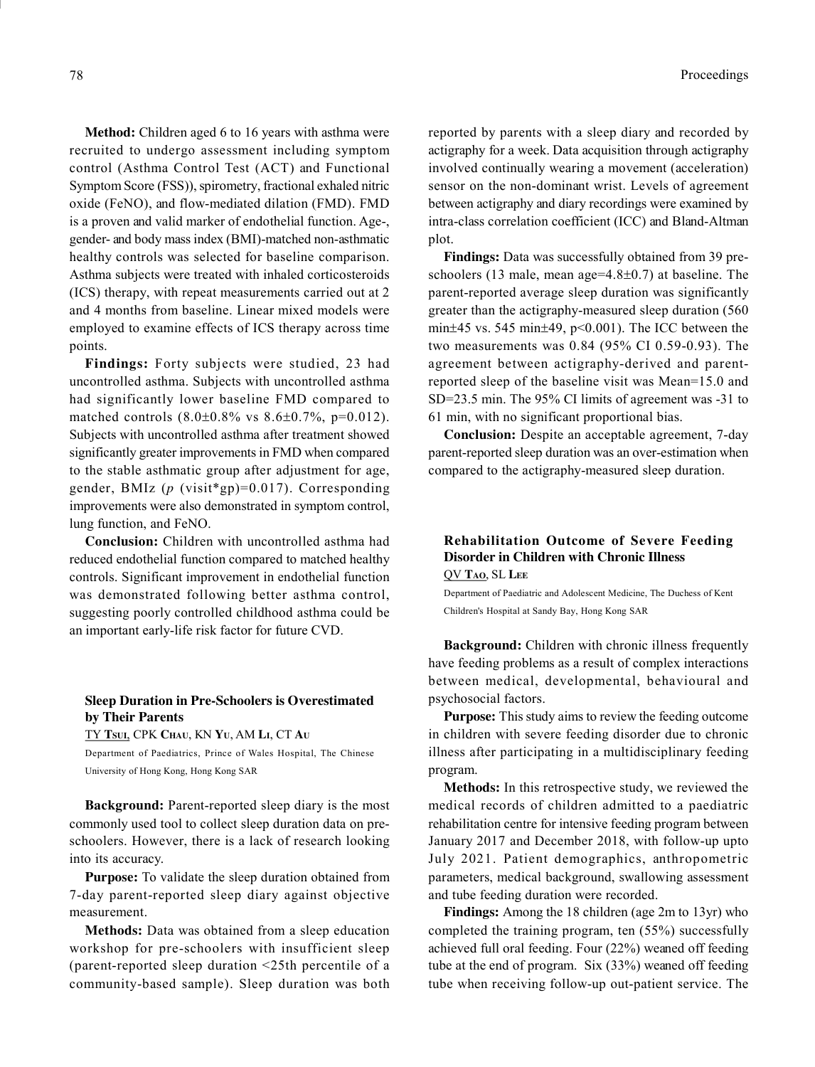**Method:** Children aged 6 to 16 years with asthma were recruited to undergo assessment including symptom control (Asthma Control Test (ACT) and Functional Symptom Score (FSS)), spirometry, fractional exhaled nitric oxide (FeNO), and flow-mediated dilation (FMD). FMD is a proven and valid marker of endothelial function. Age-, gender- and body mass index (BMI)-matched non-asthmatic healthy controls was selected for baseline comparison. Asthma subjects were treated with inhaled corticosteroids (ICS) therapy, with repeat measurements carried out at 2 and 4 months from baseline. Linear mixed models were employed to examine effects of ICS therapy across time points.

**Findings:** Forty subjects were studied, 23 had uncontrolled asthma. Subjects with uncontrolled asthma had significantly lower baseline FMD compared to matched controls (8.0±0.8% vs 8.6±0.7%, p=0.012). Subjects with uncontrolled asthma after treatment showed significantly greater improvements in FMD when compared to the stable asthmatic group after adjustment for age, gender, BMIz (*p* (visit*gp)=0.017). Corresponding improvements were also demonstrated in symptom control, lung function, and FeNO.

**Conclusion:** Children with uncontrolled asthma had reduced endothelial function compared to matched healthy controls. Significant improvement in endothelial function was demonstrated following better asthma control, suggesting poorly controlled childhood asthma could be an important early-life risk factor for future CVD.

### Sleep Duration in Pre-Schoolers is Overestimated by Their Parents

TY Tsui, CPK Chau, KN Yu, AM Li, CT Au

Department of Paediatrics, Prince of Wales Hospital, The Chinese University of Hong Kong, Hong Kong SAR

**Background:** Parent-reported sleep diary is the most commonly used tool to collect sleep duration data on pre-schoolers. However, there is a lack of research looking into its accuracy.

**Purpose:** To validate the sleep duration obtained from 7-day parent-reported sleep diary against objective measurement.

**Methods:** Data was obtained from a sleep education workshop for pre-schoolers with insufficient sleep (parent-reported sleep duration <25th percentile of a community-based sample). Sleep duration was both reported by parents with a sleep diary and recorded by actigraphy for a week. Data acquisition through actigraphy involved continually wearing a movement (acceleration) sensor on the non-dominant wrist. Levels of agreement between actigraphy and diary recordings were examined by intra-class correlation coefficient (ICC) and Bland-Altman plot.

**Findings:** Data was successfully obtained from 39 pre-schoolers (13 male, mean age=4.8±0.7) at baseline. The parent-reported average sleep duration was significantly greater than the actigraphy-measured sleep duration (560 min±45 vs. 545 min±49, p<0.001). The ICC between the two measurements was 0.84 (95% CI 0.59-0.93). The agreement between actigraphy-derived and parent-reported sleep of the baseline visit was Mean=15.0 and SD=23.5 min. The 95% CI limits of agreement was -31 to 61 min, with no significant proportional bias.

**Conclusion:** Despite an acceptable agreement, 7-day parent-reported sleep duration was an over-estimation when compared to the actigraphy-measured sleep duration.

### Rehabilitation Outcome of Severe Feeding Disorder in Children with Chronic Illness

QV Tao, SL Lee

Department of Paediatric and Adolescent Medicine, The Duchess of Kent Children's Hospital at Sandy Bay, Hong Kong SAR

**Background:** Children with chronic illness frequently have feeding problems as a result of complex interactions between medical, developmental, behavioural and psychosocial factors.

**Purpose:** This study aims to review the feeding outcome in children with severe feeding disorder due to chronic illness after participating in a multidisciplinary feeding program.

**Methods:** In this retrospective study, we reviewed the medical records of children admitted to a paediatric rehabilitation centre for intensive feeding program between January 2017 and December 2018, with follow-up upto July 2021. Patient demographics, anthropometric parameters, medical background, swallowing assessment and tube feeding duration were recorded.

**Findings:** Among the 18 children (age 2m to 13yr) who completed the training program, ten (55%) successfully achieved full oral feeding. Four (22%) weaned off feeding tube at the end of program. Six (33%) weaned off feeding tube when receiving follow-up out-patient service. The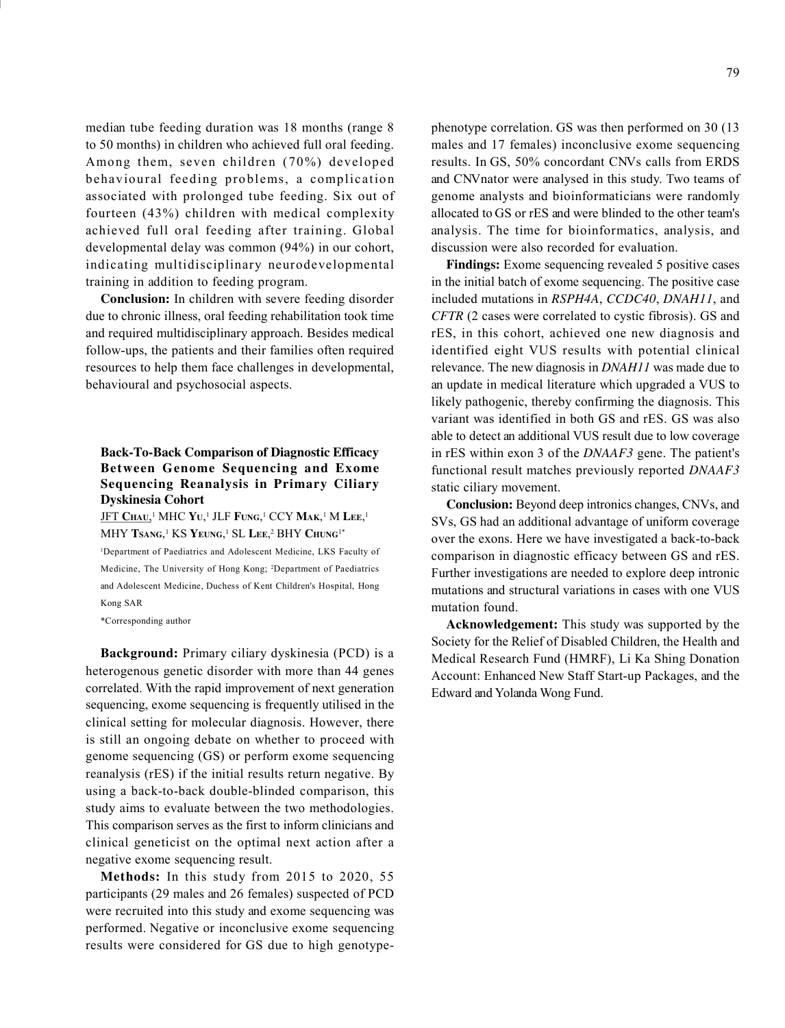median tube feeding duration was 18 months (range 8 to 50 months) in children who achieved full oral feeding. Among them, seven children (70%) developed behavioural feeding problems, a complication associated with prolonged tube feeding. Six out of fourteen (43%) children with medical complexity achieved full oral feeding after training. Global developmental delay was common (94%) in our cohort, indicating multidisciplinary neurodevelopmental training in addition to feeding program.

**Conclusion:** In children with severe feeding disorder due to chronic illness, oral feeding rehabilitation took time and required multidisciplinary approach. Besides medical follow-ups, the patients and their families often required resources to help them face challenges in developmental, behavioural and psychosocial aspects.

## Back-To-Back Comparison of Diagnostic Efficacy Between Genome Sequencing and Exome Sequencing Reanalysis in Primary Ciliary Dyskinesia Cohort

JFT **Chau**,[1] MHC **Yu**,[1] JLF **Fung**,[1] CCY **Mak**,[1] M **Lee**,[1] MHY **Tsang**,[1] KS **Yeung**,[1] SL **Lee**,[2] BHY **Chung**[1*]

[1]Department of Paediatrics and Adolescent Medicine, LKS Faculty of Medicine, The University of Hong Kong; [2]Department of Paediatrics and Adolescent Medicine, Duchess of Kent Children's Hospital, Hong Kong SAR

*Corresponding author

**Background:** Primary ciliary dyskinesia (PCD) is a heterogenous genetic disorder with more than 44 genes correlated. With the rapid improvement of next generation sequencing, exome sequencing is frequently utilised in the clinical setting for molecular diagnosis. However, there is still an ongoing debate on whether to proceed with genome sequencing (GS) or perform exome sequencing reanalysis (rES) if the initial results return negative. By using a back-to-back double-blinded comparison, this study aims to evaluate between the two methodologies. This comparison serves as the first to inform clinicians and clinical geneticist on the optimal next action after a negative exome sequencing result.

**Methods:** In this study from 2015 to 2020, 55 participants (29 males and 26 females) suspected of PCD were recruited into this study and exome sequencing was performed. Negative or inconclusive exome sequencing results were considered for GS due to high genotype-phenotype correlation. GS was then performed on 30 (13 males and 17 females) inconclusive exome sequencing results. In GS, 50% concordant CNVs calls from ERDS and CNVnator were analysed in this study. Two teams of genome analysts and bioinformaticians were randomly allocated to GS or rES and were blinded to the other team's analysis. The time for bioinformatics, analysis, and discussion were also recorded for evaluation.

**Findings:** Exome sequencing revealed 5 positive cases in the initial batch of exome sequencing. The positive case included mutations in *RSPH4A*, *CCDC40*, *DNAH11*, and *CFTR* (2 cases were correlated to cystic fibrosis). GS and rES, in this cohort, achieved one new diagnosis and identified eight VUS results with potential clinical relevance. The new diagnosis in *DNAH11* was made due to an update in medical literature which upgraded a VUS to likely pathogenic, thereby confirming the diagnosis. This variant was identified in both GS and rES. GS was also able to detect an additional VUS result due to low coverage in rES within exon 3 of the *DNAAF3* gene. The patient's functional result matches previously reported *DNAAF3* static ciliary movement.

**Conclusion:** Beyond deep intronics changes, CNVs, and SVs, GS had an additional advantage of uniform coverage over the exons. Here we have investigated a back-to-back comparison in diagnostic efficacy between GS and rES. Further investigations are needed to explore deep intronic mutations and structural variations in cases with one VUS mutation found.

**Acknowledgement:** This study was supported by the Society for the Relief of Disabled Children, the Health and Medical Research Fund (HMRF), Li Ka Shing Donation Account: Enhanced New Staff Start-up Packages, and the Edward and Yolanda Wong Fund.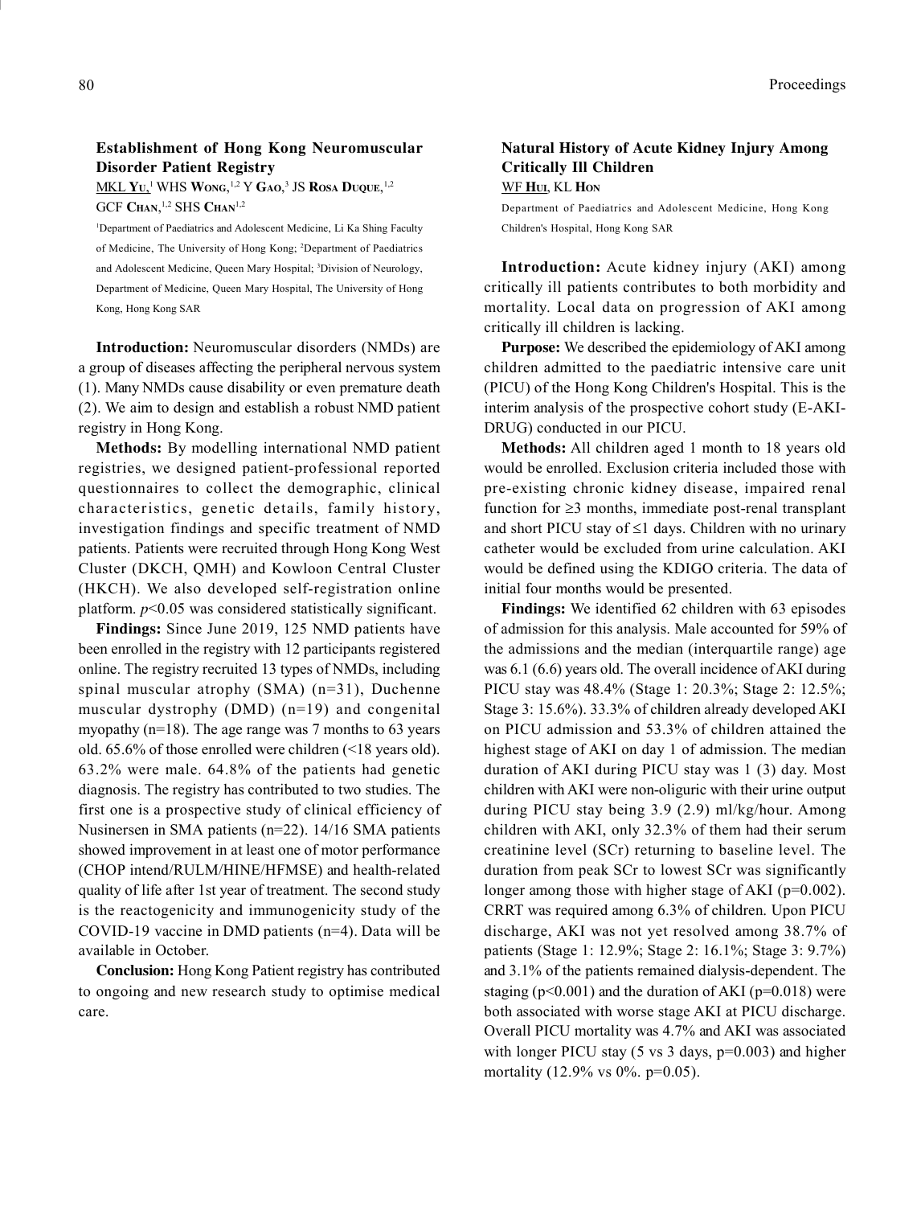## Establishment of Hong Kong Neuromuscular Disorder Patient Registry

MKL **Yu**,[1] WHS **Wong**,[1,2] Y **Gao**,[3] JS **Rosa Duque**,[1,2] GCF **Chan**,[1,2] SHS **Chan**[1,2]

[1]Department of Paediatrics and Adolescent Medicine, Li Ka Shing Faculty of Medicine, The University of Hong Kong; [2]Department of Paediatrics and Adolescent Medicine, Queen Mary Hospital; [3]Division of Neurology, Department of Medicine, Queen Mary Hospital, The University of Hong Kong, Hong Kong SAR

**Introduction:** Neuromuscular disorders (NMDs) are a group of diseases affecting the peripheral nervous system (1). Many NMDs cause disability or even premature death (2). We aim to design and establish a robust NMD patient registry in Hong Kong.

**Methods:** By modelling international NMD patient registries, we designed patient-professional reported questionnaires to collect the demographic, clinical characteristics, genetic details, family history, investigation findings and specific treatment of NMD patients. Patients were recruited through Hong Kong West Cluster (DKCH, QMH) and Kowloon Central Cluster (HKCH). We also developed self-registration online platform. $p<0.05$ was considered statistically significant.

**Findings:** Since June 2019, 125 NMD patients have been enrolled in the registry with 12 participants registered online. The registry recruited 13 types of NMDs, including spinal muscular atrophy (SMA) (n=31), Duchenne muscular dystrophy (DMD) (n=19) and congenital myopathy (n=18). The age range was 7 months to 63 years old. 65.6% of those enrolled were children (<18 years old). 63.2% were male. 64.8% of the patients had genetic diagnosis. The registry has contributed to two studies. The first one is a prospective study of clinical efficiency of Nusinersen in SMA patients (n=22). 14/16 SMA patients showed improvement in at least one of motor performance (CHOP intend/RULM/HINE/HFMSE) and health-related quality of life after 1st year of treatment. The second study is the reactogenicity and immunogenicity study of the COVID-19 vaccine in DMD patients (n=4). Data will be available in October.

**Conclusion:** Hong Kong Patient registry has contributed to ongoing and new research study to optimise medical care.

## Natural History of Acute Kidney Injury Among Critically Ill Children

WF **Hui**, KL **Hon**

Department of Paediatrics and Adolescent Medicine, Hong Kong Children's Hospital, Hong Kong SAR

**Introduction:** Acute kidney injury (AKI) among critically ill patients contributes to both morbidity and mortality. Local data on progression of AKI among critically ill children is lacking.

**Purpose:** We described the epidemiology of AKI among children admitted to the paediatric intensive care unit (PICU) of the Hong Kong Children's Hospital. This is the interim analysis of the prospective cohort study (E-AKI-DRUG) conducted in our PICU.

**Methods:** All children aged 1 month to 18 years old would be enrolled. Exclusion criteria included those with pre-existing chronic kidney disease, impaired renal function for ≥3 months, immediate post-renal transplant and short PICU stay of ≤1 days. Children with no urinary catheter would be excluded from urine calculation. AKI would be defined using the KDIGO criteria. The data of initial four months would be presented.

**Findings:** We identified 62 children with 63 episodes of admission for this analysis. Male accounted for 59% of the admissions and the median (interquartile range) age was 6.1 (6.6) years old. The overall incidence of AKI during PICU stay was 48.4% (Stage 1: 20.3%; Stage 2: 12.5%; Stage 3: 15.6%). 33.3% of children already developed AKI on PICU admission and 53.3% of children attained the highest stage of AKI on day 1 of admission. The median duration of AKI during PICU stay was 1 (3) day. Most children with AKI were non-oliguric with their urine output during PICU stay being 3.9 (2.9) ml/kg/hour. Among children with AKI, only 32.3% of them had their serum creatinine level (SCr) returning to baseline level. The duration from peak SCr to lowest SCr was significantly longer among those with higher stage of AKI (p=0.002). CRRT was required among 6.3% of children. Upon PICU discharge, AKI was not yet resolved among 38.7% of patients (Stage 1: 12.9%; Stage 2: 16.1%; Stage 3: 9.7%) and 3.1% of the patients remained dialysis-dependent. The staging (p<0.001) and the duration of AKI (p=0.018) were both associated with worse stage AKI at PICU discharge. Overall PICU mortality was 4.7% and AKI was associated with longer PICU stay (5 vs 3 days, p=0.003) and higher mortality (12.9% vs 0%. p=0.05).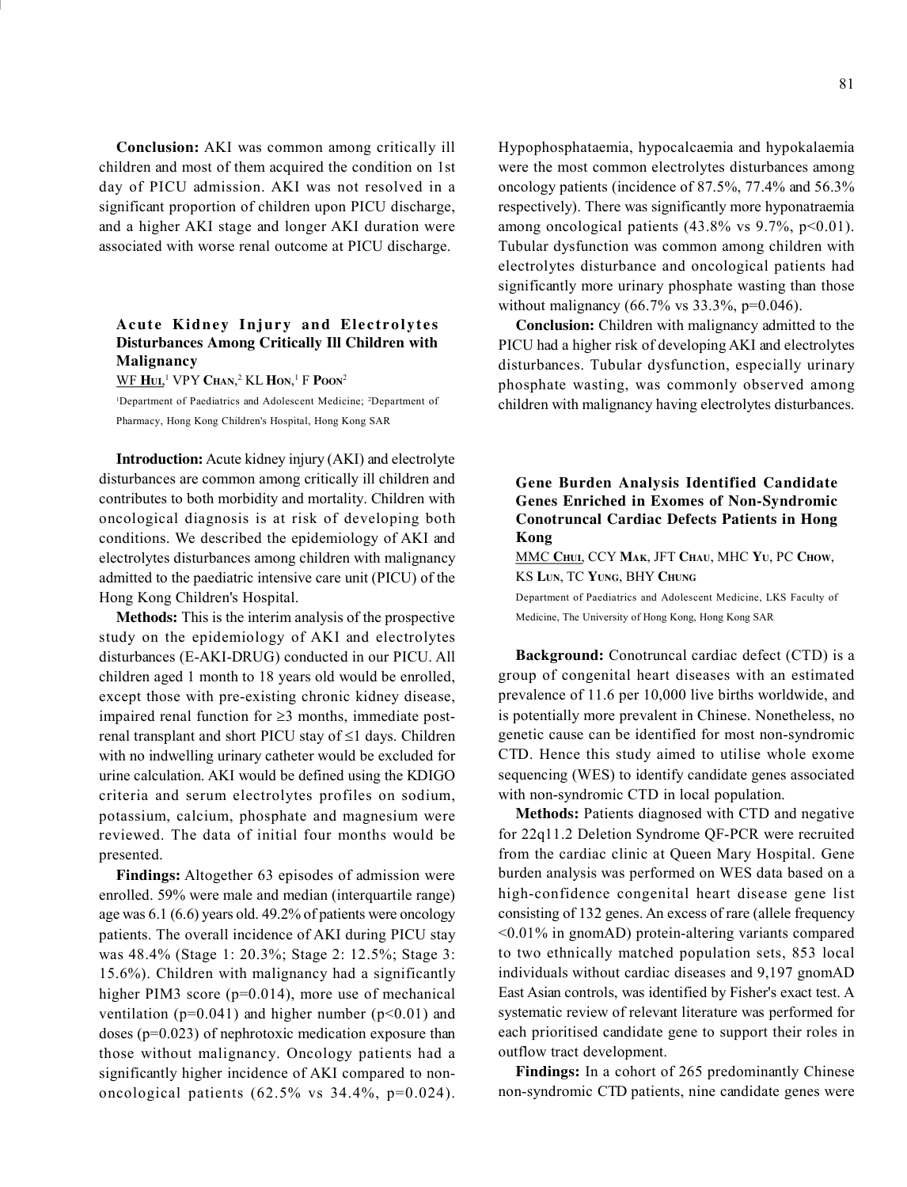**Conclusion:** AKI was common among critically ill children and most of them acquired the condition on 1st day of PICU admission. AKI was not resolved in a significant proportion of children upon PICU discharge, and a higher AKI stage and longer AKI duration were associated with worse renal outcome at PICU discharge.

### Acute Kidney Injury and Electrolytes Disturbances Among Critically Ill Children with Malignancy

WF Hui,[1] VPY Chan,[2] KL Hon,[1] F Poon[2]

[1]Department of Paediatrics and Adolescent Medicine; [2]Department of Pharmacy, Hong Kong Children's Hospital, Hong Kong SAR

**Introduction:** Acute kidney injury (AKI) and electrolyte disturbances are common among critically ill children and contributes to both morbidity and mortality. Children with oncological diagnosis is at risk of developing both conditions. We described the epidemiology of AKI and electrolytes disturbances among children with malignancy admitted to the paediatric intensive care unit (PICU) of the Hong Kong Children's Hospital.

**Methods:** This is the interim analysis of the prospective study on the epidemiology of AKI and electrolytes disturbances (E-AKI-DRUG) conducted in our PICU. All children aged 1 month to 18 years old would be enrolled, except those with pre-existing chronic kidney disease, impaired renal function for ≥3 months, immediate post-renal transplant and short PICU stay of ≤1 days. Children with no indwelling urinary catheter would be excluded for urine calculation. AKI would be defined using the KDIGO criteria and serum electrolytes profiles on sodium, potassium, calcium, phosphate and magnesium were reviewed. The data of initial four months would be presented.

**Findings:** Altogether 63 episodes of admission were enrolled. 59% were male and median (interquartile range) age was 6.1 (6.6) years old. 49.2% of patients were oncology patients. The overall incidence of AKI during PICU stay was 48.4% (Stage 1: 20.3%; Stage 2: 12.5%; Stage 3: 15.6%). Children with malignancy had a significantly higher PIM3 score (p=0.014), more use of mechanical ventilation (p=0.041) and higher number (p<0.01) and doses (p=0.023) of nephrotoxic medication exposure than those without malignancy. Oncology patients had a significantly higher incidence of AKI compared to non-oncological patients (62.5% vs 34.4%, p=0.024). Hypophosphataemia, hypocalcaemia and hypokalaemia were the most common electrolytes disturbances among oncology patients (incidence of 87.5%, 77.4% and 56.3% respectively). There was significantly more hyponatraemia among oncological patients (43.8% vs 9.7%, p<0.01). Tubular dysfunction was common among children with electrolytes disturbance and oncological patients had significantly more urinary phosphate wasting than those without malignancy (66.7% vs 33.3%, p=0.046).

**Conclusion:** Children with malignancy admitted to the PICU had a higher risk of developing AKI and electrolytes disturbances. Tubular dysfunction, especially urinary phosphate wasting, was commonly observed among children with malignancy having electrolytes disturbances.

### Gene Burden Analysis Identified Candidate Genes Enriched in Exomes of Non-Syndromic Conotruncal Cardiac Defects Patients in Hong Kong

MMC Chui, CCY Mak, JFT Chau, MHC Yu, PC Chow, KS Lun, TC Yung, BHY Chung

Department of Paediatrics and Adolescent Medicine, LKS Faculty of Medicine, The University of Hong Kong, Hong Kong SAR

**Background:** Conotruncal cardiac defect (CTD) is a group of congenital heart diseases with an estimated prevalence of 11.6 per 10,000 live births worldwide, and is potentially more prevalent in Chinese. Nonetheless, no genetic cause can be identified for most non-syndromic CTD. Hence this study aimed to utilise whole exome sequencing (WES) to identify candidate genes associated with non-syndromic CTD in local population.

**Methods:** Patients diagnosed with CTD and negative for 22q11.2 Deletion Syndrome QF-PCR were recruited from the cardiac clinic at Queen Mary Hospital. Gene burden analysis was performed on WES data based on a high-confidence congenital heart disease gene list consisting of 132 genes. An excess of rare (allele frequency <0.01% in gnomAD) protein-altering variants compared to two ethnically matched population sets, 853 local individuals without cardiac diseases and 9,197 gnomAD East Asian controls, was identified by Fisher's exact test. A systematic review of relevant literature was performed for each prioritised candidate gene to support their roles in outflow tract development.

**Findings:** In a cohort of 265 predominantly Chinese non-syndromic CTD patients, nine candidate genes were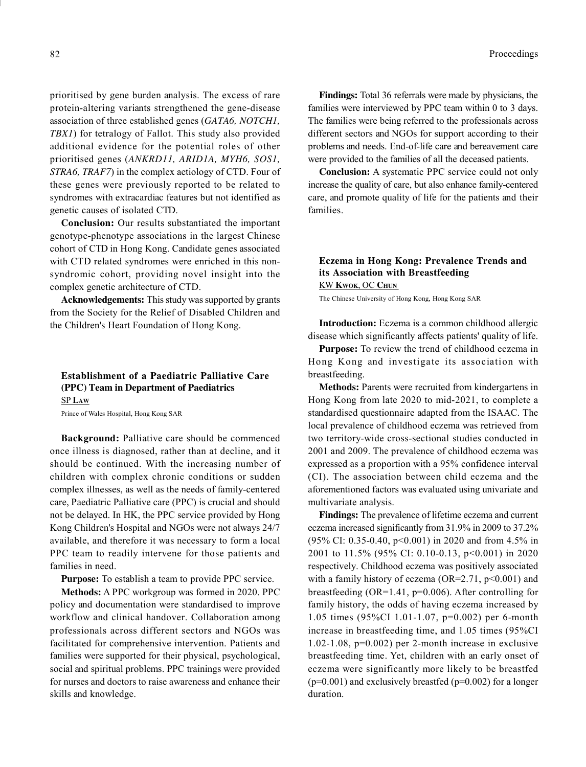prioritised by gene burden analysis. The excess of rare protein-altering variants strengthened the gene-disease association of three established genes (*GATA6, NOTCH1, TBX1*) for tetralogy of Fallot. This study also provided additional evidence for the potential roles of other prioritised genes (*ANKRD11, ARID1A, MYH6, SOS1, STRA6, TRAF7*) in the complex aetiology of CTD. Four of these genes were previously reported to be related to syndromes with extracardiac features but not identified as genetic causes of isolated CTD.

**Conclusion:** Our results substantiated the important genotype-phenotype associations in the largest Chinese cohort of CTD in Hong Kong. Candidate genes associated with CTD related syndromes were enriched in this non-syndromic cohort, providing novel insight into the complex genetic architecture of CTD.

**Acknowledgements:** This study was supported by grants from the Society for the Relief of Disabled Children and the Children's Heart Foundation of Hong Kong.

### Establishment of a Paediatric Palliative Care (PPC) Team in Department of Paediatrics

SP **Law**

Prince of Wales Hospital, Hong Kong SAR

**Background:** Palliative care should be commenced once illness is diagnosed, rather than at decline, and it should be continued. With the increasing number of children with complex chronic conditions or sudden complex illnesses, as well as the needs of family-centered care, Paediatric Palliative care (PPC) is crucial and should not be delayed. In HK, the PPC service provided by Hong Kong Children's Hospital and NGOs were not always 24/7 available, and therefore it was necessary to form a local PPC team to readily intervene for those patients and families in need.

**Purpose:** To establish a team to provide PPC service.

**Methods:** A PPC workgroup was formed in 2020. PPC policy and documentation were standardised to improve workflow and clinical handover. Collaboration among professionals across different sectors and NGOs was facilitated for comprehensive intervention. Patients and families were supported for their physical, psychological, social and spiritual problems. PPC trainings were provided for nurses and doctors to raise awareness and enhance their skills and knowledge.

**Findings:** Total 36 referrals were made by physicians, the families were interviewed by PPC team within 0 to 3 days. The families were being referred to the professionals across different sectors and NGOs for support according to their problems and needs. End-of-life care and bereavement care were provided to the families of all the deceased patients.

**Conclusion:** A systematic PPC service could not only increase the quality of care, but also enhance family-centered care, and promote quality of life for the patients and their families.

### Eczema in Hong Kong: Prevalence Trends and its Association with Breastfeeding

KW **Kwok**, OC **Chun**

The Chinese University of Hong Kong, Hong Kong SAR

**Introduction:** Eczema is a common childhood allergic disease which significantly affects patients' quality of life.

**Purpose:** To review the trend of childhood eczema in Hong Kong and investigate its association with breastfeeding.

**Methods:** Parents were recruited from kindergartens in Hong Kong from late 2020 to mid-2021, to complete a standardised questionnaire adapted from the ISAAC. The local prevalence of childhood eczema was retrieved from two territory-wide cross-sectional studies conducted in 2001 and 2009. The prevalence of childhood eczema was expressed as a proportion with a 95% confidence interval (CI). The association between child eczema and the aforementioned factors was evaluated using univariate and multivariate analysis.

**Findings:** The prevalence of lifetime eczema and current eczema increased significantly from 31.9% in 2009 to 37.2% (95% CI: 0.35-0.40, $p<0.001$) in 2020 and from 4.5% in 2001 to 11.5% (95% CI: 0.10-0.13, $p<0.001$) in 2020 respectively. Childhood eczema was positively associated with a family history of eczema (OR=2.71, $p<0.001$) and breastfeeding (OR=1.41, $p=0.006$). After controlling for family history, the odds of having eczema increased by 1.05 times (95%CI 1.01-1.07, $p=0.002$) per 6-month increase in breastfeeding time, and 1.05 times (95%CI 1.02-1.08, $p=0.002$) per 2-month increase in exclusive breastfeeding time. Yet, children with an early onset of eczema were significantly more likely to be breastfed ($p=0.001$) and exclusively breastfed ($p=0.002$) for a longer duration.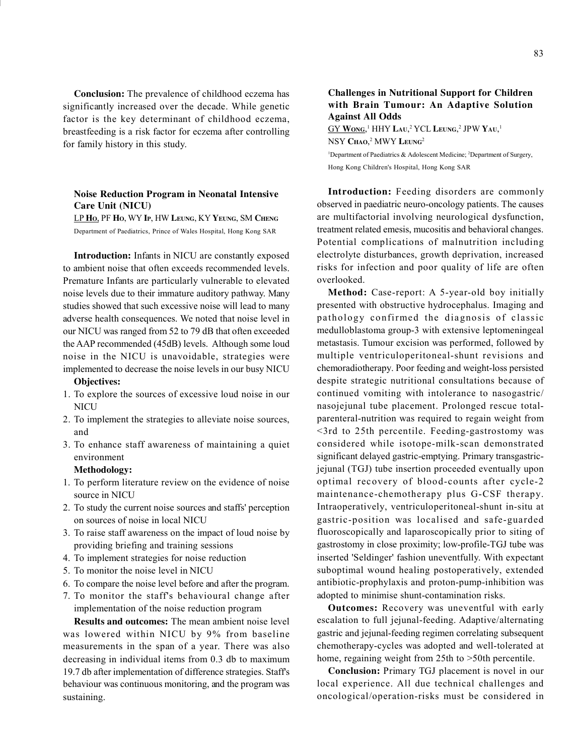**Conclusion:** The prevalence of childhood eczema has significantly increased over the decade. While genetic factor is the key determinant of childhood eczema, breastfeeding is a risk factor for eczema after controlling for family history in this study.

### Noise Reduction Program in Neonatal Intensive Care Unit (NICU)

LP **Ho**, PF **Ho**, WY **Ip**, HW **Leung**, KY **Yeung**, SM **Cheng**

Department of Paediatrics, Prince of Wales Hospital, Hong Kong SAR

**Introduction:** Infants in NICU are constantly exposed to ambient noise that often exceeds recommended levels. Premature Infants are particularly vulnerable to elevated noise levels due to their immature auditory pathway. Many studies showed that such excessive noise will lead to many adverse health consequences. We noted that noise level in our NICU was ranged from 52 to 79 dB that often exceeded the AAP recommended (45dB) levels. Although some loud noise in the NICU is unavoidable, strategies were implemented to decrease the noise levels in our busy NICU

**Objectives:**

1. To explore the sources of excessive loud noise in our NICU
2. To implement the strategies to alleviate noise sources, and
3. To enhance staff awareness of maintaining a quiet environment

**Methodology:**

1. To perform literature review on the evidence of noise source in NICU
2. To study the current noise sources and staffs' perception on sources of noise in local NICU
3. To raise staff awareness on the impact of loud noise by providing briefing and training sessions
4. To implement strategies for noise reduction
5. To monitor the noise level in NICU
6. To compare the noise level before and after the program.
7. To monitor the staff's behavioural change after implementation of the noise reduction program

**Results and outcomes:** The mean ambient noise level was lowered within NICU by 9% from baseline measurements in the span of a year. There was also decreasing in individual items from 0.3 db to maximum 19.7 db after implementation of difference strategies. Staff's behaviour was continuous monitoring, and the program was sustaining.

### Challenges in Nutritional Support for Children with Brain Tumour: An Adaptive Solution Against All Odds

GY **Wong**,[1] HHY **Lau**,[2] YCL **Leung**,[2] JPW **Yau**,[1] NSY **Chao**,[2] MWY **Leung**[2]

[1]Department of Paediatrics & Adolescent Medicine; [2]Department of Surgery, Hong Kong Children's Hospital, Hong Kong SAR

**Introduction:** Feeding disorders are commonly observed in paediatric neuro-oncology patients. The causes are multifactorial involving neurological dysfunction, treatment related emesis, mucositis and behavioral changes. Potential complications of malnutrition including electrolyte disturbances, growth deprivation, increased risks for infection and poor quality of life are often overlooked.

**Method:** Case-report: A 5-year-old boy initially presented with obstructive hydrocephalus. Imaging and pathology confirmed the diagnosis of classic medulloblastoma group-3 with extensive leptomeningeal metastasis. Tumour excision was performed, followed by multiple ventriculoperitoneal-shunt revisions and chemoradiotherapy. Poor feeding and weight-loss persisted despite strategic nutritional consultations because of continued vomiting with intolerance to nasogastric/nasojejunal tube placement. Prolonged rescue total-parenteral-nutrition was required to regain weight from <3rd to 25th percentile. Feeding-gastrostomy was considered while isotope-milk-scan demonstrated significant delayed gastric-emptying. Primary transgastric-jejunal (TGJ) tube insertion proceeded eventually upon optimal recovery of blood-counts after cycle-2 maintenance-chemotherapy plus G-CSF therapy. Intraoperatively, ventriculoperitoneal-shunt in-situ at gastric-position was localised and safe-guarded fluoroscopically and laparoscopically prior to siting of gastrostomy in close proximity; low-profile-TGJ tube was inserted 'Seldinger' fashion uneventfully. With expectant suboptimal wound healing postoperatively, extended antibiotic-prophylaxis and proton-pump-inhibition was adopted to minimise shunt-contamination risks.

**Outcomes:** Recovery was uneventful with early escalation to full jejunal-feeding. Adaptive/alternating gastric and jejunal-feeding regimen correlating subsequent chemotherapy-cycles was adopted and well-tolerated at home, regaining weight from 25th to >50th percentile.

**Conclusion:** Primary TGJ placement is novel in our local experience. All due technical challenges and oncological/operation-risks must be considered in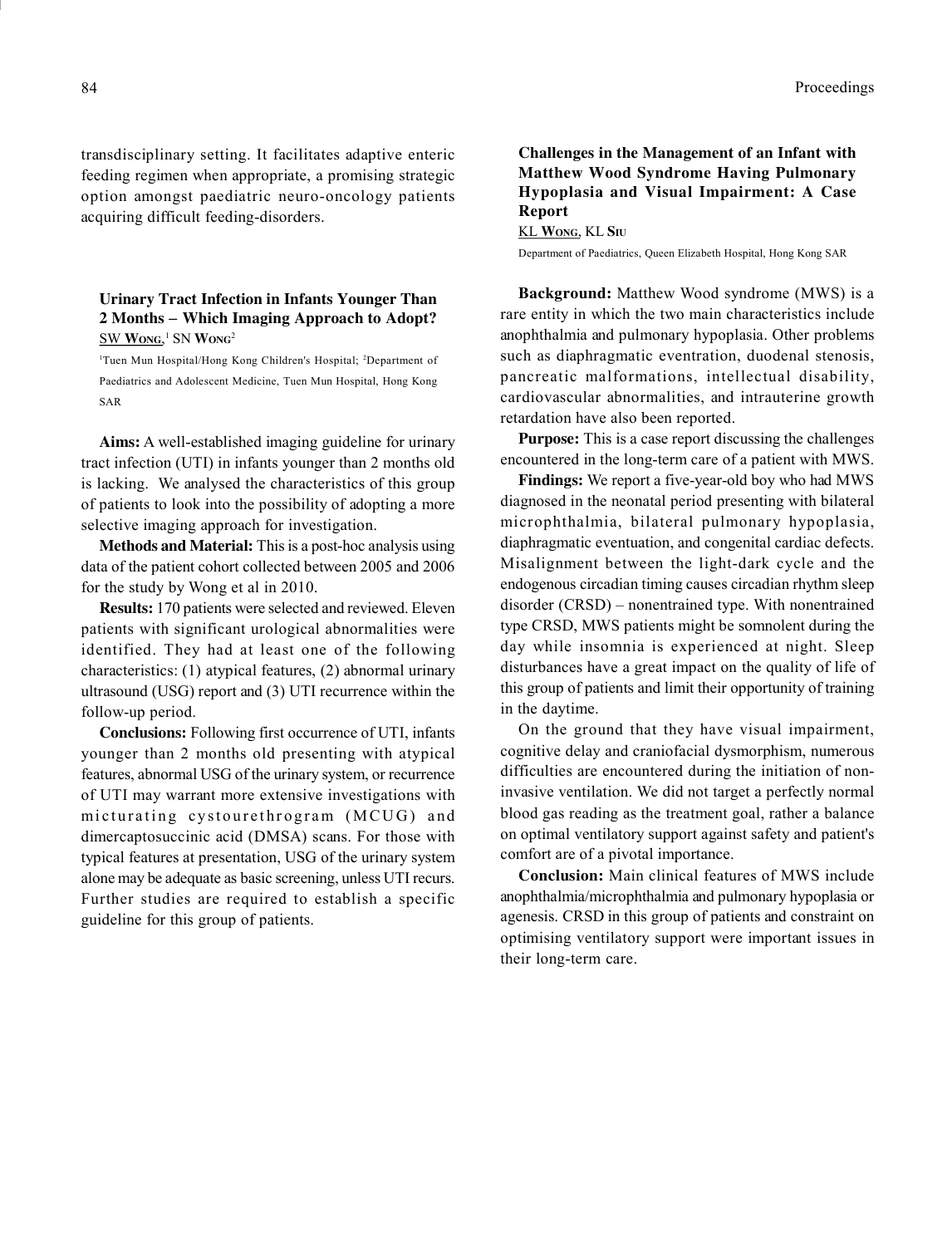transdisciplinary setting. It facilitates adaptive enteric feeding regimen when appropriate, a promising strategic option amongst paediatric neuro-oncology patients acquiring difficult feeding-disorders.

### Urinary Tract Infection in Infants Younger Than 2 Months – Which Imaging Approach to Adopt?

SW Wong,[1] SN Wong[2]

[1]Tuen Mun Hospital/Hong Kong Children's Hospital; [2]Department of Paediatrics and Adolescent Medicine, Tuen Mun Hospital, Hong Kong SAR

**Aims:** A well-established imaging guideline for urinary tract infection (UTI) in infants younger than 2 months old is lacking. We analysed the characteristics of this group of patients to look into the possibility of adopting a more selective imaging approach for investigation.

**Methods and Material:** This is a post-hoc analysis using data of the patient cohort collected between 2005 and 2006 for the study by Wong et al in 2010.

**Results:** 170 patients were selected and reviewed. Eleven patients with significant urological abnormalities were identified. They had at least one of the following characteristics: (1) atypical features, (2) abnormal urinary ultrasound (USG) report and (3) UTI recurrence within the follow-up period.

**Conclusions:** Following first occurrence of UTI, infants younger than 2 months old presenting with atypical features, abnormal USG of the urinary system, or recurrence of UTI may warrant more extensive investigations with micturating cystourethrogram (MCUG) and dimercaptosuccinic acid (DMSA) scans. For those with typical features at presentation, USG of the urinary system alone may be adequate as basic screening, unless UTI recurs. Further studies are required to establish a specific guideline for this group of patients.

### Challenges in the Management of an Infant with Matthew Wood Syndrome Having Pulmonary Hypoplasia and Visual Impairment: A Case Report

KL Wong, KL Siu

Department of Paediatrics, Queen Elizabeth Hospital, Hong Kong SAR

**Background:** Matthew Wood syndrome (MWS) is a rare entity in which the two main characteristics include anophthalmia and pulmonary hypoplasia. Other problems such as diaphragmatic eventration, duodenal stenosis, pancreatic malformations, intellectual disability, cardiovascular abnormalities, and intrauterine growth retardation have also been reported.

**Purpose:** This is a case report discussing the challenges encountered in the long-term care of a patient with MWS.

**Findings:** We report a five-year-old boy who had MWS diagnosed in the neonatal period presenting with bilateral microphthalmia, bilateral pulmonary hypoplasia, diaphragmatic eventuation, and congenital cardiac defects. Misalignment between the light-dark cycle and the endogenous circadian timing causes circadian rhythm sleep disorder (CRSD) – nonentrained type. With nonentrained type CRSD, MWS patients might be somnolent during the day while insomnia is experienced at night. Sleep disturbances have a great impact on the quality of life of this group of patients and limit their opportunity of training in the daytime.

On the ground that they have visual impairment, cognitive delay and craniofacial dysmorphism, numerous difficulties are encountered during the initiation of non-invasive ventilation. We did not target a perfectly normal blood gas reading as the treatment goal, rather a balance on optimal ventilatory support against safety and patient's comfort are of a pivotal importance.

**Conclusion:** Main clinical features of MWS include anophthalmia/microphthalmia and pulmonary hypoplasia or agenesis. CRSD in this group of patients and constraint on optimising ventilatory support were important issues in their long-term care.